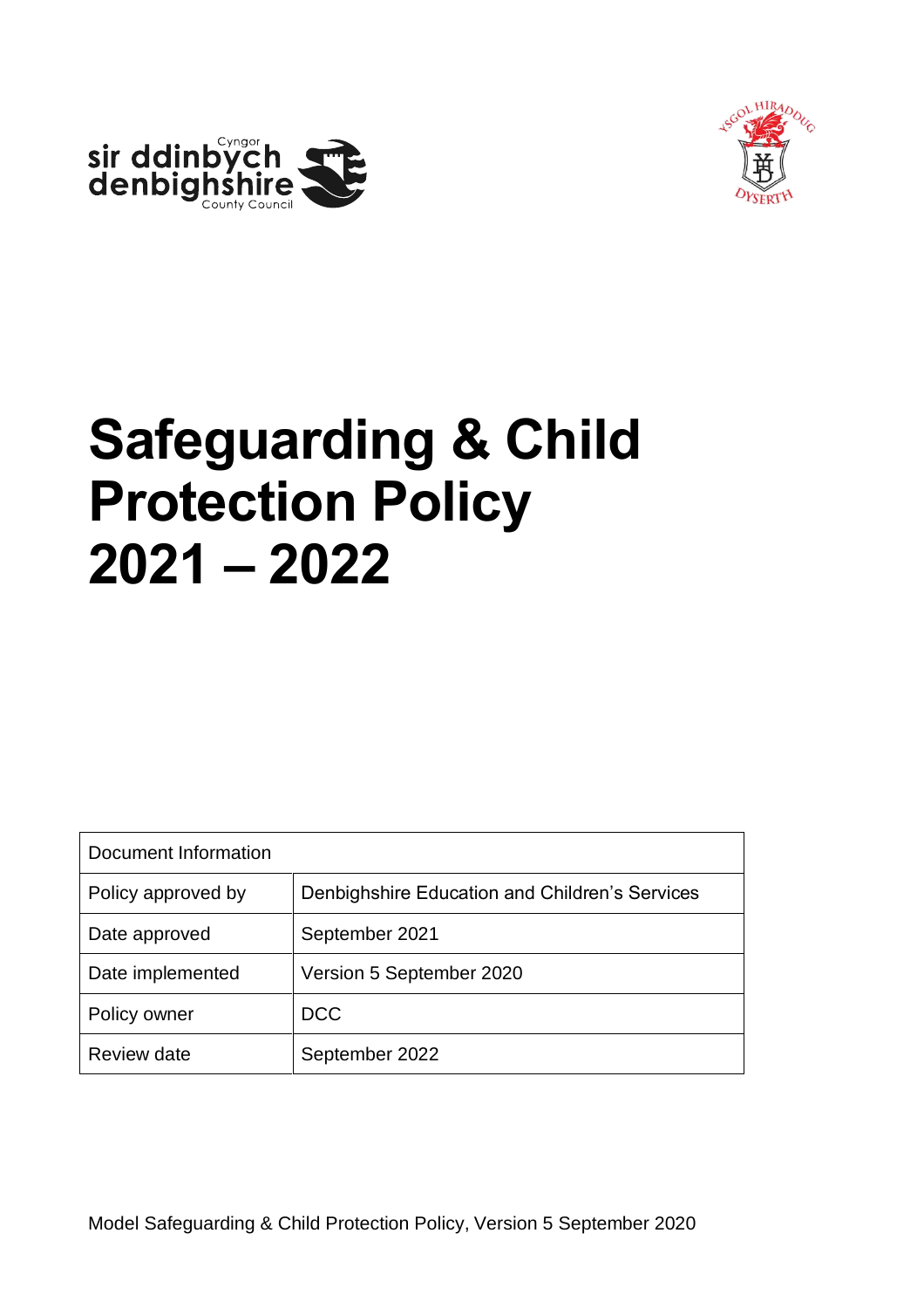# Safeguarding & Child Protection Policy 2021 – 2022

| Document Information | |
|---|---|
| Policy approved by | Denbighshire Education and Children's Services |
| Date approved | September 2021 |
| Date implemented | Version 5 September 2020 |
| Policy owner | DCC |
| Review date | September 2022 |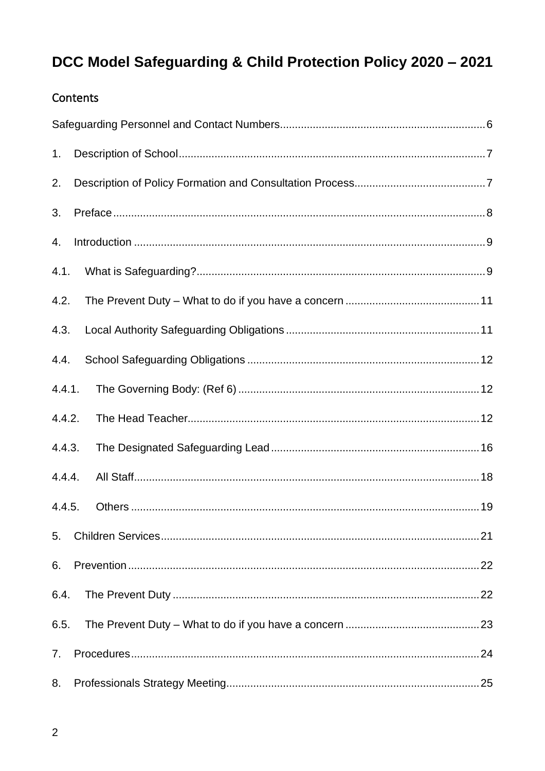# DCC Model Safeguarding & Child Protection Policy 2020 – 2021

## Contents

Safeguarding Personnel and Contact Numbers....................................................................6

1. Description of School......................................................................................................7

2. Description of Policy Formation and Consultation Process............................................7

3. Preface............................................................................................................................8

4. Introduction .....................................................................................................................9

4.1. What is Safeguarding?................................................................................................9

4.2. The Prevent Duty – What to do if you have a concern .............................................11

4.3. Local Authority Safeguarding Obligations .................................................................11

4.4. School Safeguarding Obligations ..............................................................................12

4.4.1. The Governing Body: (Ref 6) .................................................................................12

4.4.2. The Head Teacher..................................................................................................12

4.4.3. The Designated Safeguarding Lead ......................................................................16

4.4.4. All Staff...................................................................................................................18

4.4.5. Others ....................................................................................................................19

5. Children Services...........................................................................................................21

6. Prevention......................................................................................................................22

6.4. The Prevent Duty .......................................................................................................22

6.5. The Prevent Duty – What to do if you have a concern .............................................23

7. Procedures.....................................................................................................................24

8. Professionals Strategy Meeting.....................................................................................25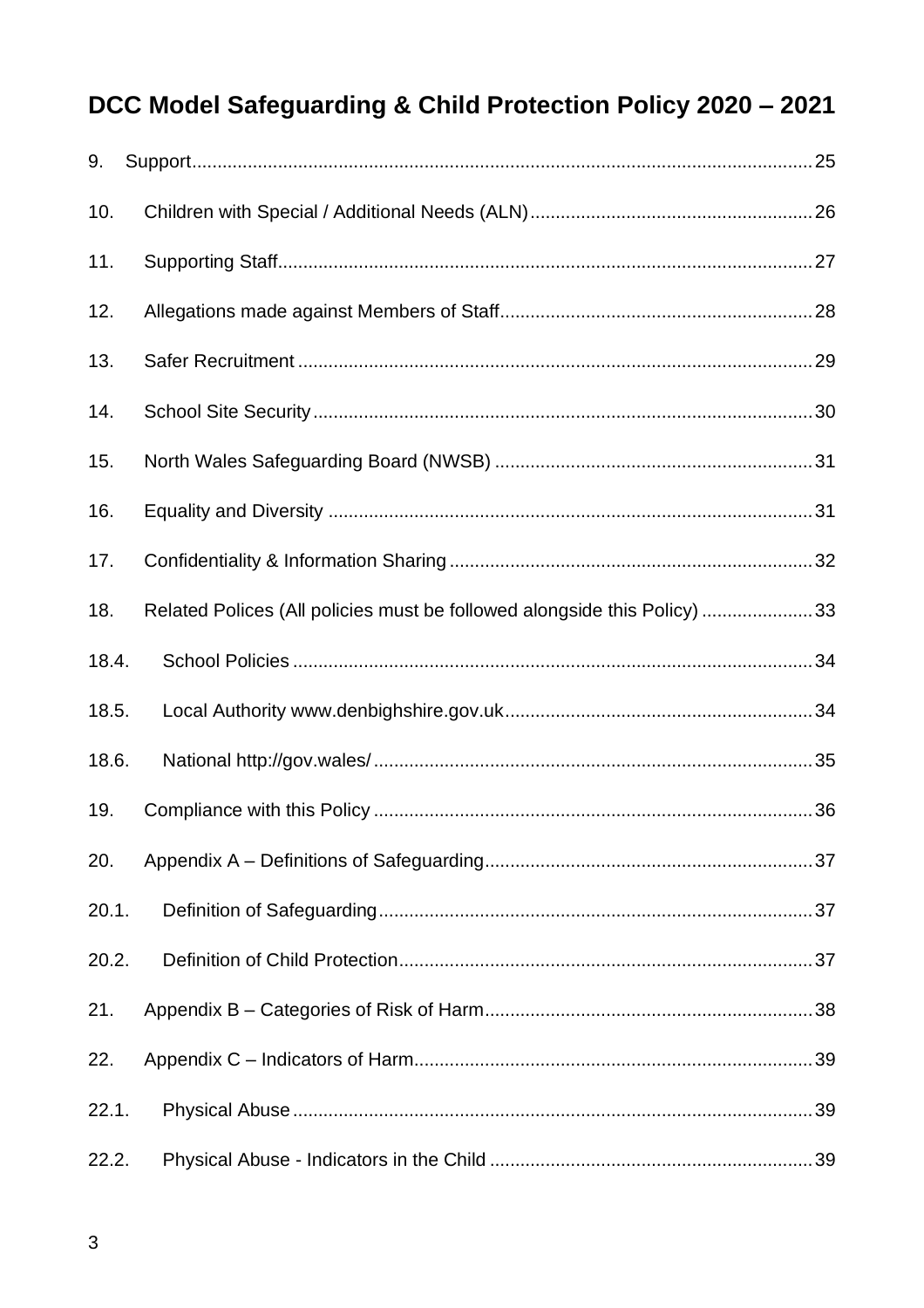# DCC Model Safeguarding & Child Protection Policy 2020 – 2021

9. Support........................................................................................................................25

10. Children with Special / Additional Needs (ALN)........................................................26

11. Supporting Staff.........................................................................................................27

12. Allegations made against Members of Staff.............................................................28

13. Safer Recruitment .....................................................................................................29

14. School Site Security..................................................................................................30

15. North Wales Safeguarding Board (NWSB) ..............................................................31

16. Equality and Diversity ...............................................................................................31

17. Confidentiality & Information Sharing .......................................................................32

18. Related Polices (All policies must be followed alongside this Policy) ......................33

18.4. School Policies ......................................................................................................34

18.5. Local Authority www.denbighshire.gov.uk.............................................................34

18.6. National http://gov.wales/ ......................................................................................35

19. Compliance with this Policy ......................................................................................36

20. Appendix A – Definitions of Safeguarding.................................................................37

20.1. Definition of Safeguarding......................................................................................37

20.2. Definition of Child Protection..................................................................................37

21. Appendix B – Categories of Risk of Harm.................................................................38

22. Appendix C – Indicators of Harm..............................................................................39

22.1. Physical Abuse......................................................................................................39

22.2. Physical Abuse - Indicators in the Child ................................................................39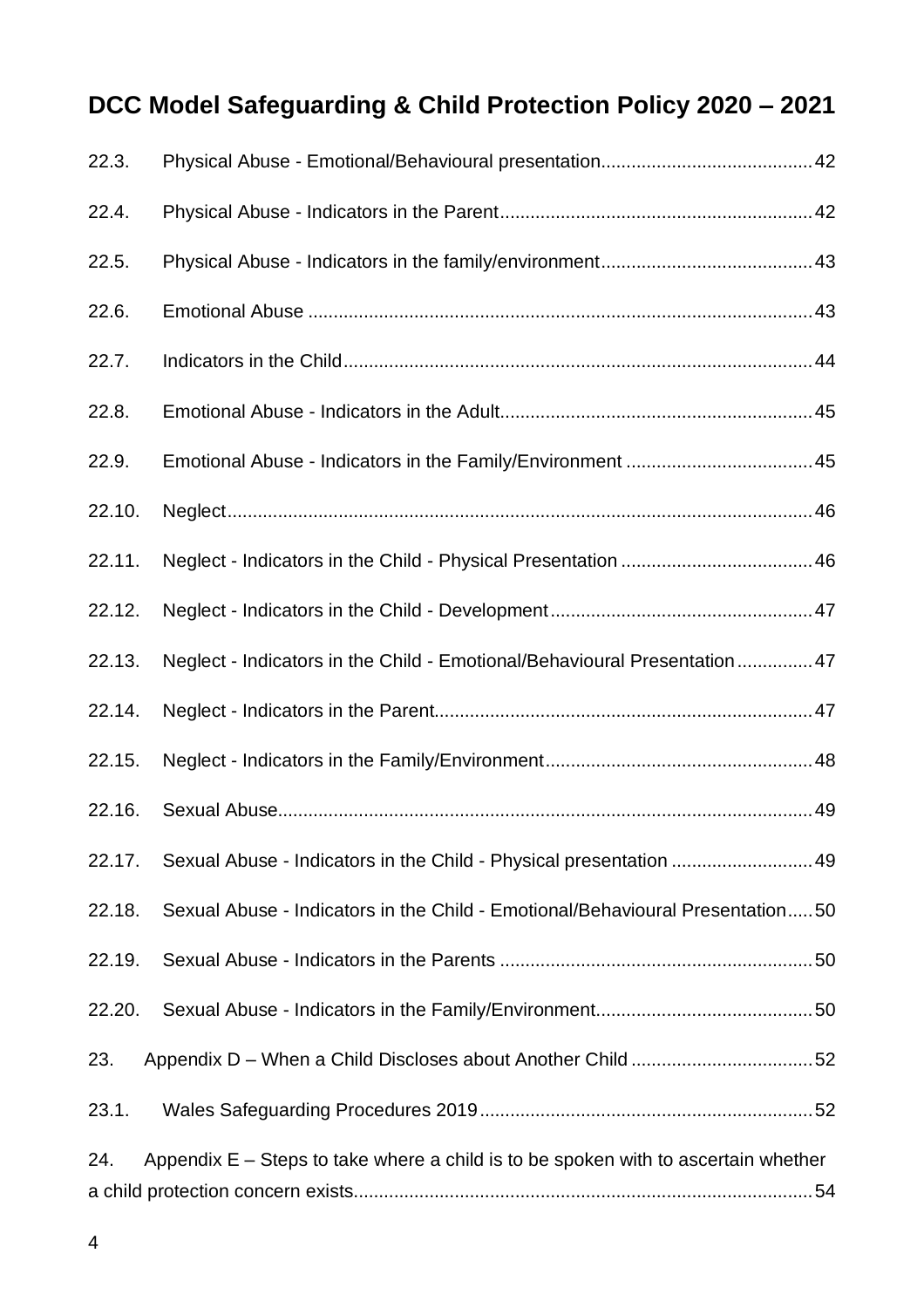# DCC Model Safeguarding & Child Protection Policy 2020 – 2021

22.3. Physical Abuse - Emotional/Behavioural presentation.........................................42

22.4. Physical Abuse - Indicators in the Parent.............................................................42

22.5. Physical Abuse - Indicators in the family/environment.........................................43

22.6. Emotional Abuse ..................................................................................................43

22.7. Indicators in the Child............................................................................................44

22.8. Emotional Abuse - Indicators in the Adult.............................................................45

22.9. Emotional Abuse - Indicators in the Family/Environment ....................................45

22.10. Neglect..................................................................................................................46

22.11. Neglect - Indicators in the Child - Physical Presentation ......................................46

22.12. Neglect - Indicators in the Child - Development...................................................47

22.13. Neglect - Indicators in the Child - Emotional/Behavioural Presentation...............47

22.14. Neglect - Indicators in the Parent..........................................................................47

22.15. Neglect - Indicators in the Family/Environment....................................................48

22.16. Sexual Abuse.........................................................................................................49

22.17. Sexual Abuse - Indicators in the Child - Physical presentation ............................49

22.18. Sexual Abuse - Indicators in the Child - Emotional/Behavioural Presentation.....50

22.19. Sexual Abuse - Indicators in the Parents .............................................................50

22.20. Sexual Abuse - Indicators in the Family/Environment..........................................50

23. Appendix D – When a Child Discloses about Another Child ...................................52

23.1. Wales Safeguarding Procedures 2019.................................................................52

24. Appendix E – Steps to take where a child is to be spoken with to ascertain whether a child protection concern exists..........................................................................................54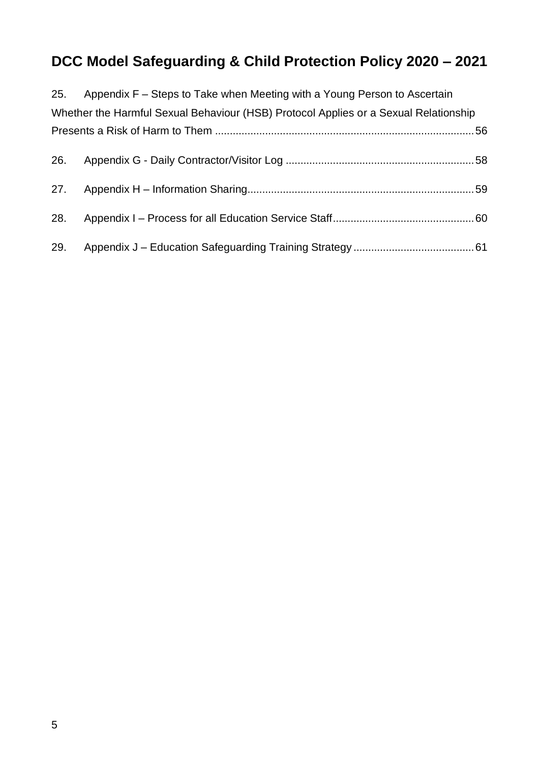# DCC Model Safeguarding & Child Protection Policy 2020 – 2021

25. Appendix F – Steps to Take when Meeting with a Young Person to Ascertain Whether the Harmful Sexual Behaviour (HSB) Protocol Applies or a Sexual Relationship Presents a Risk of Harm to Them ........................................................................................ 56

26. Appendix G - Daily Contractor/Visitor Log ............................................................... 58

27. Appendix H – Information Sharing............................................................................ 59

28. Appendix I – Process for all Education Service Staff............................................... 60

29. Appendix J – Education Safeguarding Training Strategy ......................................... 61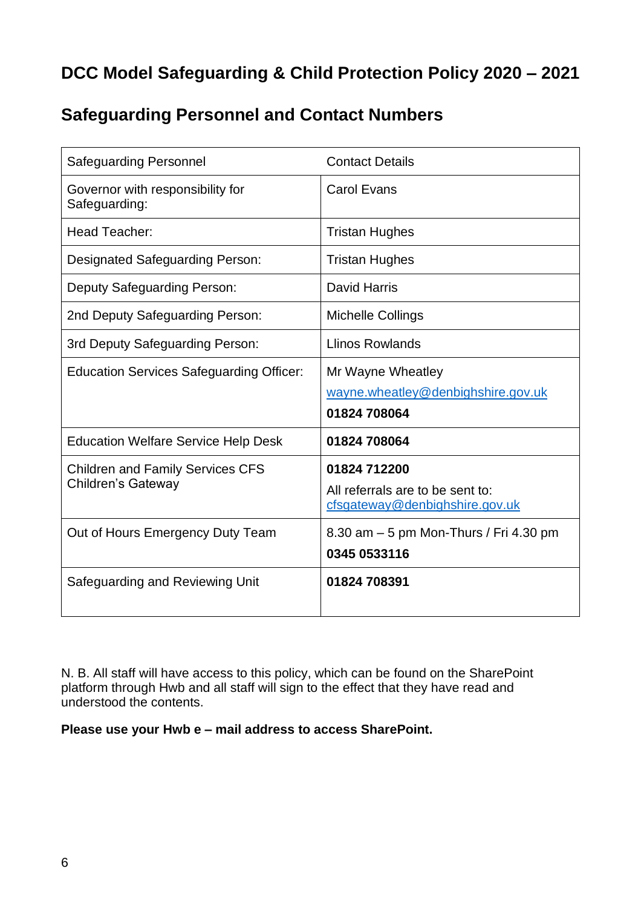# DCC Model Safeguarding & Child Protection Policy 2020 – 2021

## Safeguarding Personnel and Contact Numbers

| Safeguarding Personnel | Contact Details |
|---|---|
| Governor with responsibility for Safeguarding: | Carol Evans |
| Head Teacher: | Tristan Hughes |
| Designated Safeguarding Person: | Tristan Hughes |
| Deputy Safeguarding Person: | David Harris |
| 2nd Deputy Safeguarding Person: | Michelle Collings |
| 3rd Deputy Safeguarding Person: | Llinos Rowlands |
| Education Services Safeguarding Officer: | Mr Wayne Wheatley<br>wayne.wheatley@denbighshire.gov.uk<br>**01824 708064** |
| Education Welfare Service Help Desk | **01824 708064** |
| Children and Family Services CFS Children's Gateway | **01824 712200**<br>All referrals are to be sent to: cfsgateway@denbighshire.gov.uk |
| Out of Hours Emergency Duty Team | 8.30 am – 5 pm Mon-Thurs / Fri 4.30 pm<br>**0345 0533116** |
| Safeguarding and Reviewing Unit | **01824 708391** |

N. B. All staff will have access to this policy, which can be found on the SharePoint platform through Hwb and all staff will sign to the effect that they have read and understood the contents.

**Please use your Hwb e – mail address to access SharePoint.**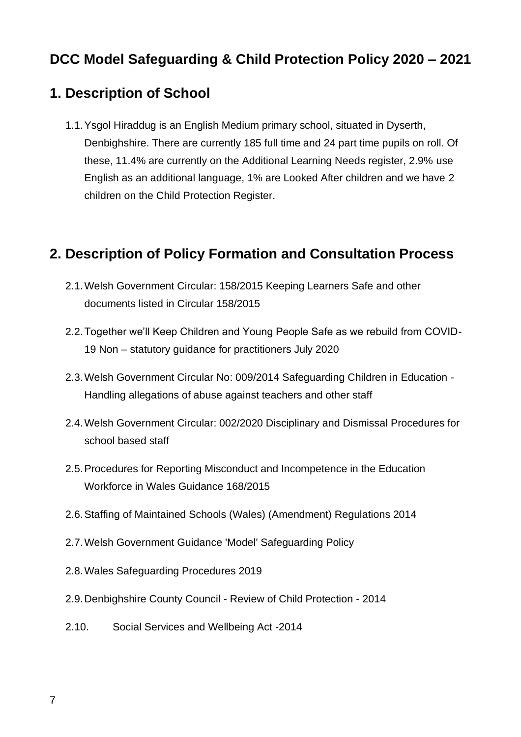# DCC Model Safeguarding & Child Protection Policy 2020 – 2021

## 1. Description of School

1.1. Ysgol Hiraddug is an English Medium primary school, situated in Dyserth, Denbighshire. There are currently 185 full time and 24 part time pupils on roll. Of these, 11.4% are currently on the Additional Learning Needs register, 2.9% use English as an additional language, 1% are Looked After children and we have 2 children on the Child Protection Register.

## 2. Description of Policy Formation and Consultation Process

2.1. Welsh Government Circular: 158/2015 Keeping Learners Safe and other documents listed in Circular 158/2015

2.2. Together we'll Keep Children and Young People Safe as we rebuild from COVID-19 Non – statutory guidance for practitioners July 2020

2.3. Welsh Government Circular No: 009/2014 Safeguarding Children in Education - Handling allegations of abuse against teachers and other staff

2.4. Welsh Government Circular: 002/2020 Disciplinary and Dismissal Procedures for school based staff

2.5. Procedures for Reporting Misconduct and Incompetence in the Education Workforce in Wales Guidance 168/2015

2.6. Staffing of Maintained Schools (Wales) (Amendment) Regulations 2014

2.7. Welsh Government Guidance 'Model' Safeguarding Policy

2.8. Wales Safeguarding Procedures 2019

2.9. Denbighshire County Council - Review of Child Protection - 2014

2.10. Social Services and Wellbeing Act -2014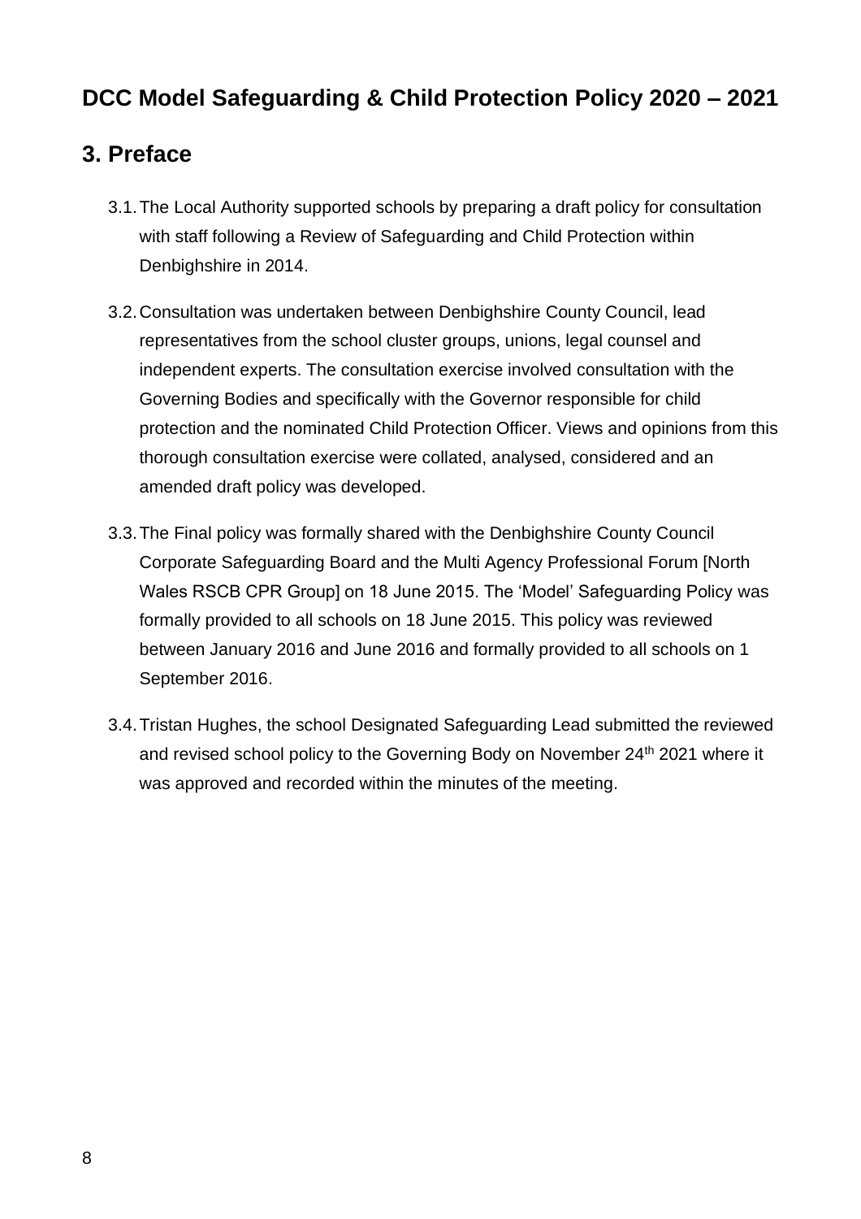# DCC Model Safeguarding & Child Protection Policy 2020 – 2021

## 3. Preface

3.1. The Local Authority supported schools by preparing a draft policy for consultation with staff following a Review of Safeguarding and Child Protection within Denbighshire in 2014.

3.2. Consultation was undertaken between Denbighshire County Council, lead representatives from the school cluster groups, unions, legal counsel and independent experts. The consultation exercise involved consultation with the Governing Bodies and specifically with the Governor responsible for child protection and the nominated Child Protection Officer. Views and opinions from this thorough consultation exercise were collated, analysed, considered and an amended draft policy was developed.

3.3. The Final policy was formally shared with the Denbighshire County Council Corporate Safeguarding Board and the Multi Agency Professional Forum [North Wales RSCB CPR Group] on 18 June 2015. The 'Model' Safeguarding Policy was formally provided to all schools on 18 June 2015. This policy was reviewed between January 2016 and June 2016 and formally provided to all schools on 1 September 2016.

3.4. Tristan Hughes, the school Designated Safeguarding Lead submitted the reviewed and revised school policy to the Governing Body on November 24th 2021 where it was approved and recorded within the minutes of the meeting.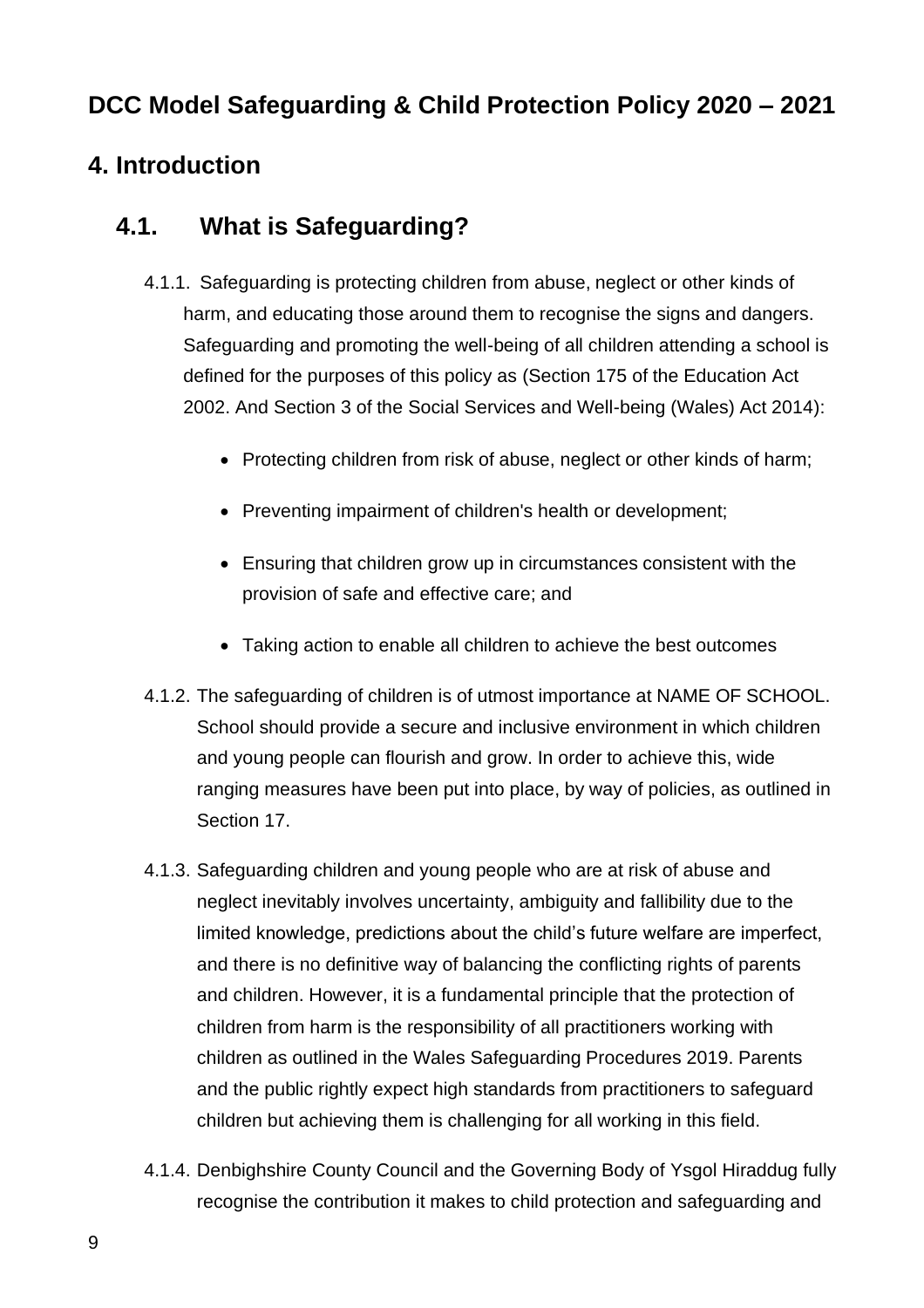## DCC Model Safeguarding & Child Protection Policy 2020 – 2021

## 4. Introduction

### 4.1. What is Safeguarding?

4.1.1. Safeguarding is protecting children from abuse, neglect or other kinds of harm, and educating those around them to recognise the signs and dangers. Safeguarding and promoting the well-being of all children attending a school is defined for the purposes of this policy as (Section 175 of the Education Act 2002. And Section 3 of the Social Services and Well-being (Wales) Act 2014):

- Protecting children from risk of abuse, neglect or other kinds of harm;
- Preventing impairment of children's health or development;
- Ensuring that children grow up in circumstances consistent with the provision of safe and effective care; and
- Taking action to enable all children to achieve the best outcomes

4.1.2. The safeguarding of children is of utmost importance at NAME OF SCHOOL. School should provide a secure and inclusive environment in which children and young people can flourish and grow. In order to achieve this, wide ranging measures have been put into place, by way of policies, as outlined in Section 17.

4.1.3. Safeguarding children and young people who are at risk of abuse and neglect inevitably involves uncertainty, ambiguity and fallibility due to the limited knowledge, predictions about the child's future welfare are imperfect, and there is no definitive way of balancing the conflicting rights of parents and children. However, it is a fundamental principle that the protection of children from harm is the responsibility of all practitioners working with children as outlined in the Wales Safeguarding Procedures 2019. Parents and the public rightly expect high standards from practitioners to safeguard children but achieving them is challenging for all working in this field.

4.1.4. Denbighshire County Council and the Governing Body of Ysgol Hiraddug fully recognise the contribution it makes to child protection and safeguarding and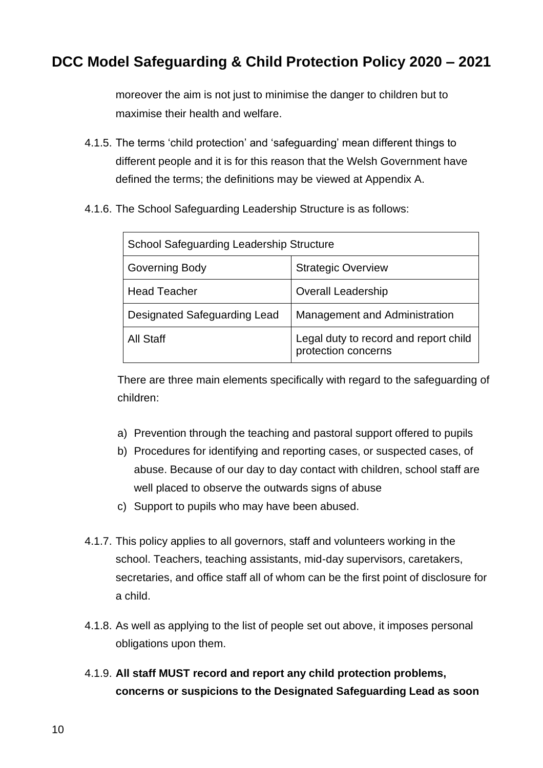moreover the aim is not just to minimise the danger to children but to maximise their health and welfare.

4.1.5. The terms 'child protection' and 'safeguarding' mean different things to different people and it is for this reason that the Welsh Government have defined the terms; the definitions may be viewed at Appendix A.

4.1.6. The School Safeguarding Leadership Structure is as follows:

| School Safeguarding Leadership Structure | |
|---|---|
| Governing Body | Strategic Overview |
| Head Teacher | Overall Leadership |
| Designated Safeguarding Lead | Management and Administration |
| All Staff | Legal duty to record and report child protection concerns |

There are three main elements specifically with regard to the safeguarding of children:

a) Prevention through the teaching and pastoral support offered to pupils
b) Procedures for identifying and reporting cases, or suspected cases, of abuse. Because of our day to day contact with children, school staff are well placed to observe the outwards signs of abuse
c) Support to pupils who may have been abused.

4.1.7. This policy applies to all governors, staff and volunteers working in the school. Teachers, teaching assistants, mid-day supervisors, caretakers, secretaries, and office staff all of whom can be the first point of disclosure for a child.

4.1.8. As well as applying to the list of people set out above, it imposes personal obligations upon them.

4.1.9. **All staff MUST record and report any child protection problems, concerns or suspicions to the Designated Safeguarding Lead as soon**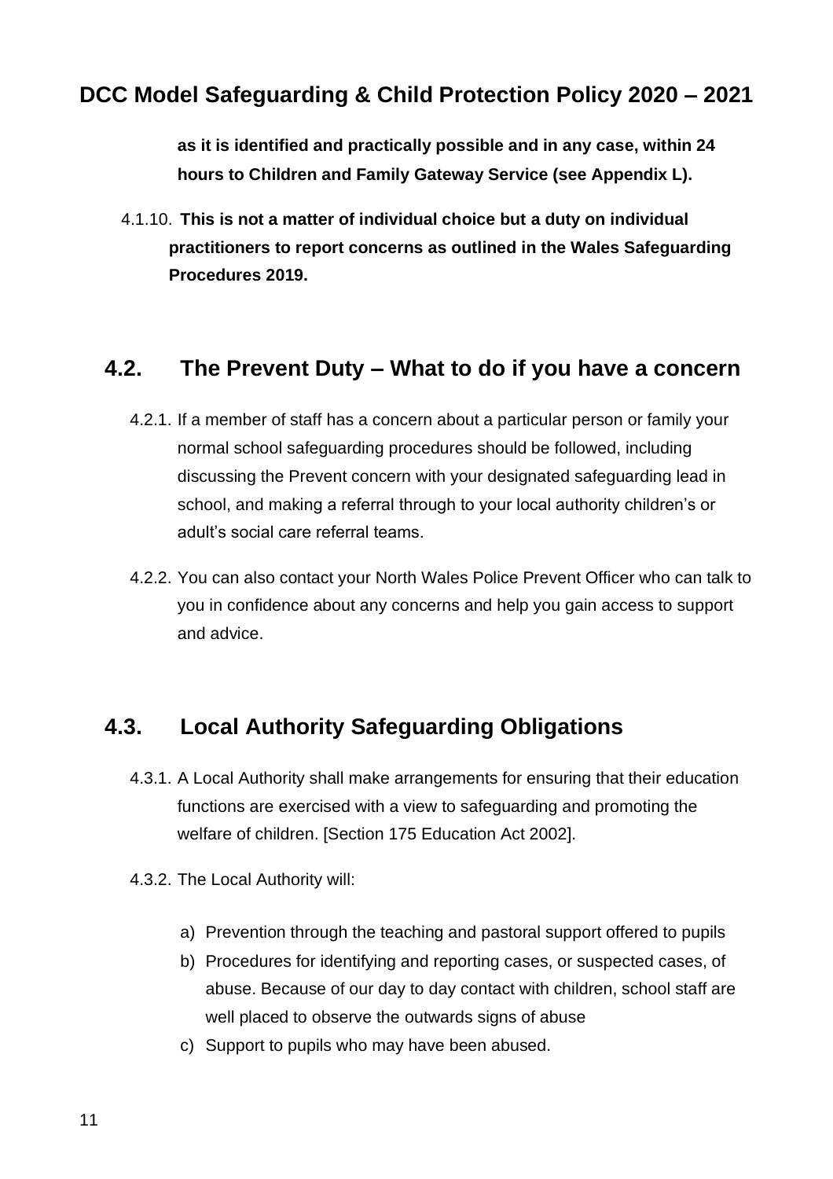**as it is identified and practically possible and in any case, within 24 hours to Children and Family Gateway Service (see Appendix L).**

4.1.10. **This is not a matter of individual choice but a duty on individual practitioners to report concerns as outlined in the Wales Safeguarding Procedures 2019.**

## 4.2. The Prevent Duty – What to do if you have a concern

4.2.1. If a member of staff has a concern about a particular person or family your normal school safeguarding procedures should be followed, including discussing the Prevent concern with your designated safeguarding lead in school, and making a referral through to your local authority children's or adult's social care referral teams.

4.2.2. You can also contact your North Wales Police Prevent Officer who can talk to you in confidence about any concerns and help you gain access to support and advice.

## 4.3. Local Authority Safeguarding Obligations

4.3.1. A Local Authority shall make arrangements for ensuring that their education functions are exercised with a view to safeguarding and promoting the welfare of children. [Section 175 Education Act 2002].

4.3.2. The Local Authority will:

a) Prevention through the teaching and pastoral support offered to pupils
b) Procedures for identifying and reporting cases, or suspected cases, of abuse. Because of our day to day contact with children, school staff are well placed to observe the outwards signs of abuse
c) Support to pupils who may have been abused.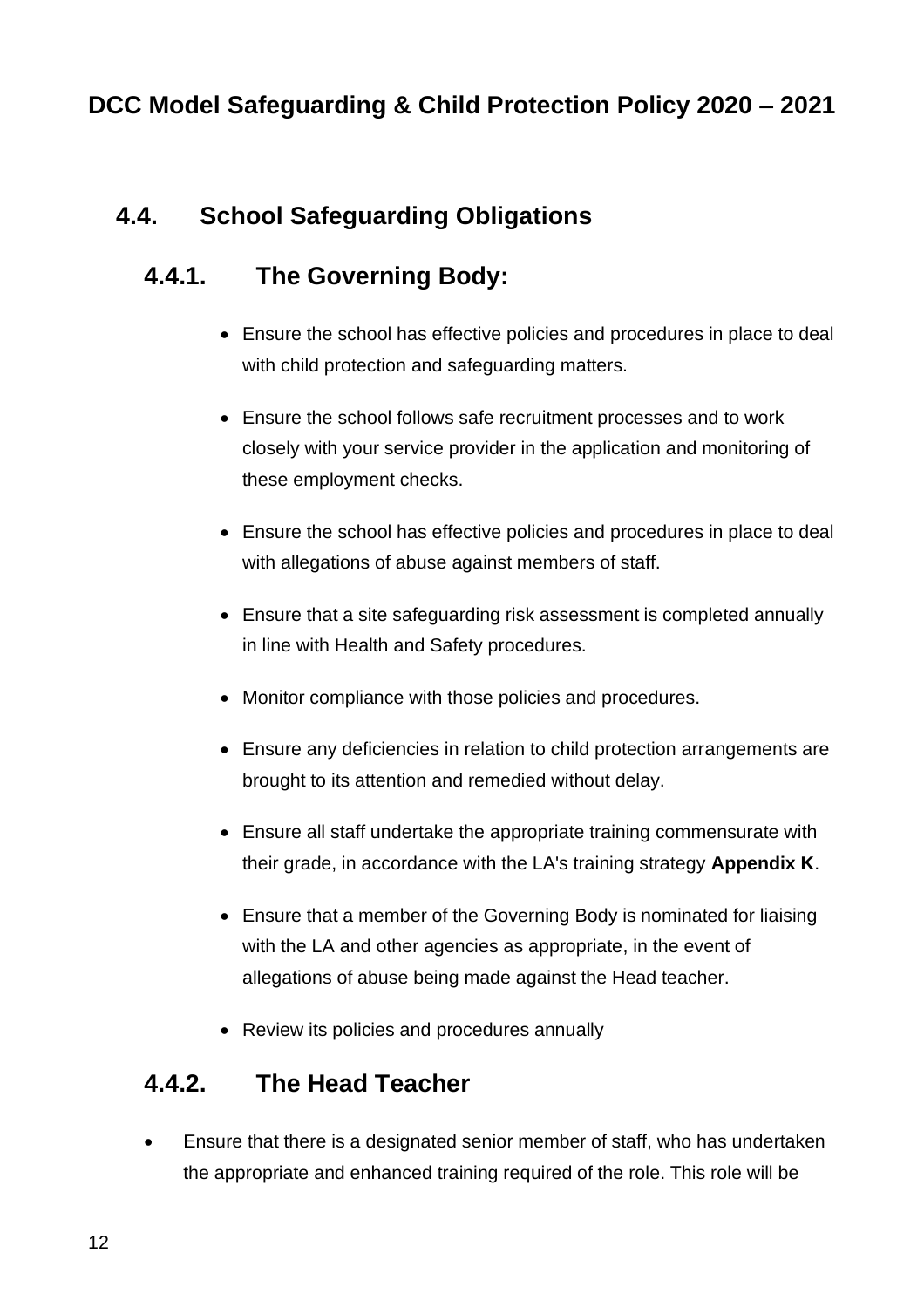## 4.4. School Safeguarding Obligations

### 4.4.1. The Governing Body:

- Ensure the school has effective policies and procedures in place to deal with child protection and safeguarding matters.
- Ensure the school follows safe recruitment processes and to work closely with your service provider in the application and monitoring of these employment checks.
- Ensure the school has effective policies and procedures in place to deal with allegations of abuse against members of staff.
- Ensure that a site safeguarding risk assessment is completed annually in line with Health and Safety procedures.
- Monitor compliance with those policies and procedures.
- Ensure any deficiencies in relation to child protection arrangements are brought to its attention and remedied without delay.
- Ensure all staff undertake the appropriate training commensurate with their grade, in accordance with the LA's training strategy **Appendix K**.
- Ensure that a member of the Governing Body is nominated for liaising with the LA and other agencies as appropriate, in the event of allegations of abuse being made against the Head teacher.
- Review its policies and procedures annually

### 4.4.2. The Head Teacher

- Ensure that there is a designated senior member of staff, who has undertaken the appropriate and enhanced training required of the role. This role will be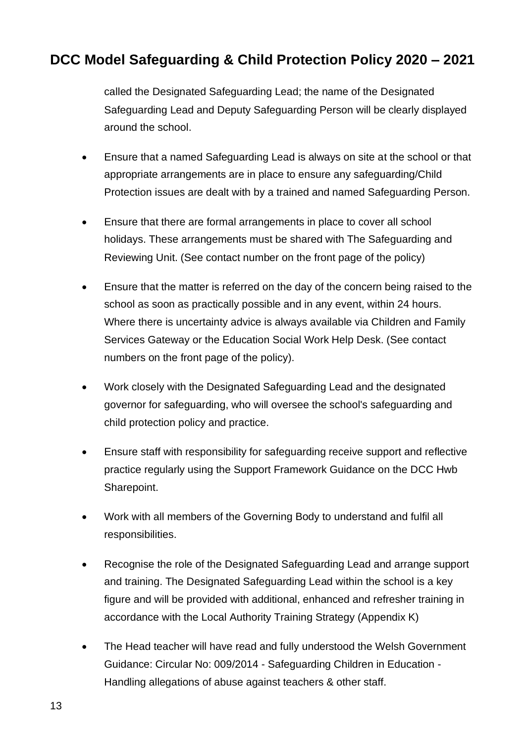called the Designated Safeguarding Lead; the name of the Designated Safeguarding Lead and Deputy Safeguarding Person will be clearly displayed around the school.

- Ensure that a named Safeguarding Lead is always on site at the school or that appropriate arrangements are in place to ensure any safeguarding/Child Protection issues are dealt with by a trained and named Safeguarding Person.

- Ensure that there are formal arrangements in place to cover all school holidays. These arrangements must be shared with The Safeguarding and Reviewing Unit. (See contact number on the front page of the policy)

- Ensure that the matter is referred on the day of the concern being raised to the school as soon as practically possible and in any event, within 24 hours. Where there is uncertainty advice is always available via Children and Family Services Gateway or the Education Social Work Help Desk. (See contact numbers on the front page of the policy).

- Work closely with the Designated Safeguarding Lead and the designated governor for safeguarding, who will oversee the school's safeguarding and child protection policy and practice.

- Ensure staff with responsibility for safeguarding receive support and reflective practice regularly using the Support Framework Guidance on the DCC Hwb Sharepoint.

- Work with all members of the Governing Body to understand and fulfil all responsibilities.

- Recognise the role of the Designated Safeguarding Lead and arrange support and training. The Designated Safeguarding Lead within the school is a key figure and will be provided with additional, enhanced and refresher training in accordance with the Local Authority Training Strategy (Appendix K)

- The Head teacher will have read and fully understood the Welsh Government Guidance: Circular No: 009/2014 - Safeguarding Children in Education - Handling allegations of abuse against teachers & other staff.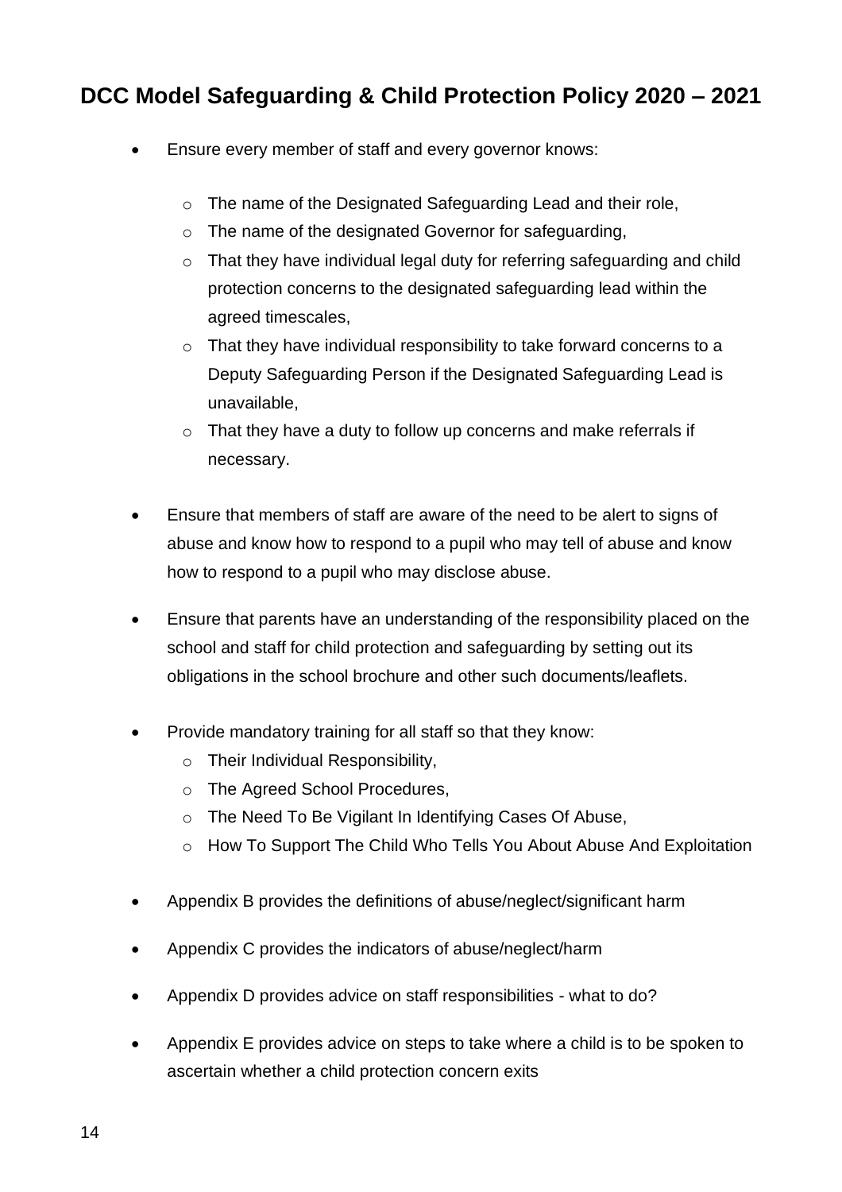- Ensure every member of staff and every governor knows:
  - The name of the Designated Safeguarding Lead and their role,
  - The name of the designated Governor for safeguarding,
  - That they have individual legal duty for referring safeguarding and child protection concerns to the designated safeguarding lead within the agreed timescales,
  - That they have individual responsibility to take forward concerns to a Deputy Safeguarding Person if the Designated Safeguarding Lead is unavailable,
  - That they have a duty to follow up concerns and make referrals if necessary.

- Ensure that members of staff are aware of the need to be alert to signs of abuse and know how to respond to a pupil who may tell of abuse and know how to respond to a pupil who may disclose abuse.

- Ensure that parents have an understanding of the responsibility placed on the school and staff for child protection and safeguarding by setting out its obligations in the school brochure and other such documents/leaflets.

- Provide mandatory training for all staff so that they know:
  - Their Individual Responsibility,
  - The Agreed School Procedures,
  - The Need To Be Vigilant In Identifying Cases Of Abuse,
  - How To Support The Child Who Tells You About Abuse And Exploitation

- Appendix B provides the definitions of abuse/neglect/significant harm

- Appendix C provides the indicators of abuse/neglect/harm

- Appendix D provides advice on staff responsibilities - what to do?

- Appendix E provides advice on steps to take where a child is to be spoken to ascertain whether a child protection concern exits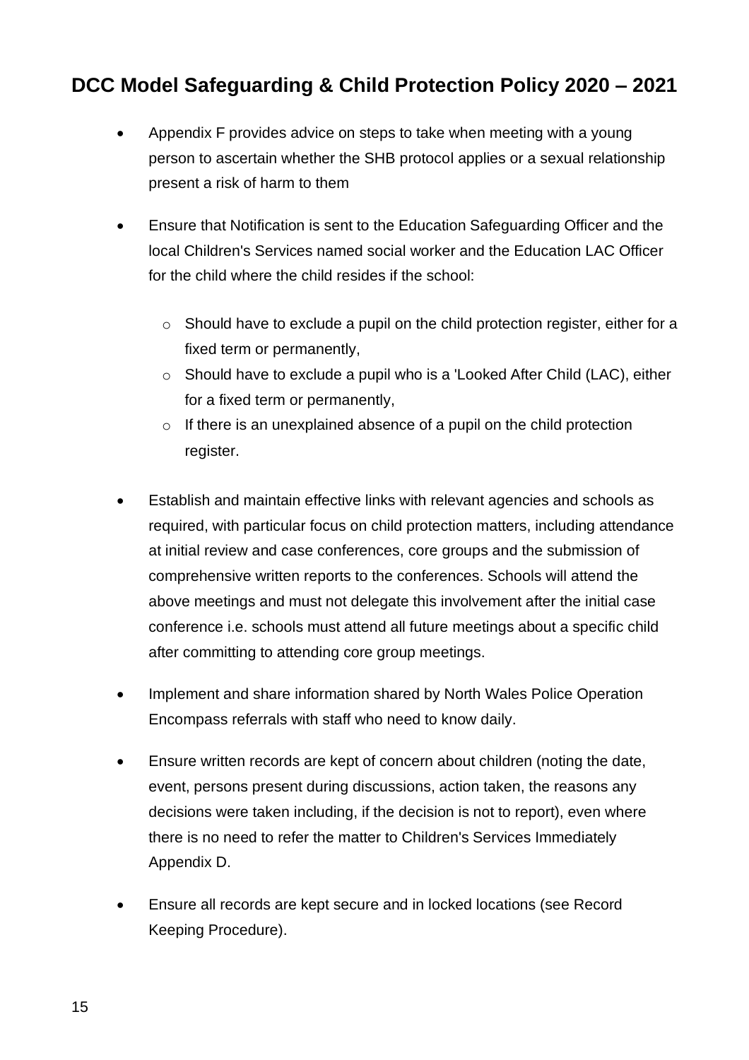- Appendix F provides advice on steps to take when meeting with a young person to ascertain whether the SHB protocol applies or a sexual relationship present a risk of harm to them

- Ensure that Notification is sent to the Education Safeguarding Officer and the local Children's Services named social worker and the Education LAC Officer for the child where the child resides if the school:

  - Should have to exclude a pupil on the child protection register, either for a fixed term or permanently,
  - Should have to exclude a pupil who is a 'Looked After Child (LAC), either for a fixed term or permanently,
  - If there is an unexplained absence of a pupil on the child protection register.

- Establish and maintain effective links with relevant agencies and schools as required, with particular focus on child protection matters, including attendance at initial review and case conferences, core groups and the submission of comprehensive written reports to the conferences. Schools will attend the above meetings and must not delegate this involvement after the initial case conference i.e. schools must attend all future meetings about a specific child after committing to attending core group meetings.

- Implement and share information shared by North Wales Police Operation Encompass referrals with staff who need to know daily.

- Ensure written records are kept of concern about children (noting the date, event, persons present during discussions, action taken, the reasons any decisions were taken including, if the decision is not to report), even where there is no need to refer the matter to Children's Services Immediately Appendix D.

- Ensure all records are kept secure and in locked locations (see Record Keeping Procedure).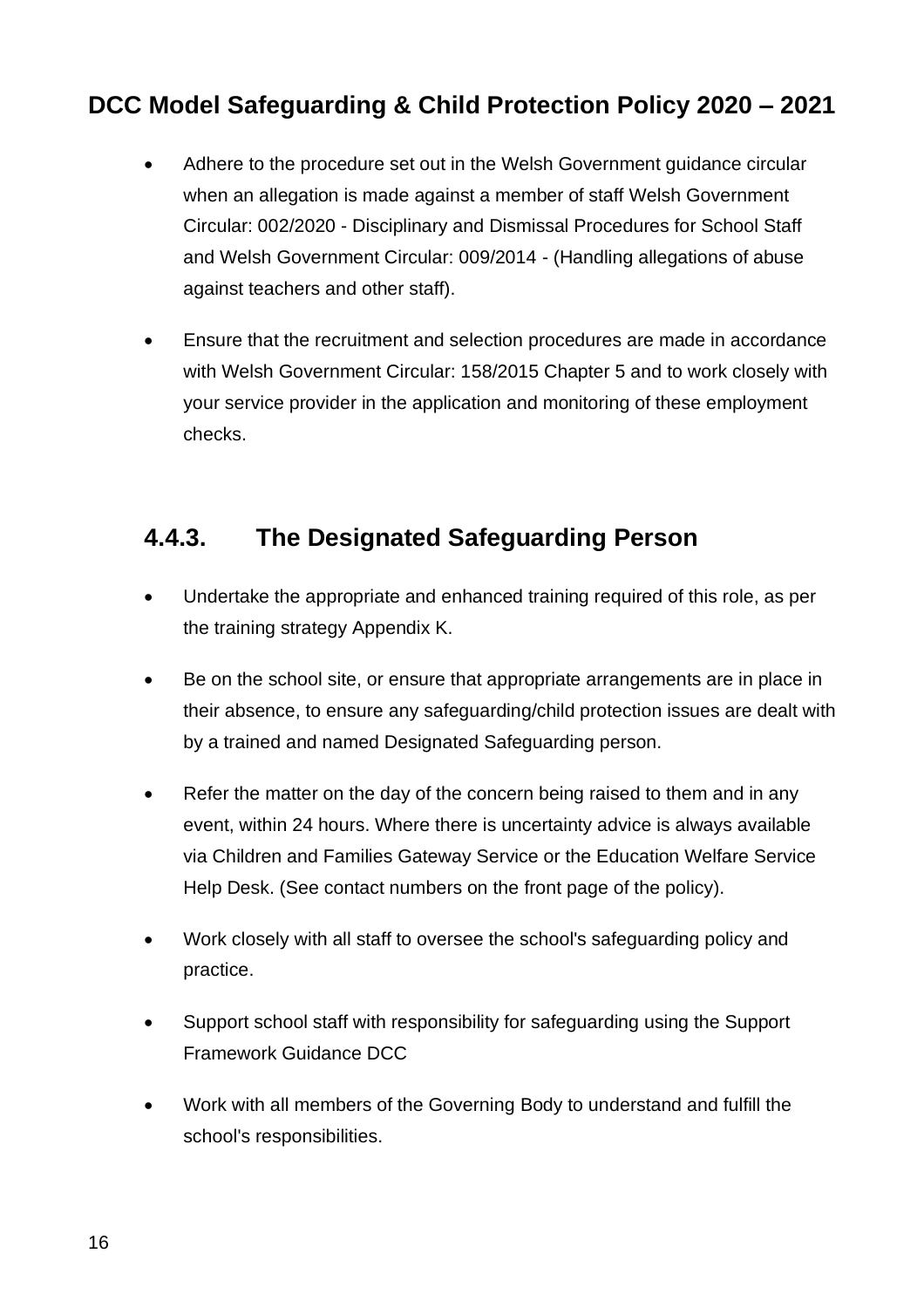- Adhere to the procedure set out in the Welsh Government guidance circular when an allegation is made against a member of staff Welsh Government Circular: 002/2020 - Disciplinary and Dismissal Procedures for School Staff and Welsh Government Circular: 009/2014 - (Handling allegations of abuse against teachers and other staff).
- Ensure that the recruitment and selection procedures are made in accordance with Welsh Government Circular: 158/2015 Chapter 5 and to work closely with your service provider in the application and monitoring of these employment checks.

### 4.4.3. The Designated Safeguarding Person

- Undertake the appropriate and enhanced training required of this role, as per the training strategy Appendix K.
- Be on the school site, or ensure that appropriate arrangements are in place in their absence, to ensure any safeguarding/child protection issues are dealt with by a trained and named Designated Safeguarding person.
- Refer the matter on the day of the concern being raised to them and in any event, within 24 hours. Where there is uncertainty advice is always available via Children and Families Gateway Service or the Education Welfare Service Help Desk. (See contact numbers on the front page of the policy).
- Work closely with all staff to oversee the school's safeguarding policy and practice.
- Support school staff with responsibility for safeguarding using the Support Framework Guidance DCC
- Work with all members of the Governing Body to understand and fulfill the school's responsibilities.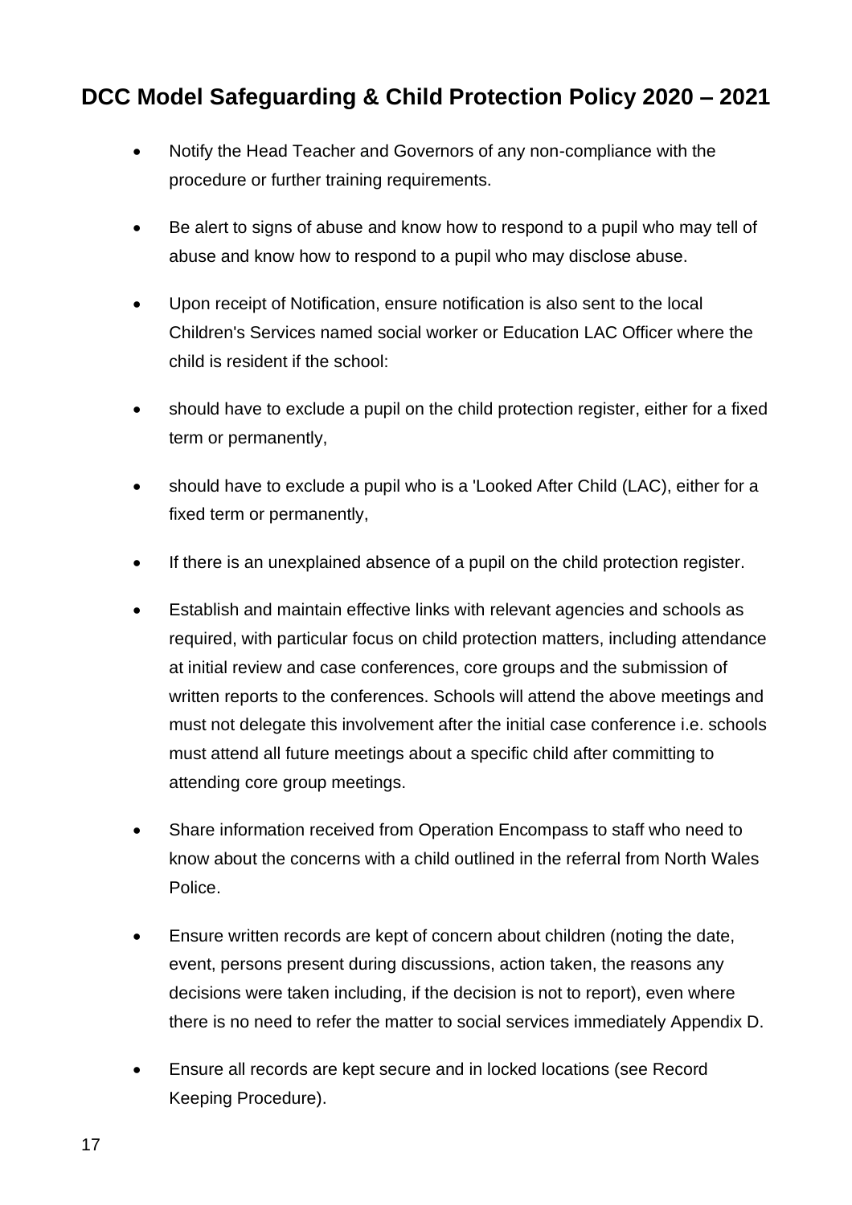- Notify the Head Teacher and Governors of any non-compliance with the procedure or further training requirements.
- Be alert to signs of abuse and know how to respond to a pupil who may tell of abuse and know how to respond to a pupil who may disclose abuse.
- Upon receipt of Notification, ensure notification is also sent to the local Children's Services named social worker or Education LAC Officer where the child is resident if the school:
- should have to exclude a pupil on the child protection register, either for a fixed term or permanently,
- should have to exclude a pupil who is a 'Looked After Child (LAC), either for a fixed term or permanently,
- If there is an unexplained absence of a pupil on the child protection register.
- Establish and maintain effective links with relevant agencies and schools as required, with particular focus on child protection matters, including attendance at initial review and case conferences, core groups and the submission of written reports to the conferences. Schools will attend the above meetings and must not delegate this involvement after the initial case conference i.e. schools must attend all future meetings about a specific child after committing to attending core group meetings.
- Share information received from Operation Encompass to staff who need to know about the concerns with a child outlined in the referral from North Wales Police.
- Ensure written records are kept of concern about children (noting the date, event, persons present during discussions, action taken, the reasons any decisions were taken including, if the decision is not to report), even where there is no need to refer the matter to social services immediately Appendix D.
- Ensure all records are kept secure and in locked locations (see Record Keeping Procedure).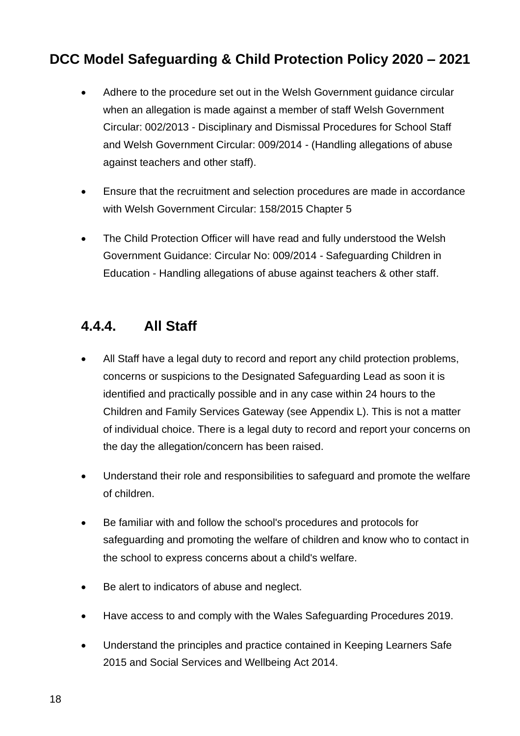- Adhere to the procedure set out in the Welsh Government guidance circular when an allegation is made against a member of staff Welsh Government Circular: 002/2013 - Disciplinary and Dismissal Procedures for School Staff and Welsh Government Circular: 009/2014 - (Handling allegations of abuse against teachers and other staff).

- Ensure that the recruitment and selection procedures are made in accordance with Welsh Government Circular: 158/2015 Chapter 5

- The Child Protection Officer will have read and fully understood the Welsh Government Guidance: Circular No: 009/2014 - Safeguarding Children in Education - Handling allegations of abuse against teachers & other staff.

### 4.4.4. All Staff

- All Staff have a legal duty to record and report any child protection problems, concerns or suspicions to the Designated Safeguarding Lead as soon it is identified and practically possible and in any case within 24 hours to the Children and Family Services Gateway (see Appendix L). This is not a matter of individual choice. There is a legal duty to record and report your concerns on the day the allegation/concern has been raised.

- Understand their role and responsibilities to safeguard and promote the welfare of children.

- Be familiar with and follow the school's procedures and protocols for safeguarding and promoting the welfare of children and know who to contact in the school to express concerns about a child's welfare.

- Be alert to indicators of abuse and neglect.

- Have access to and comply with the Wales Safeguarding Procedures 2019.

- Understand the principles and practice contained in Keeping Learners Safe 2015 and Social Services and Wellbeing Act 2014.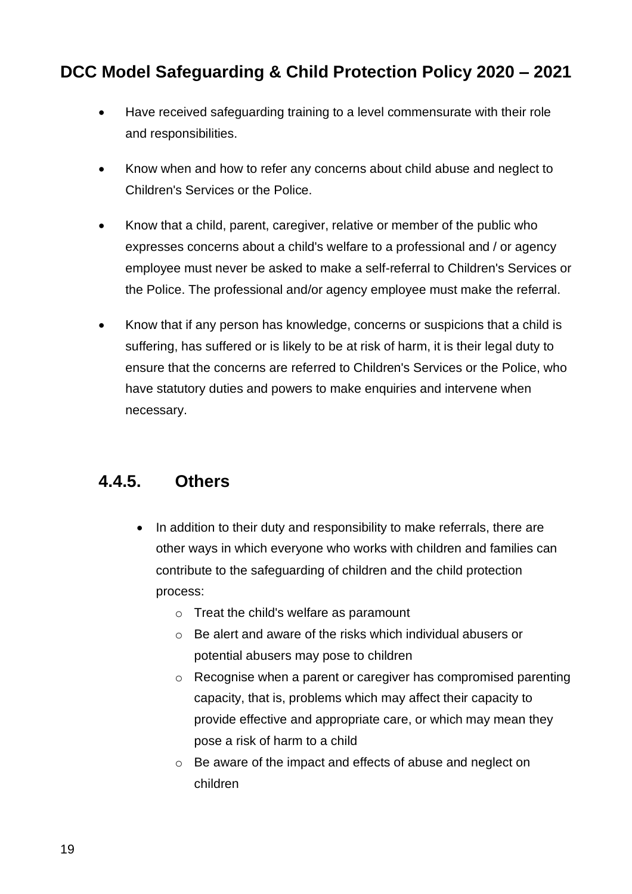- Have received safeguarding training to a level commensurate with their role and responsibilities.
- Know when and how to refer any concerns about child abuse and neglect to Children's Services or the Police.
- Know that a child, parent, caregiver, relative or member of the public who expresses concerns about a child's welfare to a professional and / or agency employee must never be asked to make a self-referral to Children's Services or the Police. The professional and/or agency employee must make the referral.
- Know that if any person has knowledge, concerns or suspicions that a child is suffering, has suffered or is likely to be at risk of harm, it is their legal duty to ensure that the concerns are referred to Children's Services or the Police, who have statutory duties and powers to make enquiries and intervene when necessary.

### 4.4.5. Others

- In addition to their duty and responsibility to make referrals, there are other ways in which everyone who works with children and families can contribute to the safeguarding of children and the child protection process:
    - Treat the child's welfare as paramount
    - Be alert and aware of the risks which individual abusers or potential abusers may pose to children
    - Recognise when a parent or caregiver has compromised parenting capacity, that is, problems which may affect their capacity to provide effective and appropriate care, or which may mean they pose a risk of harm to a child
    - Be aware of the impact and effects of abuse and neglect on children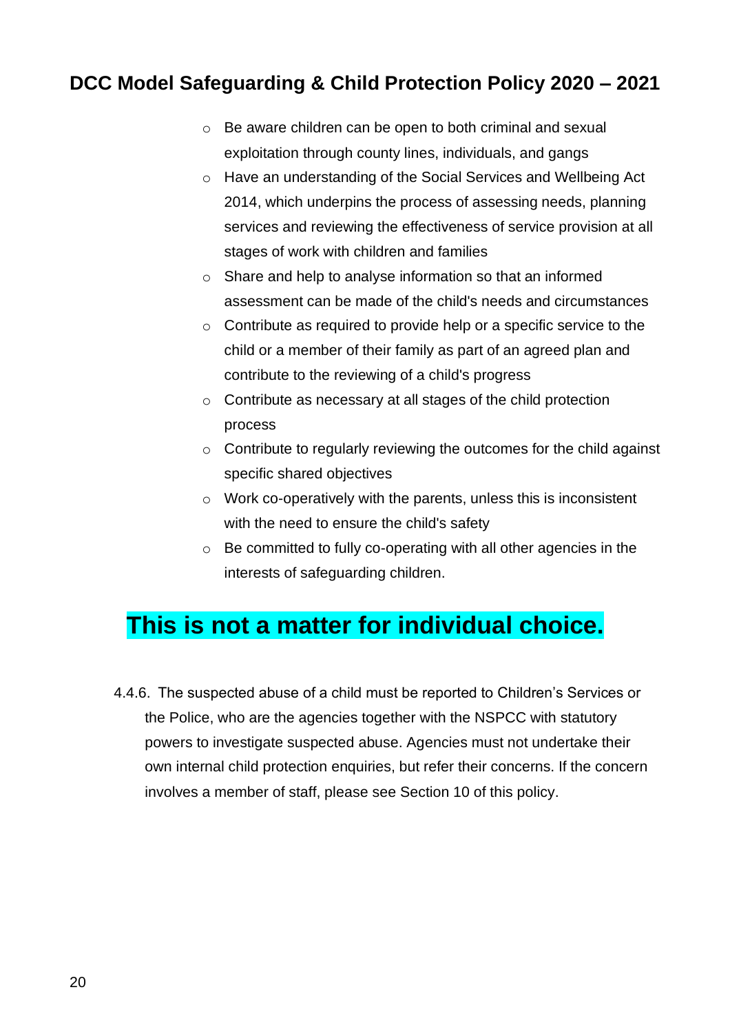- Be aware children can be open to both criminal and sexual exploitation through county lines, individuals, and gangs
- Have an understanding of the Social Services and Wellbeing Act 2014, which underpins the process of assessing needs, planning services and reviewing the effectiveness of service provision at all stages of work with children and families
- Share and help to analyse information so that an informed assessment can be made of the child's needs and circumstances
- Contribute as required to provide help or a specific service to the child or a member of their family as part of an agreed plan and contribute to the reviewing of a child's progress
- Contribute as necessary at all stages of the child protection process
- Contribute to regularly reviewing the outcomes for the child against specific shared objectives
- Work co-operatively with the parents, unless this is inconsistent with the need to ensure the child's safety
- Be committed to fully co-operating with all other agencies in the interests of safeguarding children.

## This is not a matter for individual choice.

4.4.6. The suspected abuse of a child must be reported to Children's Services or the Police, who are the agencies together with the NSPCC with statutory powers to investigate suspected abuse. Agencies must not undertake their own internal child protection enquiries, but refer their concerns. If the concern involves a member of staff, please see Section 10 of this policy.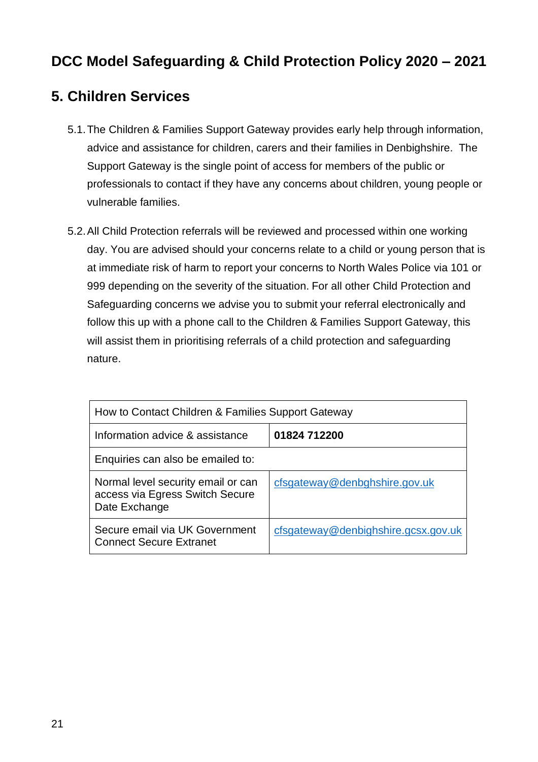# DCC Model Safeguarding & Child Protection Policy 2020 – 2021

## 5. Children Services

5.1. The Children & Families Support Gateway provides early help through information, advice and assistance for children, carers and their families in Denbighshire. The Support Gateway is the single point of access for members of the public or professionals to contact if they have any concerns about children, young people or vulnerable families.

5.2. All Child Protection referrals will be reviewed and processed within one working day. You are advised should your concerns relate to a child or young person that is at immediate risk of harm to report your concerns to North Wales Police via 101 or 999 depending on the severity of the situation. For all other Child Protection and Safeguarding concerns we advise you to submit your referral electronically and follow this up with a phone call to the Children & Families Support Gateway, this will assist them in prioritising referrals of a child protection and safeguarding nature.

| How to Contact Children & Families Support Gateway | |
|---|---|
| Information advice & assistance | **01824 712200** |
| Enquiries can also be emailed to: | |
| Normal level security email or can access via Egress Switch Secure Date Exchange | cfsgateway@denbghshire.gov.uk |
| Secure email via UK Government Connect Secure Extranet | cfsgateway@denbighshire.gcsx.gov.uk |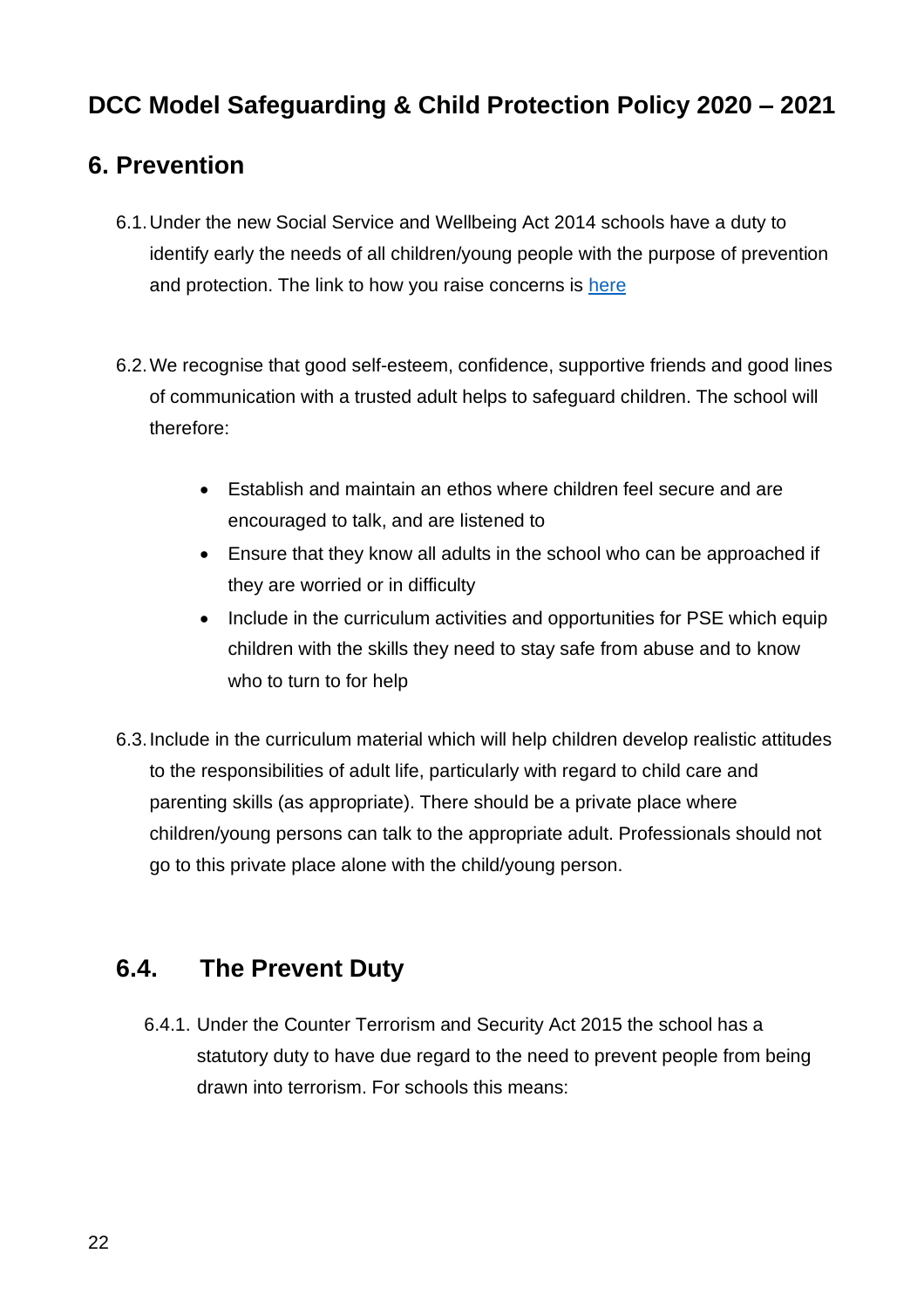## 6. Prevention

6.1. Under the new Social Service and Wellbeing Act 2014 schools have a duty to identify early the needs of all children/young people with the purpose of prevention and protection. The link to how you raise concerns is here

6.2. We recognise that good self-esteem, confidence, supportive friends and good lines of communication with a trusted adult helps to safeguard children. The school will therefore:

- Establish and maintain an ethos where children feel secure and are encouraged to talk, and are listened to
- Ensure that they know all adults in the school who can be approached if they are worried or in difficulty
- Include in the curriculum activities and opportunities for PSE which equip children with the skills they need to stay safe from abuse and to know who to turn to for help

6.3. Include in the curriculum material which will help children develop realistic attitudes to the responsibilities of adult life, particularly with regard to child care and parenting skills (as appropriate). There should be a private place where children/young persons can talk to the appropriate adult. Professionals should not go to this private place alone with the child/young person.

### 6.4. The Prevent Duty

6.4.1. Under the Counter Terrorism and Security Act 2015 the school has a statutory duty to have due regard to the need to prevent people from being drawn into terrorism. For schools this means: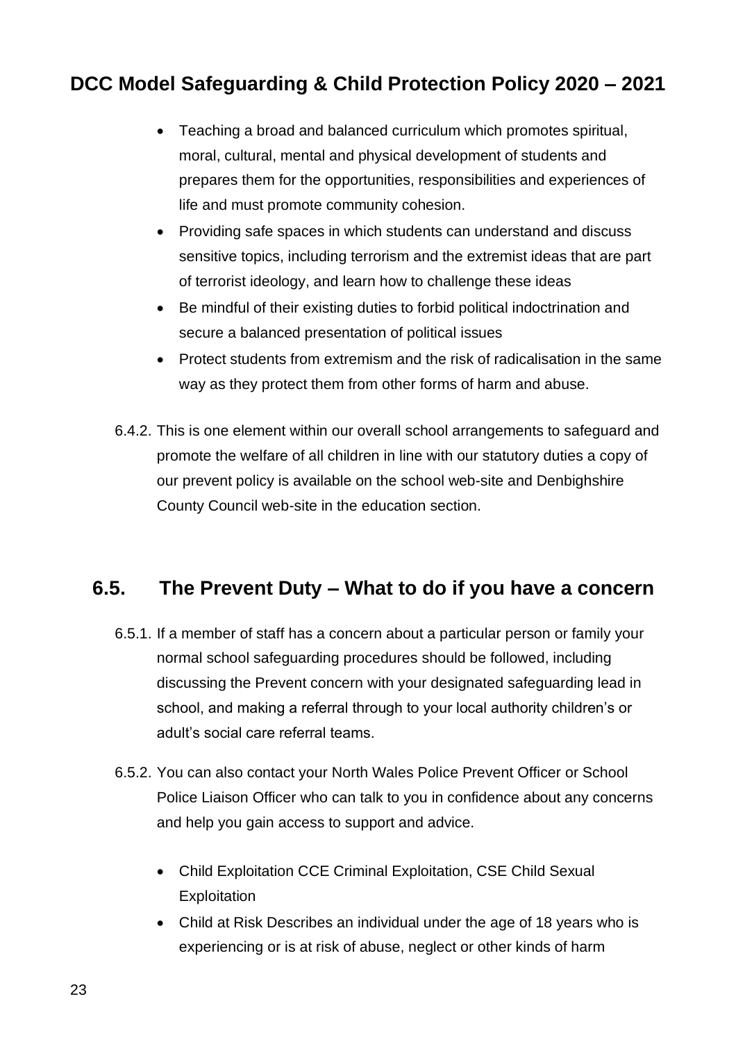- Teaching a broad and balanced curriculum which promotes spiritual, moral, cultural, mental and physical development of students and prepares them for the opportunities, responsibilities and experiences of life and must promote community cohesion.
- Providing safe spaces in which students can understand and discuss sensitive topics, including terrorism and the extremist ideas that are part of terrorist ideology, and learn how to challenge these ideas
- Be mindful of their existing duties to forbid political indoctrination and secure a balanced presentation of political issues
- Protect students from extremism and the risk of radicalisation in the same way as they protect them from other forms of harm and abuse.

6.4.2. This is one element within our overall school arrangements to safeguard and promote the welfare of all children in line with our statutory duties a copy of our prevent policy is available on the school web-site and Denbighshire County Council web-site in the education section.

## 6.5. The Prevent Duty – What to do if you have a concern

6.5.1. If a member of staff has a concern about a particular person or family your normal school safeguarding procedures should be followed, including discussing the Prevent concern with your designated safeguarding lead in school, and making a referral through to your local authority children's or adult's social care referral teams.

6.5.2. You can also contact your North Wales Police Prevent Officer or School Police Liaison Officer who can talk to you in confidence about any concerns and help you gain access to support and advice.

- Child Exploitation CCE Criminal Exploitation, CSE Child Sexual Exploitation
- Child at Risk Describes an individual under the age of 18 years who is experiencing or is at risk of abuse, neglect or other kinds of harm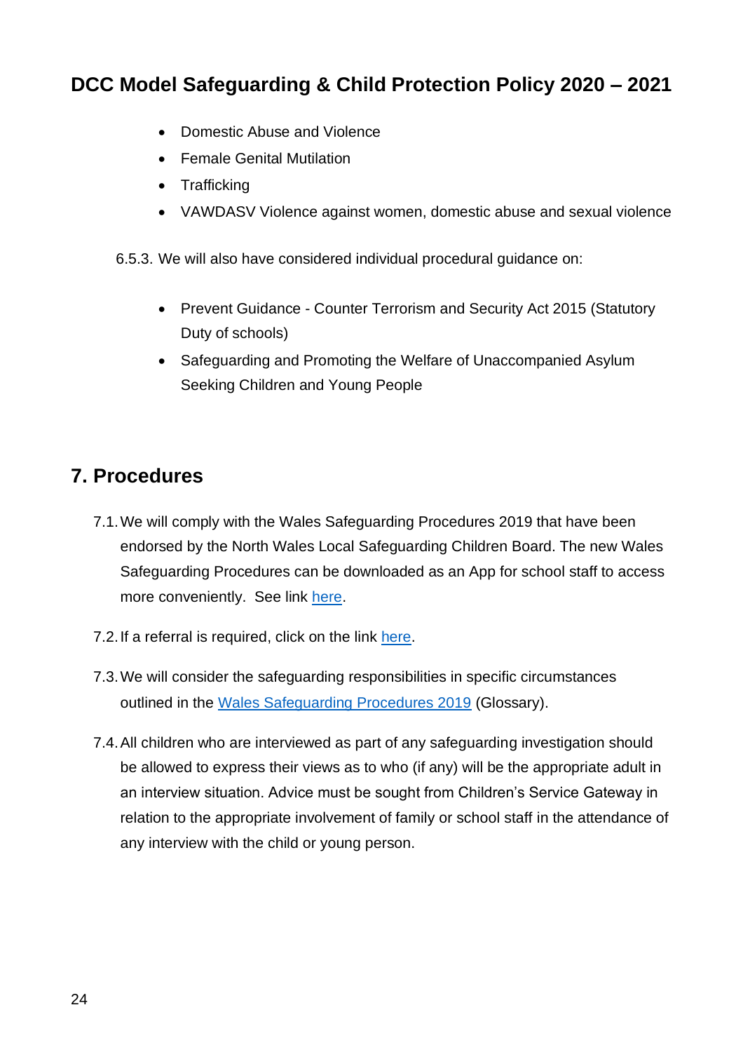- Domestic Abuse and Violence
- Female Genital Mutilation
- Trafficking
- VAWDASV Violence against women, domestic abuse and sexual violence

6.5.3. We will also have considered individual procedural guidance on:

- Prevent Guidance - Counter Terrorism and Security Act 2015 (Statutory Duty of schools)
- Safeguarding and Promoting the Welfare of Unaccompanied Asylum Seeking Children and Young People

## 7. Procedures

7.1. We will comply with the Wales Safeguarding Procedures 2019 that have been endorsed by the North Wales Local Safeguarding Children Board. The new Wales Safeguarding Procedures can be downloaded as an App for school staff to access more conveniently. See link here.

7.2. If a referral is required, click on the link here.

7.3. We will consider the safeguarding responsibilities in specific circumstances outlined in the Wales Safeguarding Procedures 2019 (Glossary).

7.4. All children who are interviewed as part of any safeguarding investigation should be allowed to express their views as to who (if any) will be the appropriate adult in an interview situation. Advice must be sought from Children's Service Gateway in relation to the appropriate involvement of family or school staff in the attendance of any interview with the child or young person.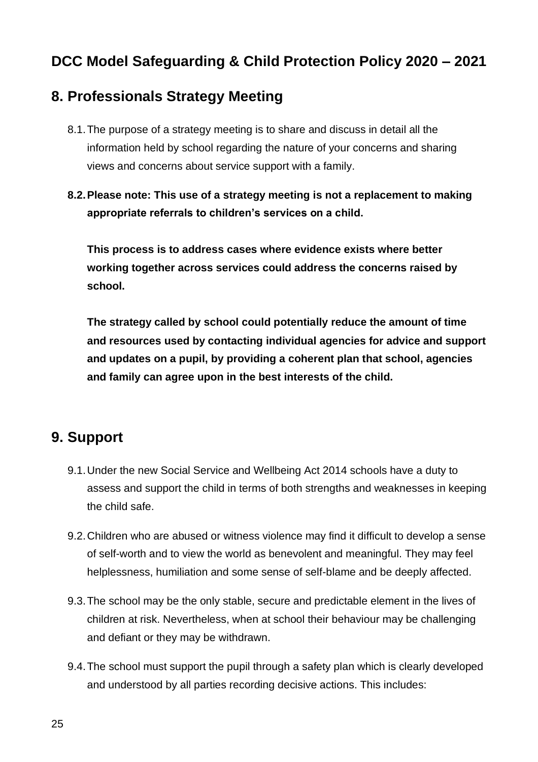## DCC Model Safeguarding & Child Protection Policy 2020 – 2021

## 8. Professionals Strategy Meeting

8.1. The purpose of a strategy meeting is to share and discuss in detail all the information held by school regarding the nature of your concerns and sharing views and concerns about service support with a family.

**8.2. Please note: This use of a strategy meeting is not a replacement to making appropriate referrals to children's services on a child.**

**This process is to address cases where evidence exists where better working together across services could address the concerns raised by school.**

**The strategy called by school could potentially reduce the amount of time and resources used by contacting individual agencies for advice and support and updates on a pupil, by providing a coherent plan that school, agencies and family can agree upon in the best interests of the child.**

## 9. Support

9.1. Under the new Social Service and Wellbeing Act 2014 schools have a duty to assess and support the child in terms of both strengths and weaknesses in keeping the child safe.

9.2. Children who are abused or witness violence may find it difficult to develop a sense of self-worth and to view the world as benevolent and meaningful. They may feel helplessness, humiliation and some sense of self-blame and be deeply affected.

9.3. The school may be the only stable, secure and predictable element in the lives of children at risk. Nevertheless, when at school their behaviour may be challenging and defiant or they may be withdrawn.

9.4. The school must support the pupil through a safety plan which is clearly developed and understood by all parties recording decisive actions. This includes: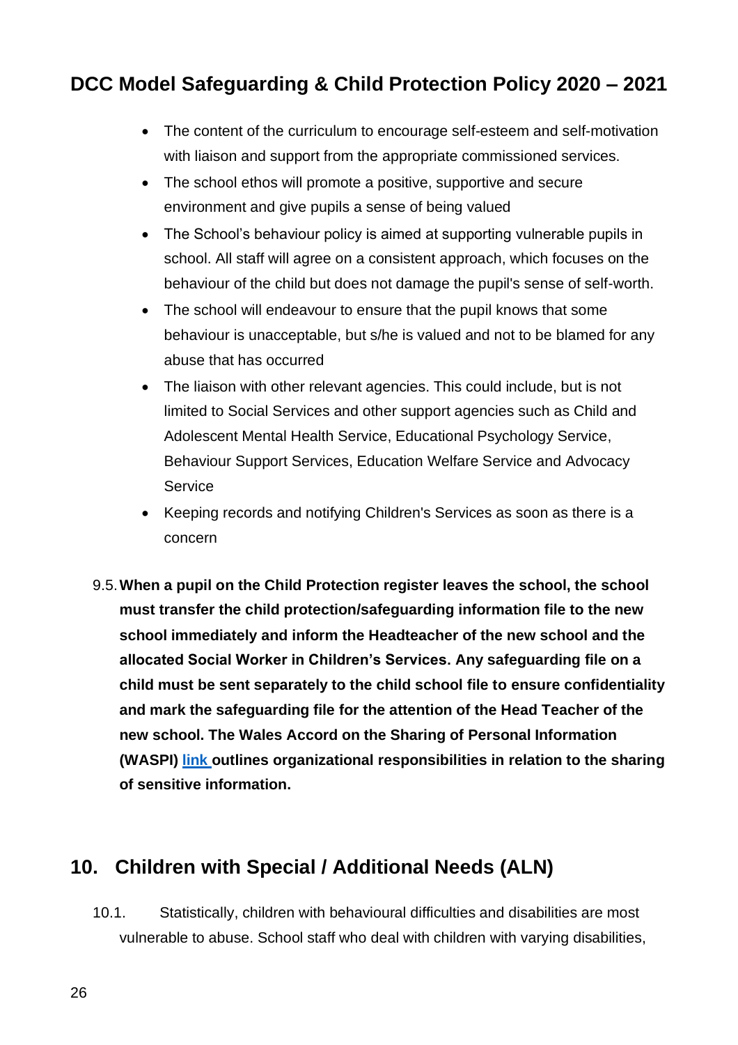- The content of the curriculum to encourage self-esteem and self-motivation with liaison and support from the appropriate commissioned services.
- The school ethos will promote a positive, supportive and secure environment and give pupils a sense of being valued
- The School's behaviour policy is aimed at supporting vulnerable pupils in school. All staff will agree on a consistent approach, which focuses on the behaviour of the child but does not damage the pupil's sense of self-worth.
- The school will endeavour to ensure that the pupil knows that some behaviour is unacceptable, but s/he is valued and not to be blamed for any abuse that has occurred
- The liaison with other relevant agencies. This could include, but is not limited to Social Services and other support agencies such as Child and Adolescent Mental Health Service, Educational Psychology Service, Behaviour Support Services, Education Welfare Service and Advocacy Service
- Keeping records and notifying Children's Services as soon as there is a concern

9.5. **When a pupil on the Child Protection register leaves the school, the school must transfer the child protection/safeguarding information file to the new school immediately and inform the Headteacher of the new school and the allocated Social Worker in Children's Services. Any safeguarding file on a child must be sent separately to the child school file to ensure confidentiality and mark the safeguarding file for the attention of the Head Teacher of the new school. The Wales Accord on the Sharing of Personal Information (WASPI) link outlines organizational responsibilities in relation to the sharing of sensitive information.**

## 10. Children with Special / Additional Needs (ALN)

10.1. Statistically, children with behavioural difficulties and disabilities are most vulnerable to abuse. School staff who deal with children with varying disabilities,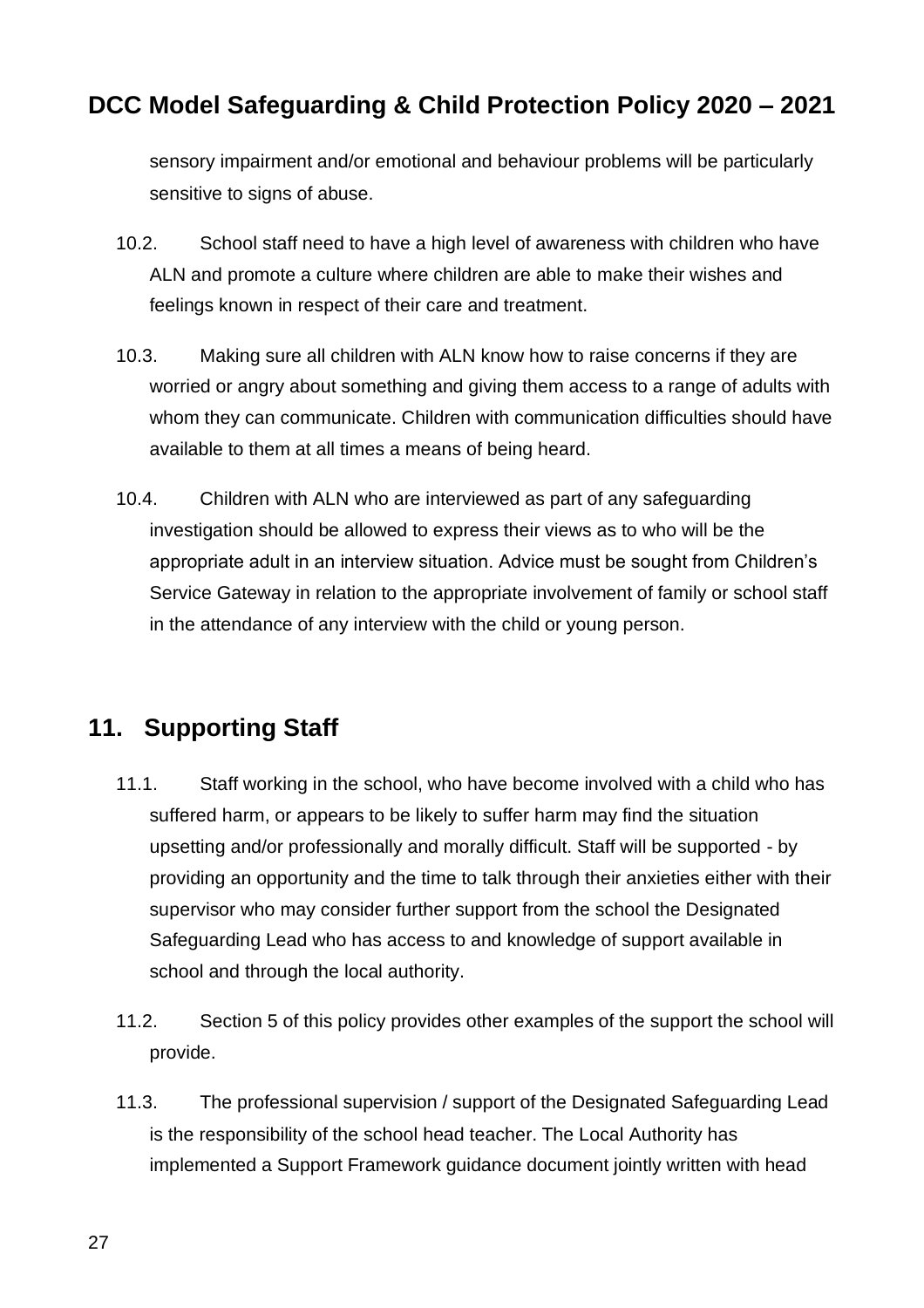sensory impairment and/or emotional and behaviour problems will be particularly sensitive to signs of abuse.

10.2. School staff need to have a high level of awareness with children who have ALN and promote a culture where children are able to make their wishes and feelings known in respect of their care and treatment.

10.3. Making sure all children with ALN know how to raise concerns if they are worried or angry about something and giving them access to a range of adults with whom they can communicate. Children with communication difficulties should have available to them at all times a means of being heard.

10.4. Children with ALN who are interviewed as part of any safeguarding investigation should be allowed to express their views as to who will be the appropriate adult in an interview situation. Advice must be sought from Children's Service Gateway in relation to the appropriate involvement of family or school staff in the attendance of any interview with the child or young person.

## 11. Supporting Staff

11.1. Staff working in the school, who have become involved with a child who has suffered harm, or appears to be likely to suffer harm may find the situation upsetting and/or professionally and morally difficult. Staff will be supported - by providing an opportunity and the time to talk through their anxieties either with their supervisor who may consider further support from the school the Designated Safeguarding Lead who has access to and knowledge of support available in school and through the local authority.

11.2. Section 5 of this policy provides other examples of the support the school will provide.

11.3. The professional supervision / support of the Designated Safeguarding Lead is the responsibility of the school head teacher. The Local Authority has implemented a Support Framework guidance document jointly written with head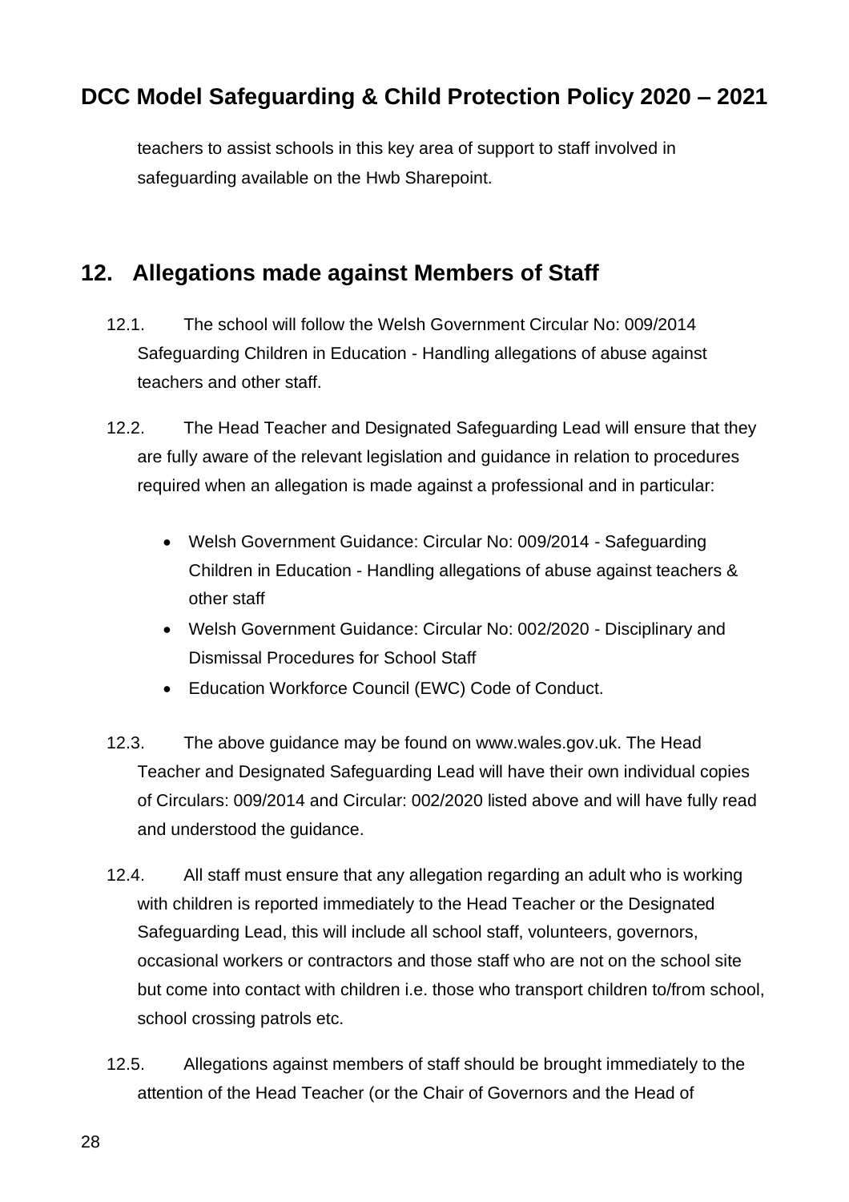teachers to assist schools in this key area of support to staff involved in safeguarding available on the Hwb Sharepoint.

## 12. Allegations made against Members of Staff

12.1. The school will follow the Welsh Government Circular No: 009/2014 Safeguarding Children in Education - Handling allegations of abuse against teachers and other staff.

12.2. The Head Teacher and Designated Safeguarding Lead will ensure that they are fully aware of the relevant legislation and guidance in relation to procedures required when an allegation is made against a professional and in particular:

- Welsh Government Guidance: Circular No: 009/2014 - Safeguarding Children in Education - Handling allegations of abuse against teachers & other staff
- Welsh Government Guidance: Circular No: 002/2020 - Disciplinary and Dismissal Procedures for School Staff
- Education Workforce Council (EWC) Code of Conduct.

12.3. The above guidance may be found on www.wales.gov.uk. The Head Teacher and Designated Safeguarding Lead will have their own individual copies of Circulars: 009/2014 and Circular: 002/2020 listed above and will have fully read and understood the guidance.

12.4. All staff must ensure that any allegation regarding an adult who is working with children is reported immediately to the Head Teacher or the Designated Safeguarding Lead, this will include all school staff, volunteers, governors, occasional workers or contractors and those staff who are not on the school site but come into contact with children i.e. those who transport children to/from school, school crossing patrols etc.

12.5. Allegations against members of staff should be brought immediately to the attention of the Head Teacher (or the Chair of Governors and the Head of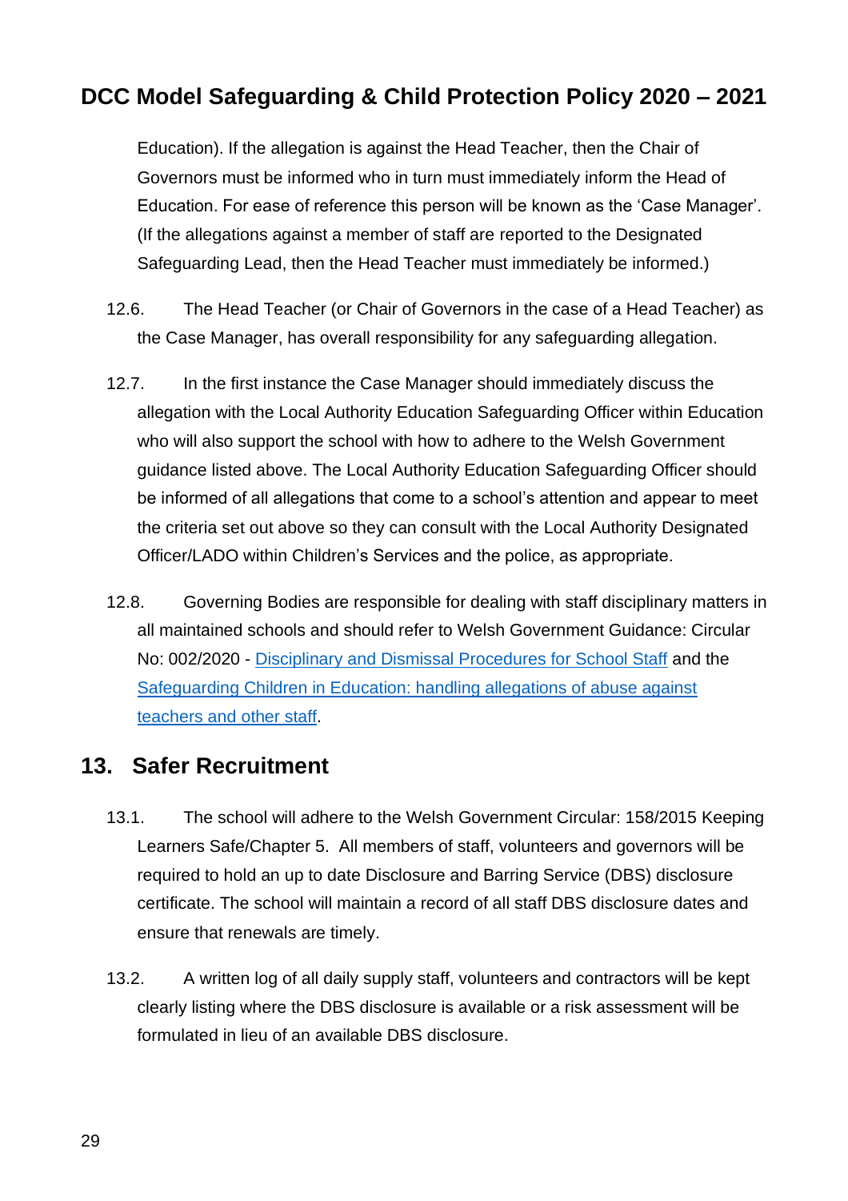Education). If the allegation is against the Head Teacher, then the Chair of Governors must be informed who in turn must immediately inform the Head of Education. For ease of reference this person will be known as the 'Case Manager'. (If the allegations against a member of staff are reported to the Designated Safeguarding Lead, then the Head Teacher must immediately be informed.)

12.6. The Head Teacher (or Chair of Governors in the case of a Head Teacher) as the Case Manager, has overall responsibility for any safeguarding allegation.

12.7. In the first instance the Case Manager should immediately discuss the allegation with the Local Authority Education Safeguarding Officer within Education who will also support the school with how to adhere to the Welsh Government guidance listed above. The Local Authority Education Safeguarding Officer should be informed of all allegations that come to a school's attention and appear to meet the criteria set out above so they can consult with the Local Authority Designated Officer/LADO within Children's Services and the police, as appropriate.

12.8. Governing Bodies are responsible for dealing with staff disciplinary matters in all maintained schools and should refer to Welsh Government Guidance: Circular No: 002/2020 - Disciplinary and Dismissal Procedures for School Staff and the Safeguarding Children in Education: handling allegations of abuse against teachers and other staff.

## 13. Safer Recruitment

13.1. The school will adhere to the Welsh Government Circular: 158/2015 Keeping Learners Safe/Chapter 5. All members of staff, volunteers and governors will be required to hold an up to date Disclosure and Barring Service (DBS) disclosure certificate. The school will maintain a record of all staff DBS disclosure dates and ensure that renewals are timely.

13.2. A written log of all daily supply staff, volunteers and contractors will be kept clearly listing where the DBS disclosure is available or a risk assessment will be formulated in lieu of an available DBS disclosure.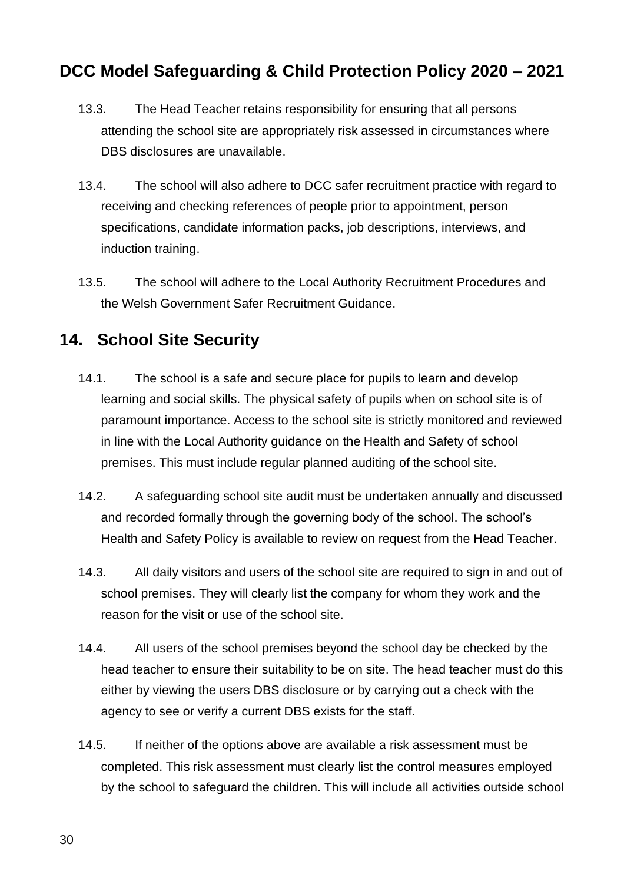13.3. The Head Teacher retains responsibility for ensuring that all persons attending the school site are appropriately risk assessed in circumstances where DBS disclosures are unavailable.

13.4. The school will also adhere to DCC safer recruitment practice with regard to receiving and checking references of people prior to appointment, person specifications, candidate information packs, job descriptions, interviews, and induction training.

13.5. The school will adhere to the Local Authority Recruitment Procedures and the Welsh Government Safer Recruitment Guidance.

## 14. School Site Security

14.1. The school is a safe and secure place for pupils to learn and develop learning and social skills. The physical safety of pupils when on school site is of paramount importance. Access to the school site is strictly monitored and reviewed in line with the Local Authority guidance on the Health and Safety of school premises. This must include regular planned auditing of the school site.

14.2. A safeguarding school site audit must be undertaken annually and discussed and recorded formally through the governing body of the school. The school's Health and Safety Policy is available to review on request from the Head Teacher.

14.3. All daily visitors and users of the school site are required to sign in and out of school premises. They will clearly list the company for whom they work and the reason for the visit or use of the school site.

14.4. All users of the school premises beyond the school day be checked by the head teacher to ensure their suitability to be on site. The head teacher must do this either by viewing the users DBS disclosure or by carrying out a check with the agency to see or verify a current DBS exists for the staff.

14.5. If neither of the options above are available a risk assessment must be completed. This risk assessment must clearly list the control measures employed by the school to safeguard the children. This will include all activities outside school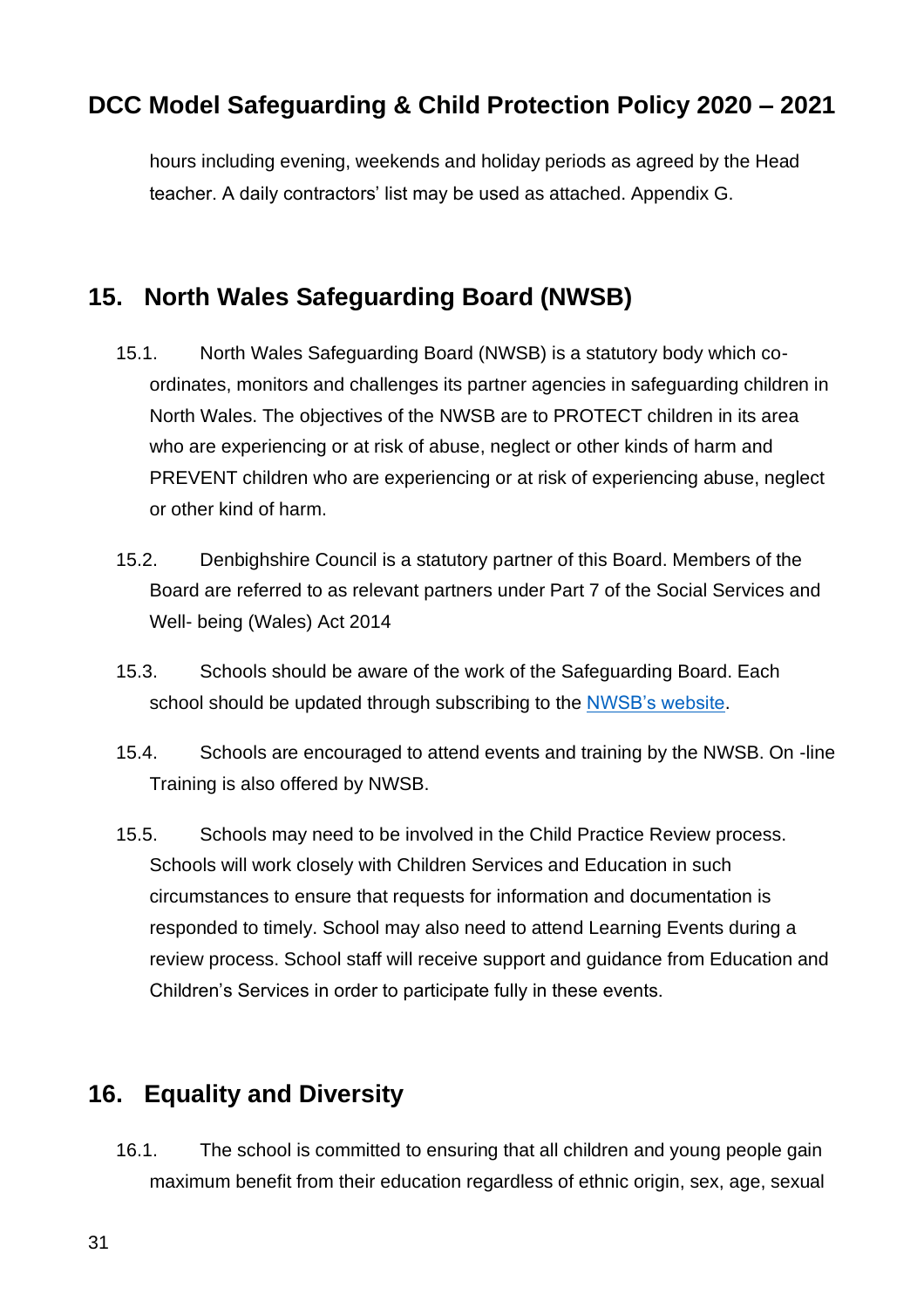hours including evening, weekends and holiday periods as agreed by the Head teacher. A daily contractors' list may be used as attached. Appendix G.

## 15. North Wales Safeguarding Board (NWSB)

15.1. North Wales Safeguarding Board (NWSB) is a statutory body which co-ordinates, monitors and challenges its partner agencies in safeguarding children in North Wales. The objectives of the NWSB are to PROTECT children in its area who are experiencing or at risk of abuse, neglect or other kinds of harm and PREVENT children who are experiencing or at risk of experiencing abuse, neglect or other kind of harm.

15.2. Denbighshire Council is a statutory partner of this Board. Members of the Board are referred to as relevant partners under Part 7 of the Social Services and Well- being (Wales) Act 2014

15.3. Schools should be aware of the work of the Safeguarding Board. Each school should be updated through subscribing to the NWSB's website.

15.4. Schools are encouraged to attend events and training by the NWSB. On -line Training is also offered by NWSB.

15.5. Schools may need to be involved in the Child Practice Review process. Schools will work closely with Children Services and Education in such circumstances to ensure that requests for information and documentation is responded to timely. School may also need to attend Learning Events during a review process. School staff will receive support and guidance from Education and Children's Services in order to participate fully in these events.

## 16. Equality and Diversity

16.1. The school is committed to ensuring that all children and young people gain maximum benefit from their education regardless of ethnic origin, sex, age, sexual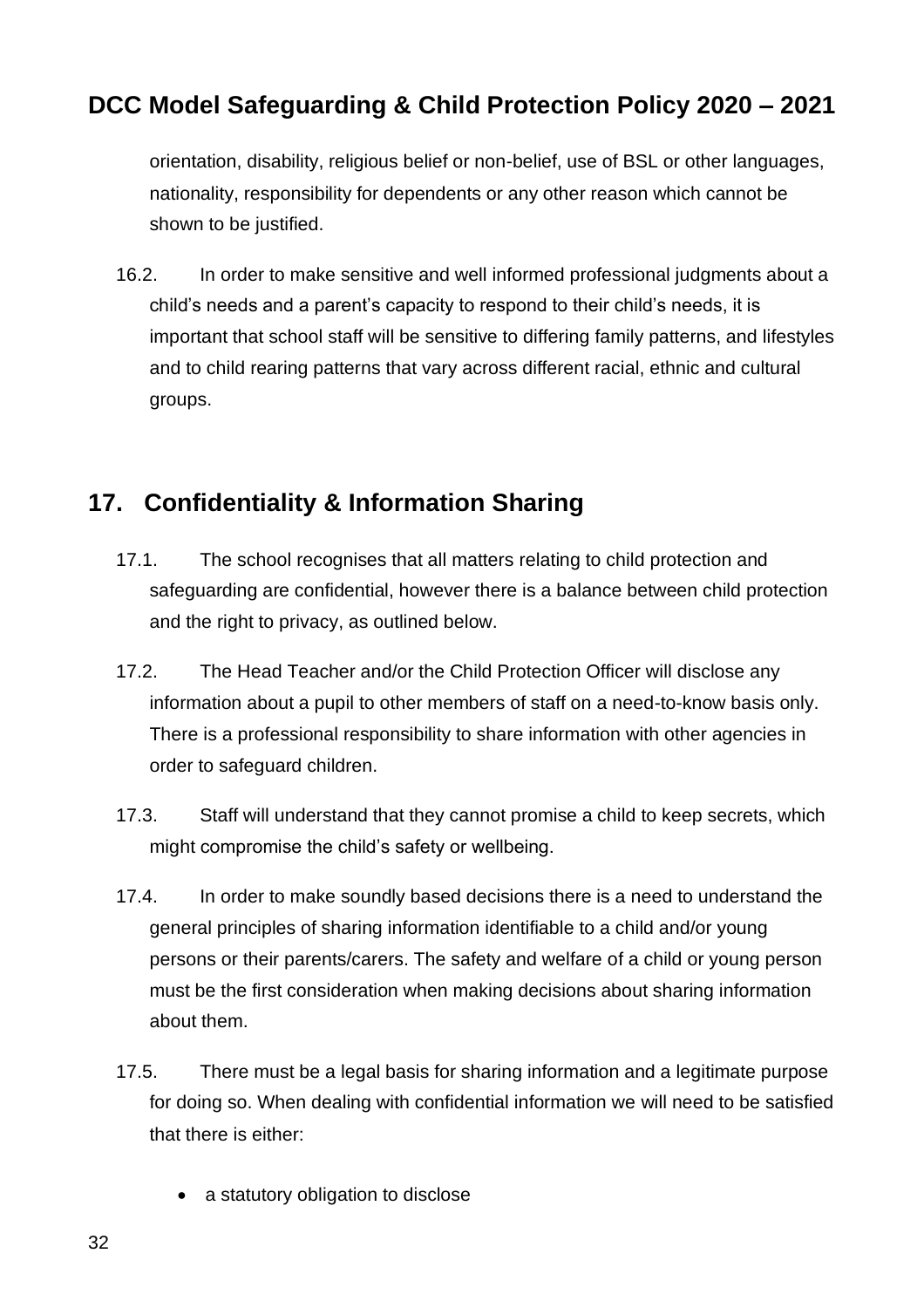orientation, disability, religious belief or non-belief, use of BSL or other languages, nationality, responsibility for dependents or any other reason which cannot be shown to be justified.

16.2. In order to make sensitive and well informed professional judgments about a child's needs and a parent's capacity to respond to their child's needs, it is important that school staff will be sensitive to differing family patterns, and lifestyles and to child rearing patterns that vary across different racial, ethnic and cultural groups.

## 17. Confidentiality & Information Sharing

17.1. The school recognises that all matters relating to child protection and safeguarding are confidential, however there is a balance between child protection and the right to privacy, as outlined below.

17.2. The Head Teacher and/or the Child Protection Officer will disclose any information about a pupil to other members of staff on a need-to-know basis only. There is a professional responsibility to share information with other agencies in order to safeguard children.

17.3. Staff will understand that they cannot promise a child to keep secrets, which might compromise the child's safety or wellbeing.

17.4. In order to make soundly based decisions there is a need to understand the general principles of sharing information identifiable to a child and/or young persons or their parents/carers. The safety and welfare of a child or young person must be the first consideration when making decisions about sharing information about them.

17.5. There must be a legal basis for sharing information and a legitimate purpose for doing so. When dealing with confidential information we will need to be satisfied that there is either:

- a statutory obligation to disclose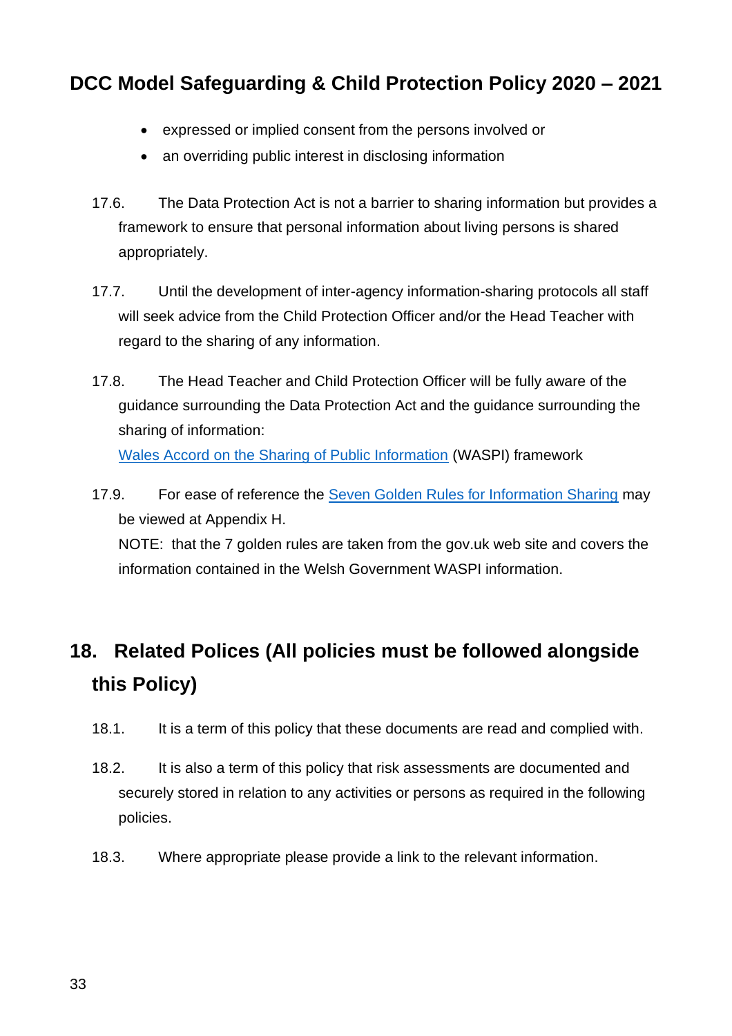- expressed or implied consent from the persons involved or
- an overriding public interest in disclosing information

17.6. The Data Protection Act is not a barrier to sharing information but provides a framework to ensure that personal information about living persons is shared appropriately.

17.7. Until the development of inter-agency information-sharing protocols all staff will seek advice from the Child Protection Officer and/or the Head Teacher with regard to the sharing of any information.

17.8. The Head Teacher and Child Protection Officer will be fully aware of the guidance surrounding the Data Protection Act and the guidance surrounding the sharing of information:
Wales Accord on the Sharing of Public Information (WASPI) framework

17.9. For ease of reference the Seven Golden Rules for Information Sharing may be viewed at Appendix H.
NOTE: that the 7 golden rules are taken from the gov.uk web site and covers the information contained in the Welsh Government WASPI information.

## 18. Related Polices (All policies must be followed alongside this Policy)

18.1. It is a term of this policy that these documents are read and complied with.

18.2. It is also a term of this policy that risk assessments are documented and securely stored in relation to any activities or persons as required in the following policies.

18.3. Where appropriate please provide a link to the relevant information.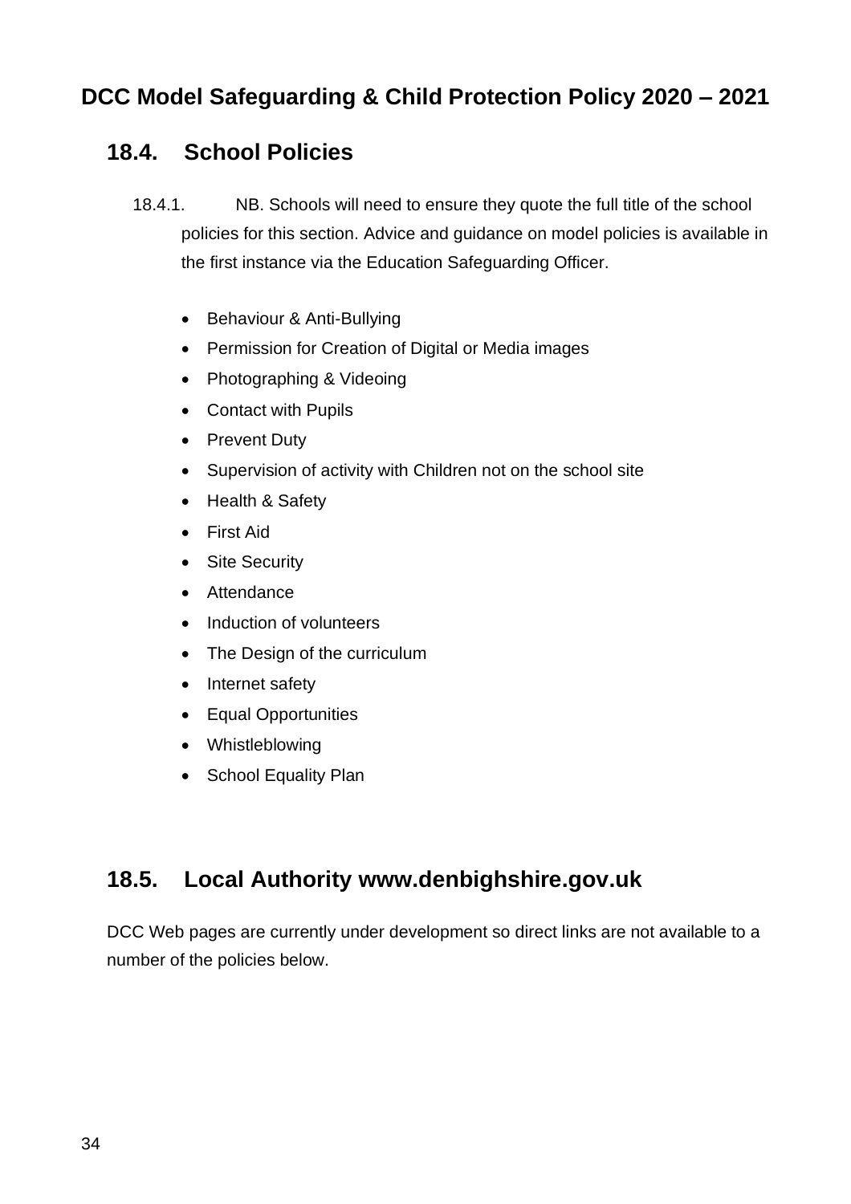## 18.4. School Policies

18.4.1. NB. Schools will need to ensure they quote the full title of the school policies for this section. Advice and guidance on model policies is available in the first instance via the Education Safeguarding Officer.

- Behaviour & Anti-Bullying
- Permission for Creation of Digital or Media images
- Photographing & Videoing
- Contact with Pupils
- Prevent Duty
- Supervision of activity with Children not on the school site
- Health & Safety
- First Aid
- Site Security
- Attendance
- Induction of volunteers
- The Design of the curriculum
- Internet safety
- Equal Opportunities
- Whistleblowing
- School Equality Plan

## 18.5. Local Authority www.denbighshire.gov.uk

DCC Web pages are currently under development so direct links are not available to a number of the policies below.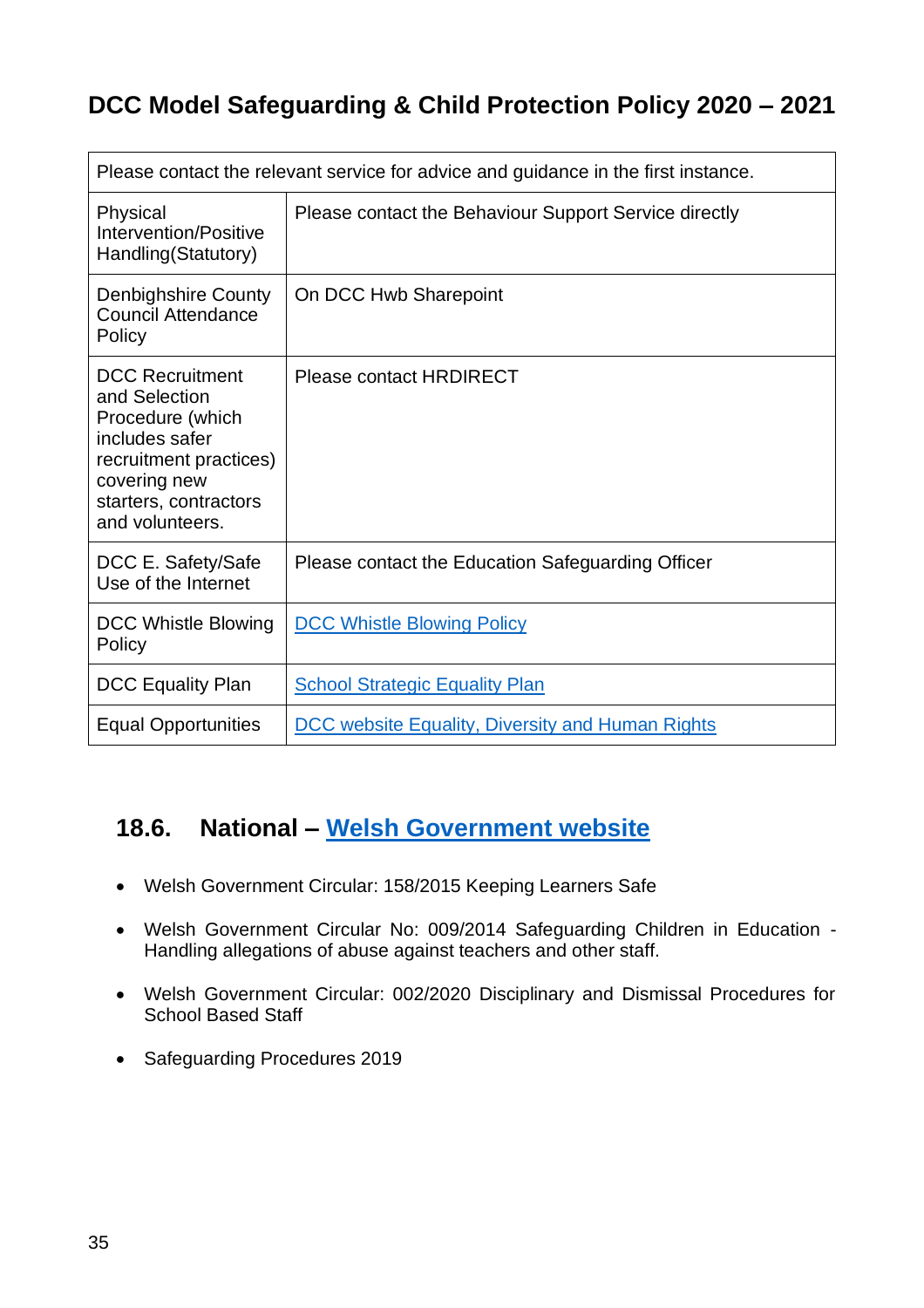# DCC Model Safeguarding & Child Protection Policy 2020 – 2021

| Please contact the relevant service for advice and guidance in the first instance. | |
|---|---|
| Physical Intervention/Positive Handling(Statutory) | Please contact the Behaviour Support Service directly |
| Denbighshire County Council Attendance Policy | On DCC Hwb Sharepoint |
| DCC Recruitment and Selection Procedure (which includes safer recruitment practices) covering new starters, contractors and volunteers. | Please contact HRDIRECT |
| DCC E. Safety/Safe Use of the Internet | Please contact the Education Safeguarding Officer |
| DCC Whistle Blowing Policy | DCC Whistle Blowing Policy |
| DCC Equality Plan | School Strategic Equality Plan |
| Equal Opportunities | DCC website Equality, Diversity and Human Rights |

## 18.6. National – Welsh Government website

- Welsh Government Circular: 158/2015 Keeping Learners Safe
- Welsh Government Circular No: 009/2014 Safeguarding Children in Education - Handling allegations of abuse against teachers and other staff.
- Welsh Government Circular: 002/2020 Disciplinary and Dismissal Procedures for School Based Staff
- Safeguarding Procedures 2019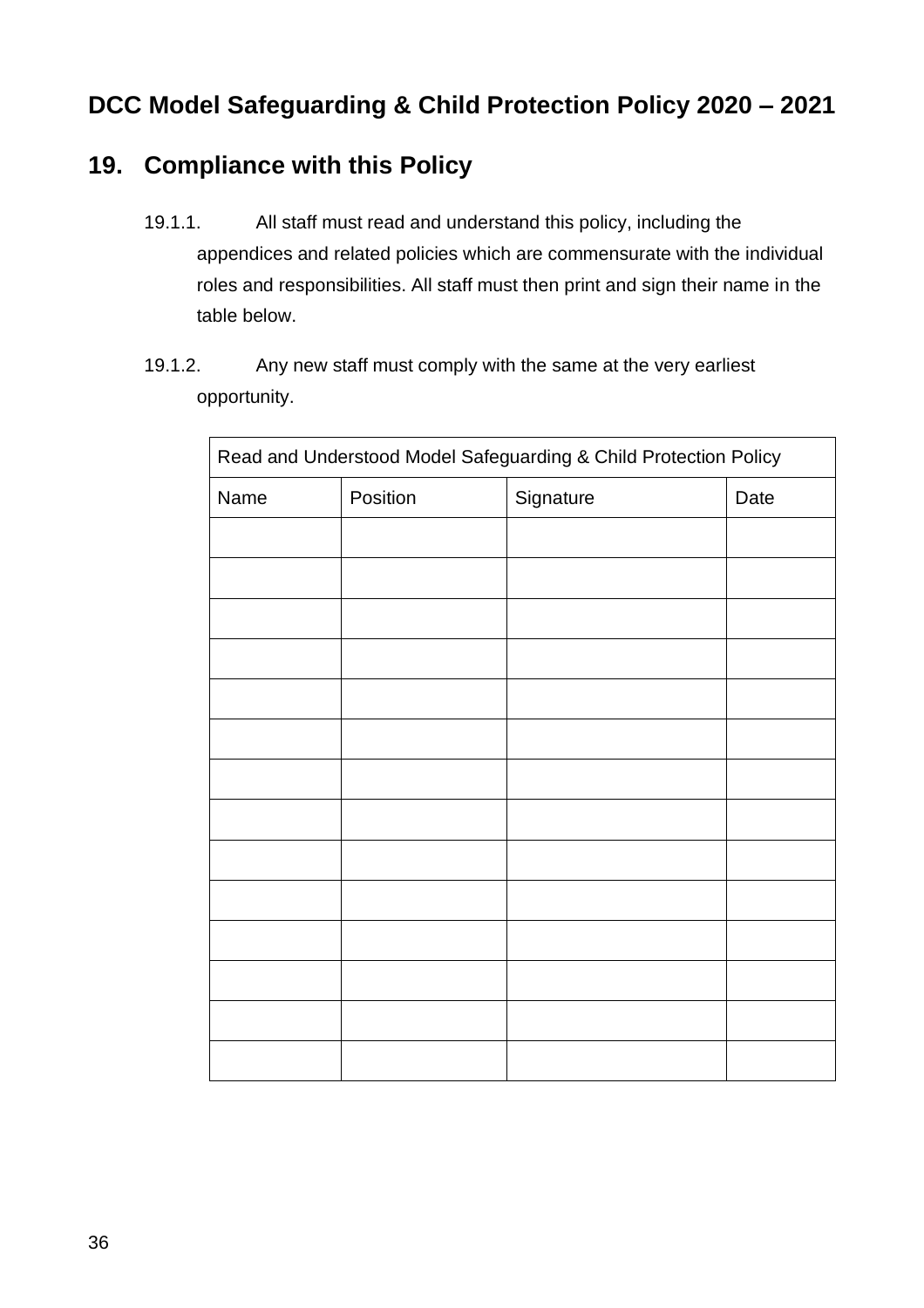## 19. Compliance with this Policy

19.1.1. All staff must read and understand this policy, including the appendices and related policies which are commensurate with the individual roles and responsibilities. All staff must then print and sign their name in the table below.

19.1.2. Any new staff must comply with the same at the very earliest opportunity.

| Read and Understood Model Safeguarding & Child Protection Policy | | | |
|---|---|---|---|
| Name | Position | Signature | Date |
| | | | |
| | | | |
| | | | |
| | | | |
| | | | |
| | | | |
| | | | |
| | | | |
| | | | |
| | | | |
| | | | |
| | | | |
| | | | |
| | | | |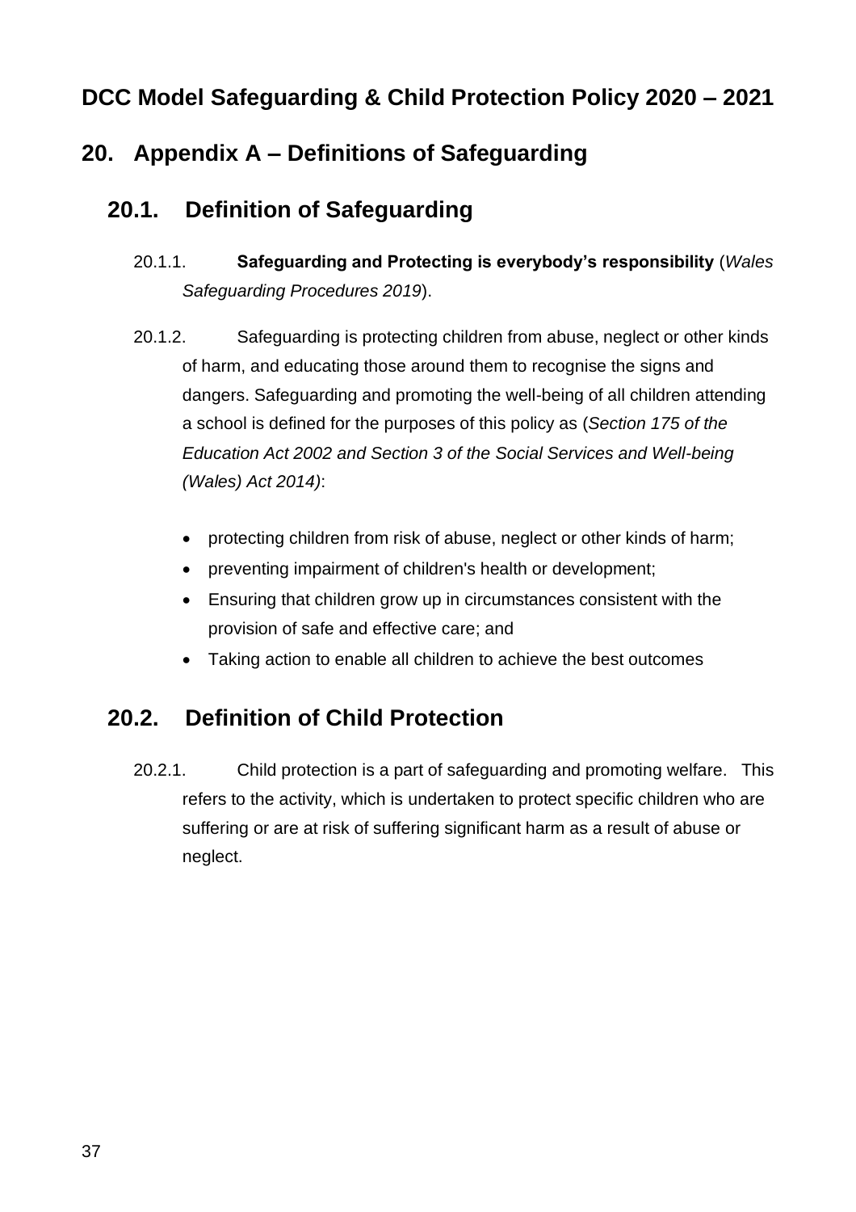# DCC Model Safeguarding & Child Protection Policy 2020 – 2021

## 20. Appendix A – Definitions of Safeguarding

### 20.1. Definition of Safeguarding

20.1.1. **Safeguarding and Protecting is everybody's responsibility** (*Wales Safeguarding Procedures 2019*).

20.1.2. Safeguarding is protecting children from abuse, neglect or other kinds of harm, and educating those around them to recognise the signs and dangers. Safeguarding and promoting the well-being of all children attending a school is defined for the purposes of this policy as (*Section 175 of the Education Act 2002 and Section 3 of the Social Services and Well-being (Wales) Act 2014)*:

- protecting children from risk of abuse, neglect or other kinds of harm;
- preventing impairment of children's health or development;
- Ensuring that children grow up in circumstances consistent with the provision of safe and effective care; and
- Taking action to enable all children to achieve the best outcomes

### 20.2. Definition of Child Protection

20.2.1. Child protection is a part of safeguarding and promoting welfare. This refers to the activity, which is undertaken to protect specific children who are suffering or are at risk of suffering significant harm as a result of abuse or neglect.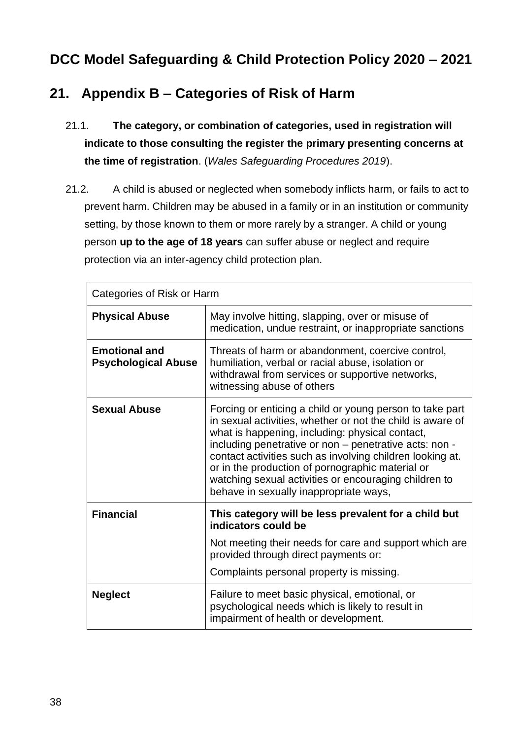# DCC Model Safeguarding & Child Protection Policy 2020 – 2021

## 21. Appendix B – Categories of Risk of Harm

21.1. **The category, or combination of categories, used in registration will indicate to those consulting the register the primary presenting concerns at the time of registration**. (*Wales Safeguarding Procedures 2019*).

21.2. A child is abused or neglected when somebody inflicts harm, or fails to act to prevent harm. Children may be abused in a family or in an institution or community setting, by those known to them or more rarely by a stranger. A child or young person **up to the age of 18 years** can suffer abuse or neglect and require protection via an inter-agency child protection plan.

| Categories of Risk or Harm | |
|---|---|
| **Physical Abuse** | May involve hitting, slapping, over or misuse of medication, undue restraint, or inappropriate sanctions |
| **Emotional and Psychological Abuse** | Threats of harm or abandonment, coercive control, humiliation, verbal or racial abuse, isolation or withdrawal from services or supportive networks, witnessing abuse of others |
| **Sexual Abuse** | Forcing or enticing a child or young person to take part in sexual activities, whether or not the child is aware of what is happening, including: physical contact, including penetrative or non – penetrative acts: non - contact activities such as involving children looking at. or in the production of pornographic material or watching sexual activities or encouraging children to behave in sexually inappropriate ways, |
| **Financial** | **This category will be less prevalent for a child but indicators could be**<br>Not meeting their needs for care and support which are provided through direct payments or:<br>Complaints personal property is missing. |
| **Neglect** | Failure to meet basic physical, emotional, or psychological needs which is likely to result in impairment of health or development. |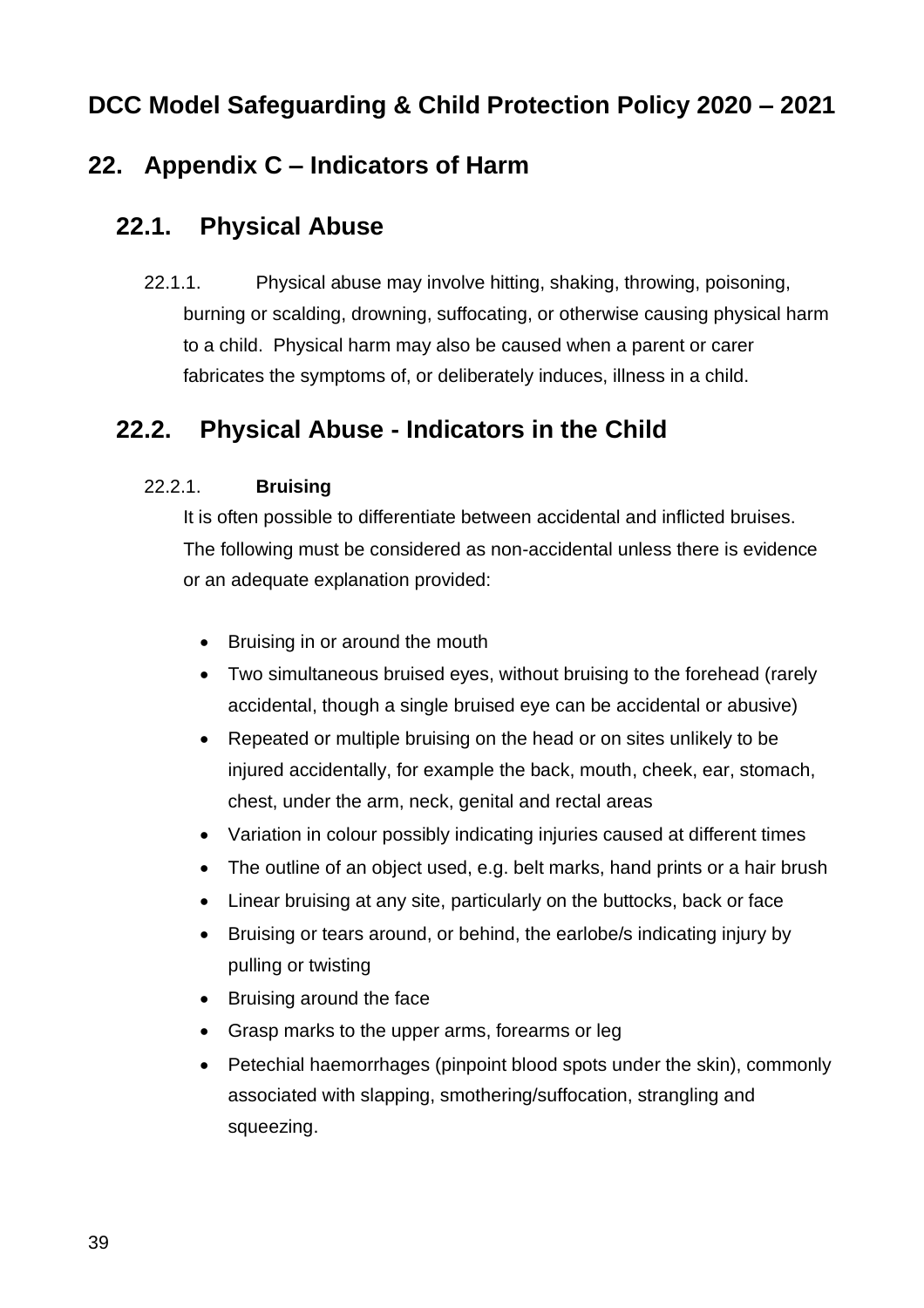# DCC Model Safeguarding & Child Protection Policy 2020 – 2021

## 22. Appendix C – Indicators of Harm

### 22.1. Physical Abuse

22.1.1. Physical abuse may involve hitting, shaking, throwing, poisoning, burning or scalding, drowning, suffocating, or otherwise causing physical harm to a child. Physical harm may also be caused when a parent or carer fabricates the symptoms of, or deliberately induces, illness in a child.

### 22.2. Physical Abuse - Indicators in the Child

22.2.1. **Bruising**

It is often possible to differentiate between accidental and inflicted bruises. The following must be considered as non-accidental unless there is evidence or an adequate explanation provided:

- Bruising in or around the mouth
- Two simultaneous bruised eyes, without bruising to the forehead (rarely accidental, though a single bruised eye can be accidental or abusive)
- Repeated or multiple bruising on the head or on sites unlikely to be injured accidentally, for example the back, mouth, cheek, ear, stomach, chest, under the arm, neck, genital and rectal areas
- Variation in colour possibly indicating injuries caused at different times
- The outline of an object used, e.g. belt marks, hand prints or a hair brush
- Linear bruising at any site, particularly on the buttocks, back or face
- Bruising or tears around, or behind, the earlobe/s indicating injury by pulling or twisting
- Bruising around the face
- Grasp marks to the upper arms, forearms or leg
- Petechial haemorrhages (pinpoint blood spots under the skin), commonly associated with slapping, smothering/suffocation, strangling and squeezing.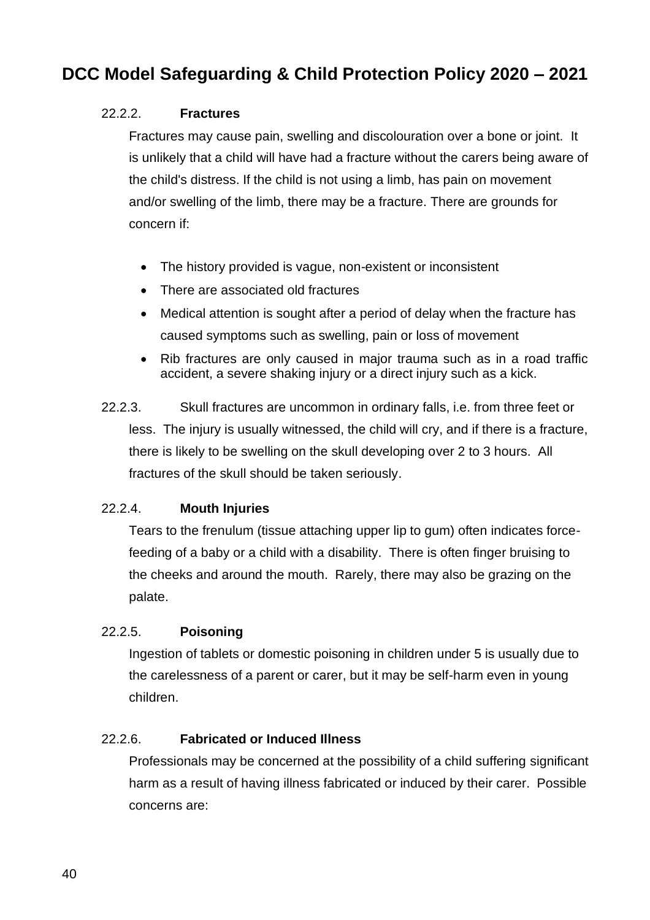22.2.2. **Fractures**

Fractures may cause pain, swelling and discolouration over a bone or joint. It is unlikely that a child will have had a fracture without the carers being aware of the child's distress. If the child is not using a limb, has pain on movement and/or swelling of the limb, there may be a fracture. There are grounds for concern if:

- The history provided is vague, non-existent or inconsistent
- There are associated old fractures
- Medical attention is sought after a period of delay when the fracture has caused symptoms such as swelling, pain or loss of movement
- Rib fractures are only caused in major trauma such as in a road traffic accident, a severe shaking injury or a direct injury such as a kick.

22.2.3. Skull fractures are uncommon in ordinary falls, i.e. from three feet or less. The injury is usually witnessed, the child will cry, and if there is a fracture, there is likely to be swelling on the skull developing over 2 to 3 hours. All fractures of the skull should be taken seriously.

22.2.4. **Mouth Injuries**

Tears to the frenulum (tissue attaching upper lip to gum) often indicates force-feeding of a baby or a child with a disability. There is often finger bruising to the cheeks and around the mouth. Rarely, there may also be grazing on the palate.

22.2.5. **Poisoning**

Ingestion of tablets or domestic poisoning in children under 5 is usually due to the carelessness of a parent or carer, but it may be self-harm even in young children.

22.2.6. **Fabricated or Induced Illness**

Professionals may be concerned at the possibility of a child suffering significant harm as a result of having illness fabricated or induced by their carer. Possible concerns are: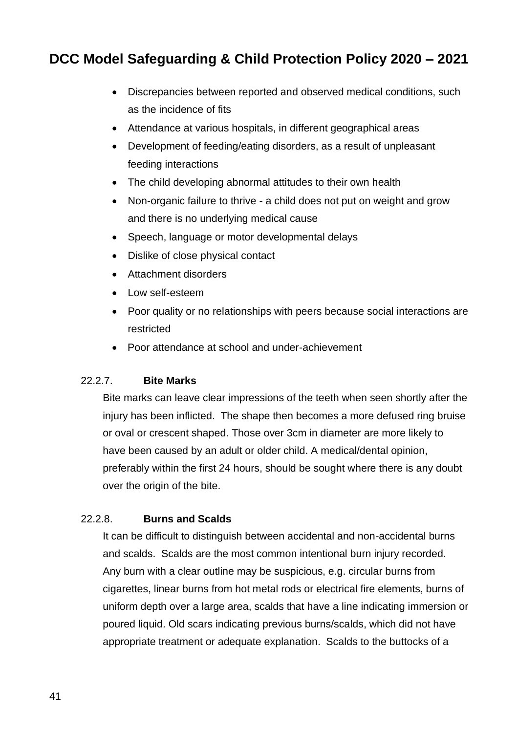- Discrepancies between reported and observed medical conditions, such as the incidence of fits
- Attendance at various hospitals, in different geographical areas
- Development of feeding/eating disorders, as a result of unpleasant feeding interactions
- The child developing abnormal attitudes to their own health
- Non-organic failure to thrive - a child does not put on weight and grow and there is no underlying medical cause
- Speech, language or motor developmental delays
- Dislike of close physical contact
- Attachment disorders
- Low self-esteem
- Poor quality or no relationships with peers because social interactions are restricted
- Poor attendance at school and under-achievement

#### 22.2.7. **Bite Marks**

Bite marks can leave clear impressions of the teeth when seen shortly after the injury has been inflicted. The shape then becomes a more defused ring bruise or oval or crescent shaped. Those over 3cm in diameter are more likely to have been caused by an adult or older child. A medical/dental opinion, preferably within the first 24 hours, should be sought where there is any doubt over the origin of the bite.

#### 22.2.8. **Burns and Scalds**

It can be difficult to distinguish between accidental and non-accidental burns and scalds. Scalds are the most common intentional burn injury recorded. Any burn with a clear outline may be suspicious, e.g. circular burns from cigarettes, linear burns from hot metal rods or electrical fire elements, burns of uniform depth over a large area, scalds that have a line indicating immersion or poured liquid. Old scars indicating previous burns/scalds, which did not have appropriate treatment or adequate explanation. Scalds to the buttocks of a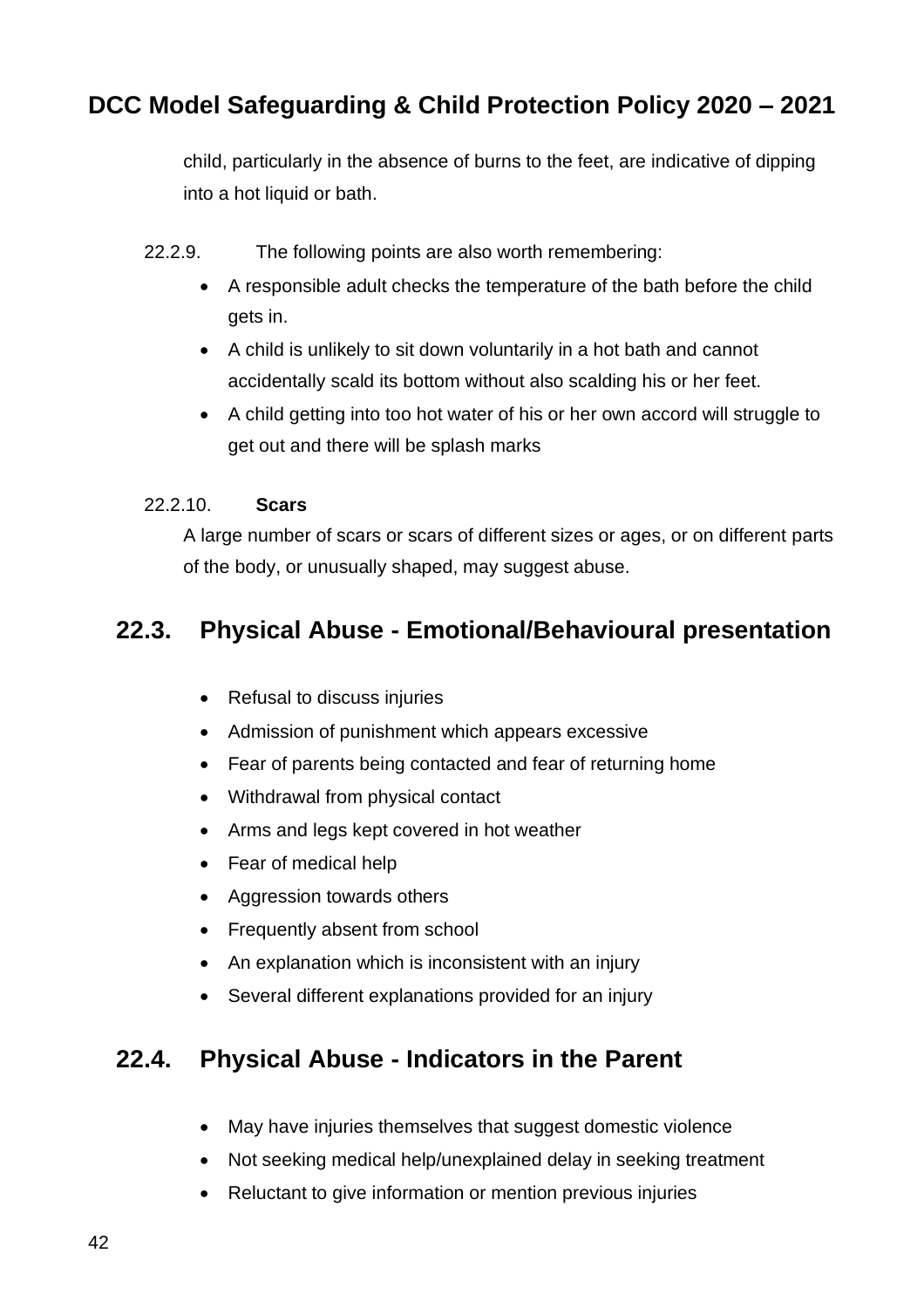child, particularly in the absence of burns to the feet, are indicative of dipping into a hot liquid or bath.

22.2.9. The following points are also worth remembering:

- A responsible adult checks the temperature of the bath before the child gets in.
- A child is unlikely to sit down voluntarily in a hot bath and cannot accidentally scald its bottom without also scalding his or her feet.
- A child getting into too hot water of his or her own accord will struggle to get out and there will be splash marks

22.2.10. **Scars**

A large number of scars or scars of different sizes or ages, or on different parts of the body, or unusually shaped, may suggest abuse.

## 22.3. Physical Abuse - Emotional/Behavioural presentation

- Refusal to discuss injuries
- Admission of punishment which appears excessive
- Fear of parents being contacted and fear of returning home
- Withdrawal from physical contact
- Arms and legs kept covered in hot weather
- Fear of medical help
- Aggression towards others
- Frequently absent from school
- An explanation which is inconsistent with an injury
- Several different explanations provided for an injury

## 22.4. Physical Abuse - Indicators in the Parent

- May have injuries themselves that suggest domestic violence
- Not seeking medical help/unexplained delay in seeking treatment
- Reluctant to give information or mention previous injuries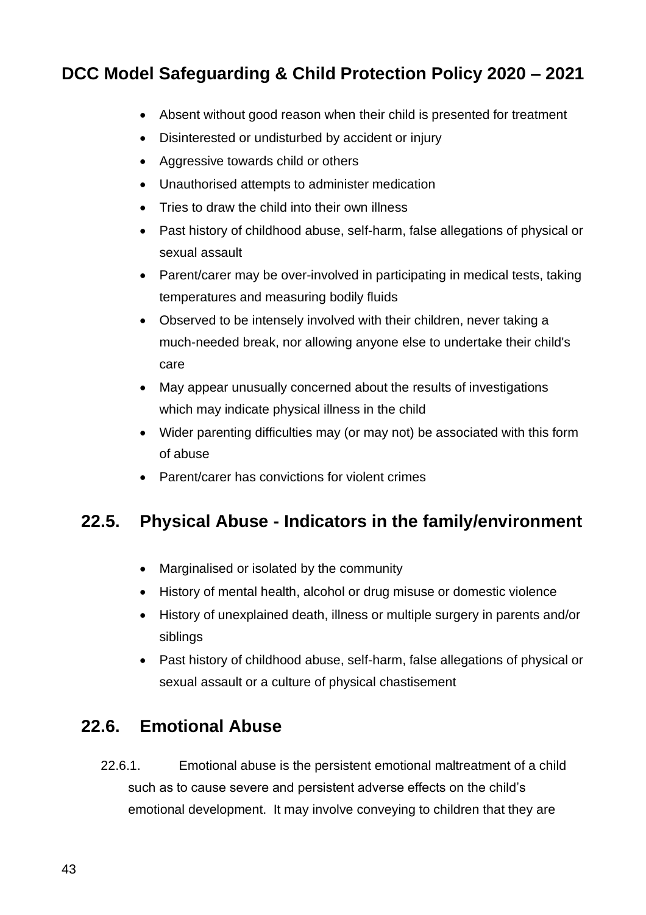- Absent without good reason when their child is presented for treatment
- Disinterested or undisturbed by accident or injury
- Aggressive towards child or others
- Unauthorised attempts to administer medication
- Tries to draw the child into their own illness
- Past history of childhood abuse, self-harm, false allegations of physical or sexual assault
- Parent/carer may be over-involved in participating in medical tests, taking temperatures and measuring bodily fluids
- Observed to be intensely involved with their children, never taking a much-needed break, nor allowing anyone else to undertake their child's care
- May appear unusually concerned about the results of investigations which may indicate physical illness in the child
- Wider parenting difficulties may (or may not) be associated with this form of abuse
- Parent/carer has convictions for violent crimes

## 22.5. Physical Abuse - Indicators in the family/environment

- Marginalised or isolated by the community
- History of mental health, alcohol or drug misuse or domestic violence
- History of unexplained death, illness or multiple surgery in parents and/or siblings
- Past history of childhood abuse, self-harm, false allegations of physical or sexual assault or a culture of physical chastisement

## 22.6. Emotional Abuse

22.6.1. Emotional abuse is the persistent emotional maltreatment of a child such as to cause severe and persistent adverse effects on the child's emotional development. It may involve conveying to children that they are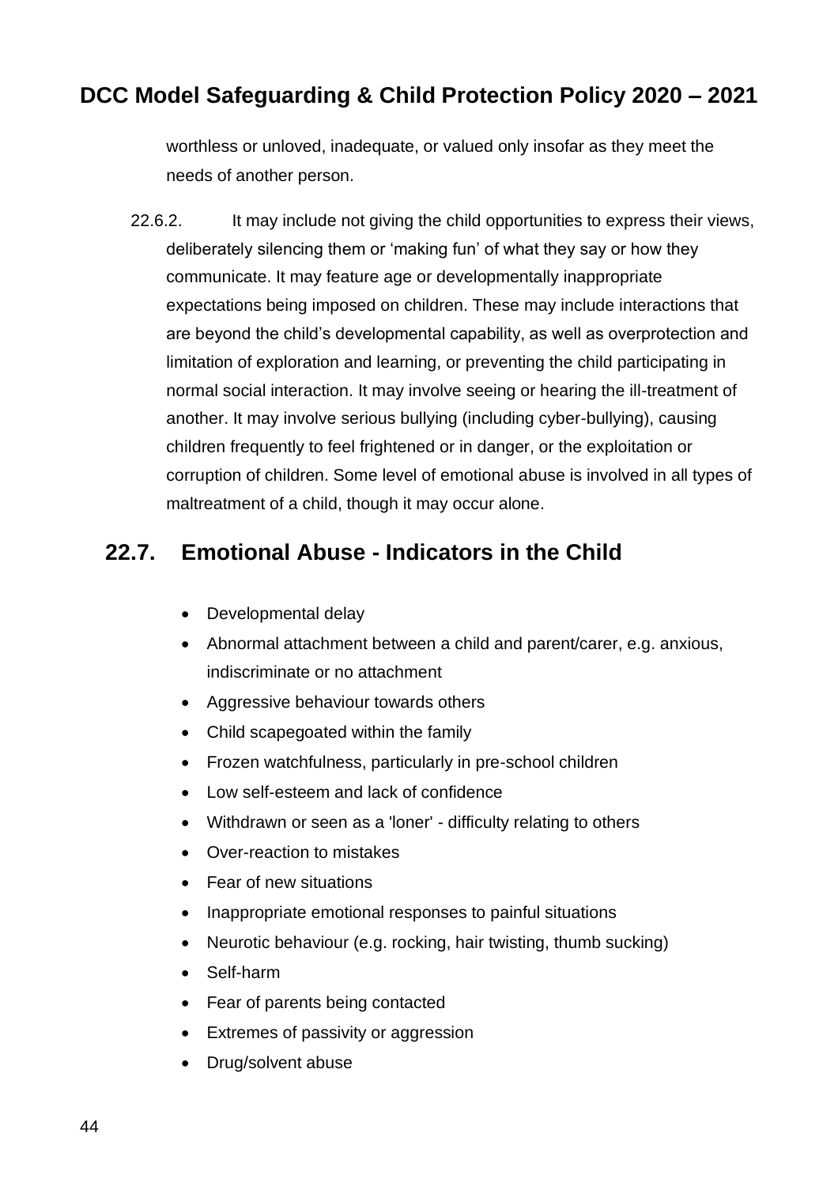worthless or unloved, inadequate, or valued only insofar as they meet the needs of another person.

22.6.2. It may include not giving the child opportunities to express their views, deliberately silencing them or 'making fun' of what they say or how they communicate. It may feature age or developmentally inappropriate expectations being imposed on children. These may include interactions that are beyond the child's developmental capability, as well as overprotection and limitation of exploration and learning, or preventing the child participating in normal social interaction. It may involve seeing or hearing the ill-treatment of another. It may involve serious bullying (including cyber-bullying), causing children frequently to feel frightened or in danger, or the exploitation or corruption of children. Some level of emotional abuse is involved in all types of maltreatment of a child, though it may occur alone.

## 22.7. Emotional Abuse - Indicators in the Child

- Developmental delay
- Abnormal attachment between a child and parent/carer, e.g. anxious, indiscriminate or no attachment
- Aggressive behaviour towards others
- Child scapegoated within the family
- Frozen watchfulness, particularly in pre-school children
- Low self-esteem and lack of confidence
- Withdrawn or seen as a 'loner' - difficulty relating to others
- Over-reaction to mistakes
- Fear of new situations
- Inappropriate emotional responses to painful situations
- Neurotic behaviour (e.g. rocking, hair twisting, thumb sucking)
- Self-harm
- Fear of parents being contacted
- Extremes of passivity or aggression
- Drug/solvent abuse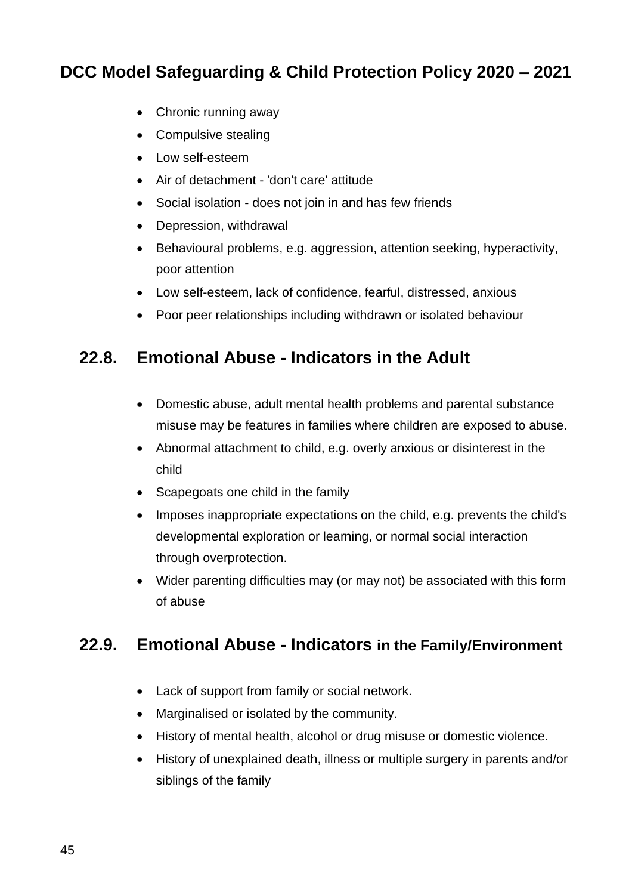- Chronic running away
- Compulsive stealing
- Low self-esteem
- Air of detachment - 'don't care' attitude
- Social isolation - does not join in and has few friends
- Depression, withdrawal
- Behavioural problems, e.g. aggression, attention seeking, hyperactivity, poor attention
- Low self-esteem, lack of confidence, fearful, distressed, anxious
- Poor peer relationships including withdrawn or isolated behaviour

## 22.8. Emotional Abuse - Indicators in the Adult

- Domestic abuse, adult mental health problems and parental substance misuse may be features in families where children are exposed to abuse.
- Abnormal attachment to child, e.g. overly anxious or disinterest in the child
- Scapegoats one child in the family
- Imposes inappropriate expectations on the child, e.g. prevents the child's developmental exploration or learning, or normal social interaction through overprotection.
- Wider parenting difficulties may (or may not) be associated with this form of abuse

## 22.9. Emotional Abuse - Indicators in the Family/Environment

- Lack of support from family or social network.
- Marginalised or isolated by the community.
- History of mental health, alcohol or drug misuse or domestic violence.
- History of unexplained death, illness or multiple surgery in parents and/or siblings of the family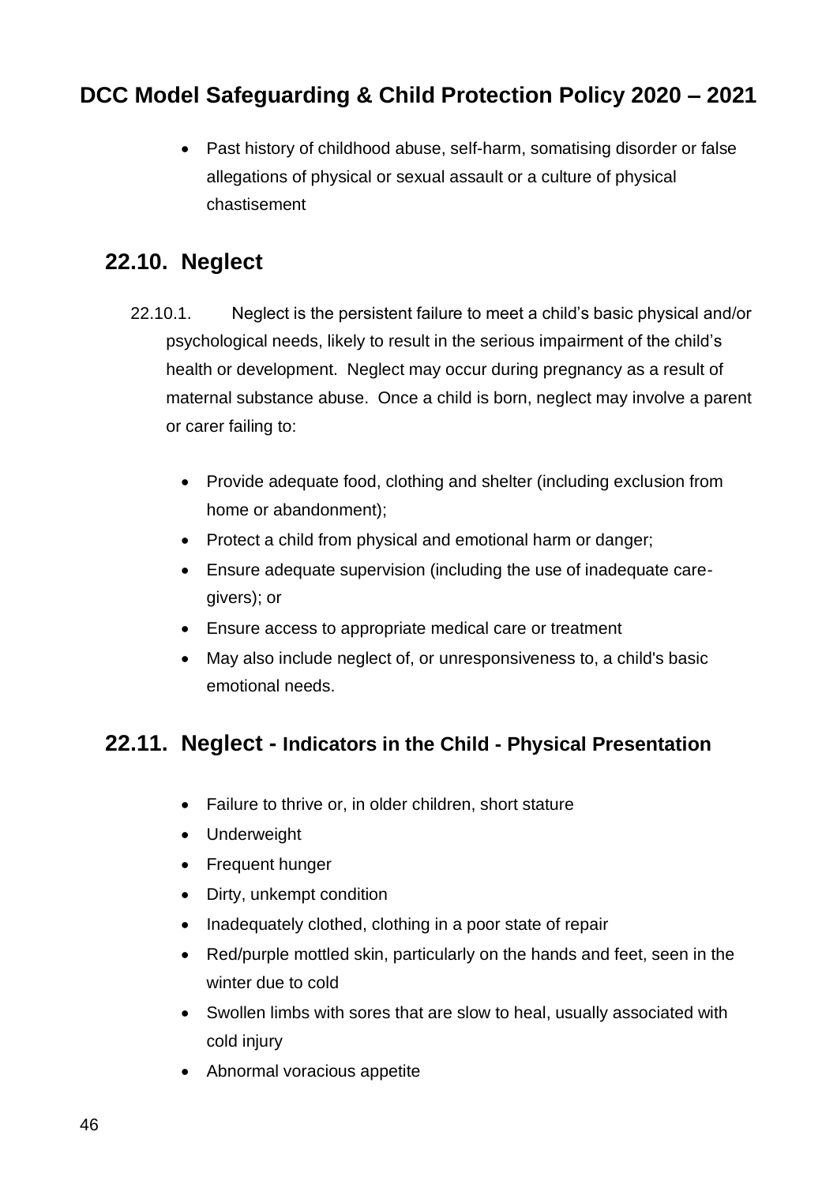- Past history of childhood abuse, self-harm, somatising disorder or false allegations of physical or sexual assault or a culture of physical chastisement

## 22.10. Neglect

22.10.1. Neglect is the persistent failure to meet a child's basic physical and/or psychological needs, likely to result in the serious impairment of the child's health or development. Neglect may occur during pregnancy as a result of maternal substance abuse. Once a child is born, neglect may involve a parent or carer failing to:

- Provide adequate food, clothing and shelter (including exclusion from home or abandonment);
- Protect a child from physical and emotional harm or danger;
- Ensure adequate supervision (including the use of inadequate care-givers); or
- Ensure access to appropriate medical care or treatment
- May also include neglect of, or unresponsiveness to, a child's basic emotional needs.

## 22.11. Neglect - Indicators in the Child - Physical Presentation

- Failure to thrive or, in older children, short stature
- Underweight
- Frequent hunger
- Dirty, unkempt condition
- Inadequately clothed, clothing in a poor state of repair
- Red/purple mottled skin, particularly on the hands and feet, seen in the winter due to cold
- Swollen limbs with sores that are slow to heal, usually associated with cold injury
- Abnormal voracious appetite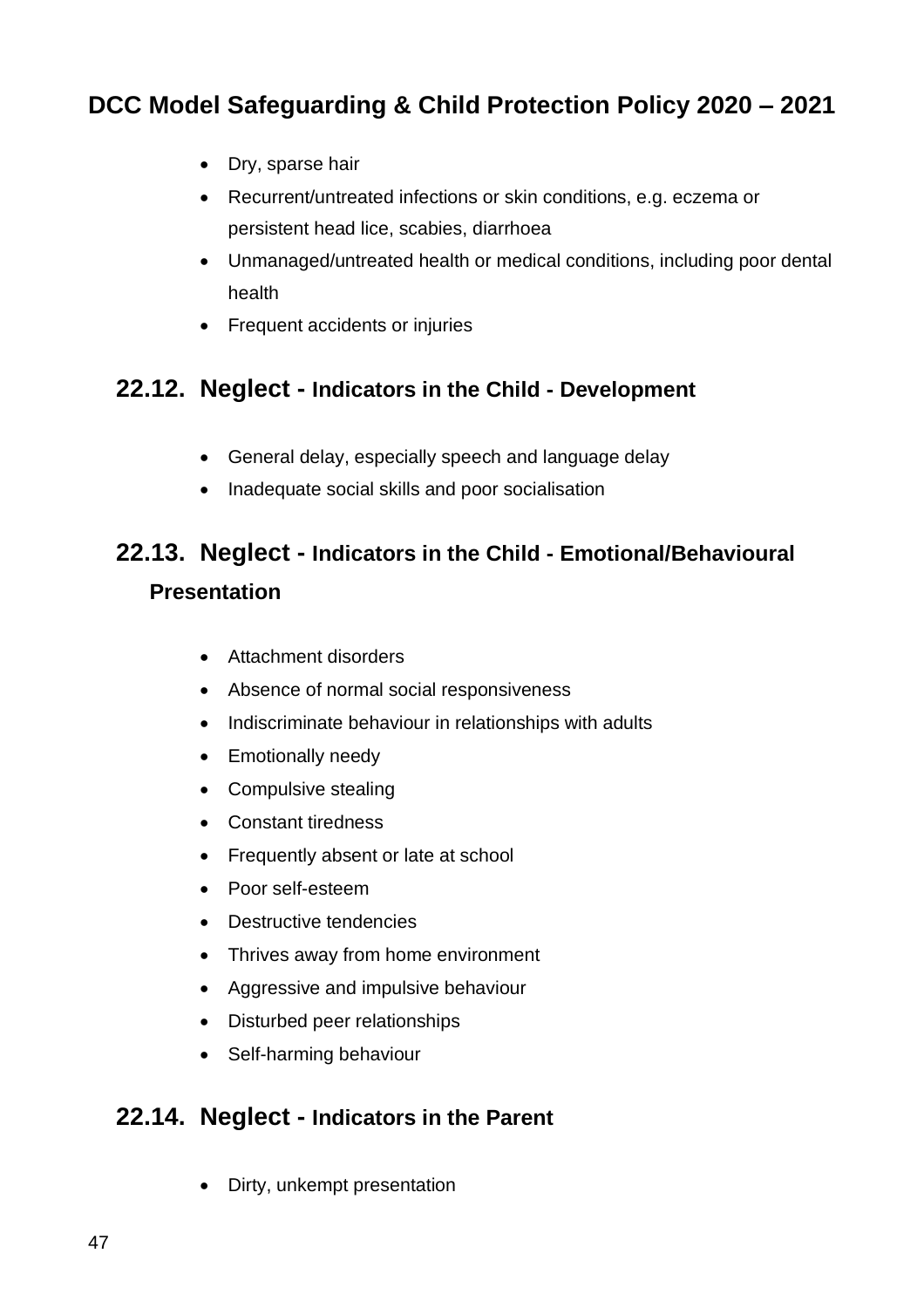- Dry, sparse hair
- Recurrent/untreated infections or skin conditions, e.g. eczema or persistent head lice, scabies, diarrhoea
- Unmanaged/untreated health or medical conditions, including poor dental health
- Frequent accidents or injuries

## 22.12. Neglect - Indicators in the Child - Development

- General delay, especially speech and language delay
- Inadequate social skills and poor socialisation

## 22.13. Neglect - Indicators in the Child - Emotional/Behavioural Presentation

- Attachment disorders
- Absence of normal social responsiveness
- Indiscriminate behaviour in relationships with adults
- Emotionally needy
- Compulsive stealing
- Constant tiredness
- Frequently absent or late at school
- Poor self-esteem
- Destructive tendencies
- Thrives away from home environment
- Aggressive and impulsive behaviour
- Disturbed peer relationships
- Self-harming behaviour

## 22.14. Neglect - Indicators in the Parent

- Dirty, unkempt presentation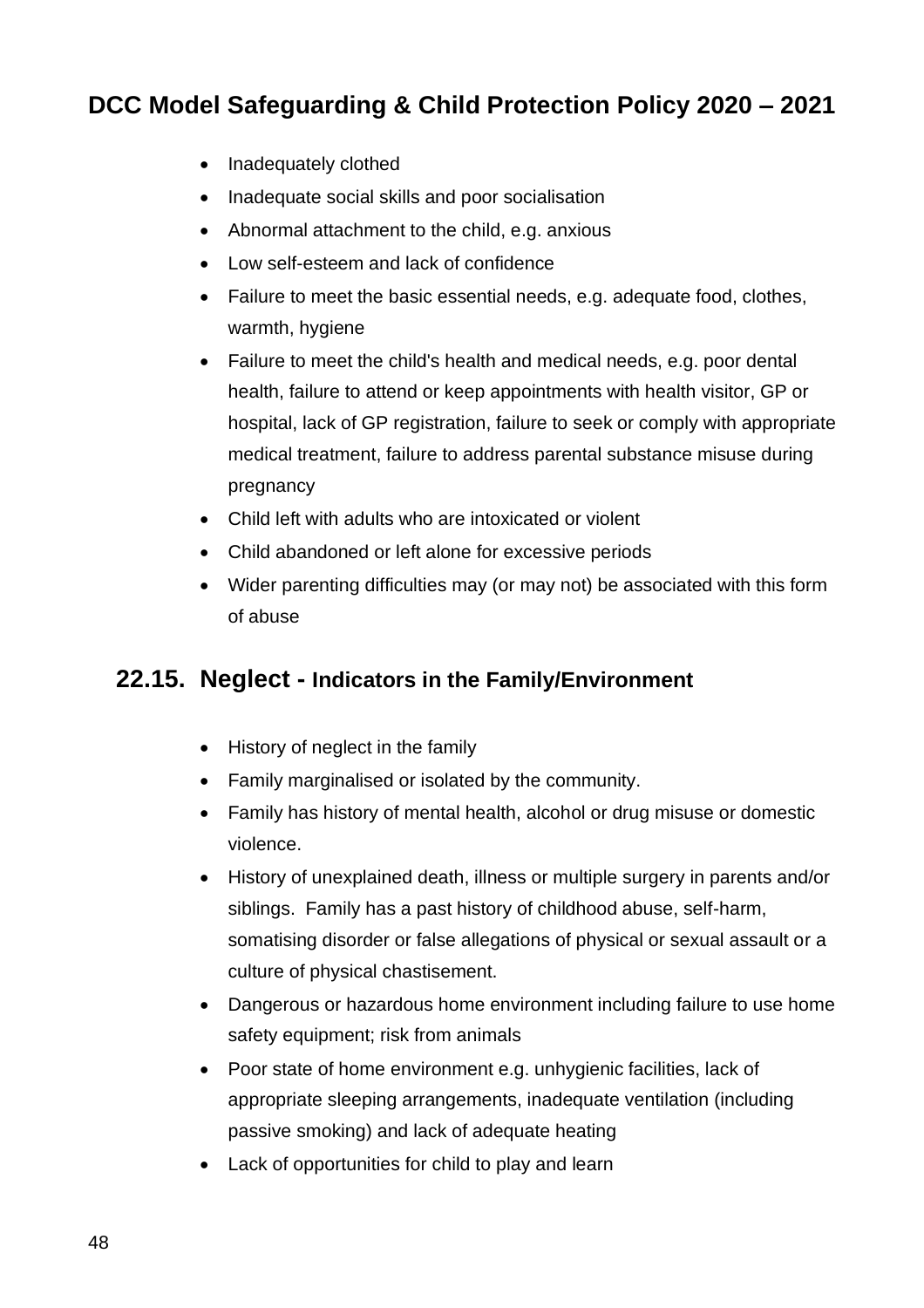- Inadequately clothed
- Inadequate social skills and poor socialisation
- Abnormal attachment to the child, e.g. anxious
- Low self-esteem and lack of confidence
- Failure to meet the basic essential needs, e.g. adequate food, clothes, warmth, hygiene
- Failure to meet the child's health and medical needs, e.g. poor dental health, failure to attend or keep appointments with health visitor, GP or hospital, lack of GP registration, failure to seek or comply with appropriate medical treatment, failure to address parental substance misuse during pregnancy
- Child left with adults who are intoxicated or violent
- Child abandoned or left alone for excessive periods
- Wider parenting difficulties may (or may not) be associated with this form of abuse

## 22.15. Neglect - Indicators in the Family/Environment

- History of neglect in the family
- Family marginalised or isolated by the community.
- Family has history of mental health, alcohol or drug misuse or domestic violence.
- History of unexplained death, illness or multiple surgery in parents and/or siblings. Family has a past history of childhood abuse, self-harm, somatising disorder or false allegations of physical or sexual assault or a culture of physical chastisement.
- Dangerous or hazardous home environment including failure to use home safety equipment; risk from animals
- Poor state of home environment e.g. unhygienic facilities, lack of appropriate sleeping arrangements, inadequate ventilation (including passive smoking) and lack of adequate heating
- Lack of opportunities for child to play and learn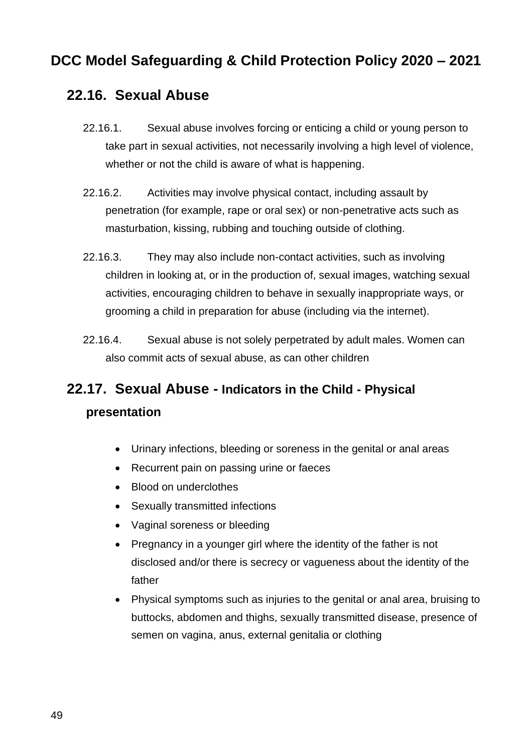## 22.16. Sexual Abuse

22.16.1. Sexual abuse involves forcing or enticing a child or young person to take part in sexual activities, not necessarily involving a high level of violence, whether or not the child is aware of what is happening.

22.16.2. Activities may involve physical contact, including assault by penetration (for example, rape or oral sex) or non-penetrative acts such as masturbation, kissing, rubbing and touching outside of clothing.

22.16.3. They may also include non-contact activities, such as involving children in looking at, or in the production of, sexual images, watching sexual activities, encouraging children to behave in sexually inappropriate ways, or grooming a child in preparation for abuse (including via the internet).

22.16.4. Sexual abuse is not solely perpetrated by adult males. Women can also commit acts of sexual abuse, as can other children

## 22.17. Sexual Abuse - Indicators in the Child - Physical presentation

- Urinary infections, bleeding or soreness in the genital or anal areas
- Recurrent pain on passing urine or faeces
- Blood on underclothes
- Sexually transmitted infections
- Vaginal soreness or bleeding
- Pregnancy in a younger girl where the identity of the father is not disclosed and/or there is secrecy or vagueness about the identity of the father
- Physical symptoms such as injuries to the genital or anal area, bruising to buttocks, abdomen and thighs, sexually transmitted disease, presence of semen on vagina, anus, external genitalia or clothing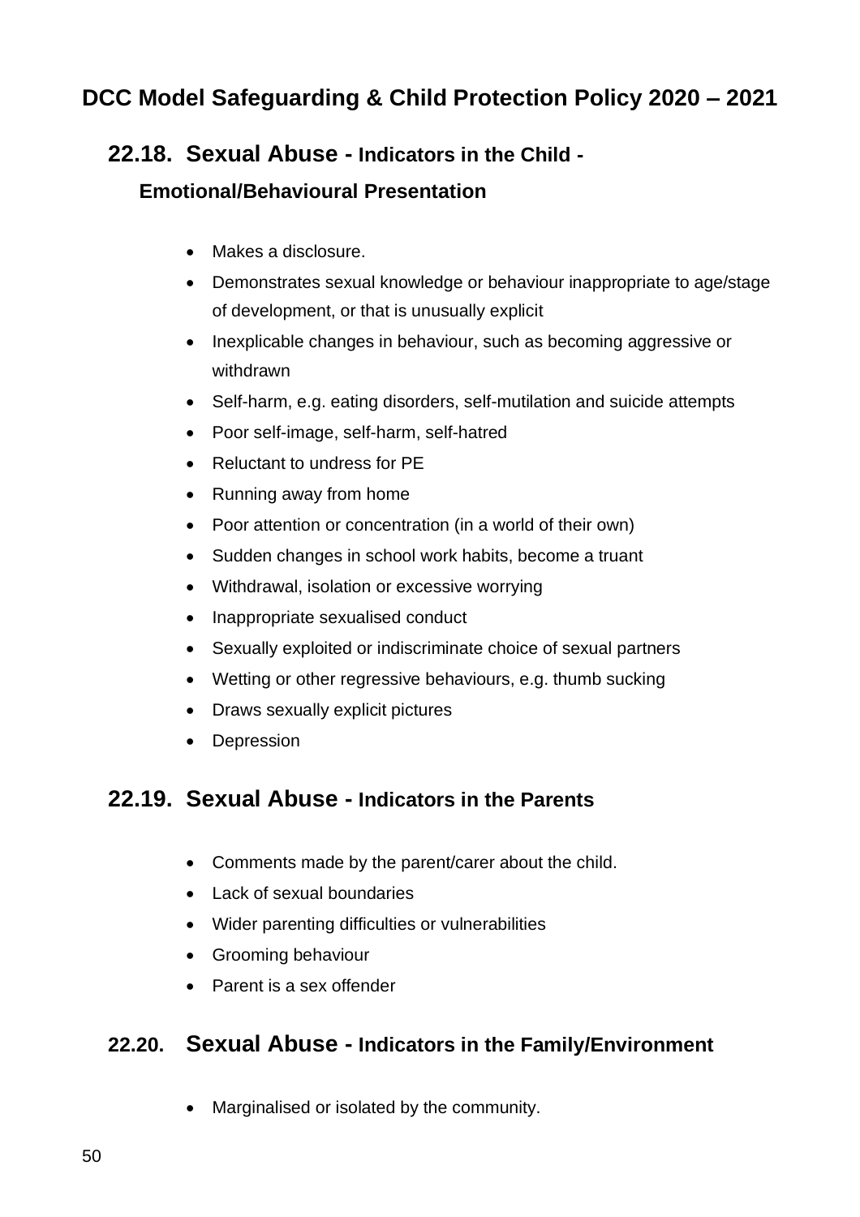### 22.18. Sexual Abuse - Indicators in the Child - Emotional/Behavioural Presentation

- Makes a disclosure.
- Demonstrates sexual knowledge or behaviour inappropriate to age/stage of development, or that is unusually explicit
- Inexplicable changes in behaviour, such as becoming aggressive or withdrawn
- Self-harm, e.g. eating disorders, self-mutilation and suicide attempts
- Poor self-image, self-harm, self-hatred
- Reluctant to undress for PE
- Running away from home
- Poor attention or concentration (in a world of their own)
- Sudden changes in school work habits, become a truant
- Withdrawal, isolation or excessive worrying
- Inappropriate sexualised conduct
- Sexually exploited or indiscriminate choice of sexual partners
- Wetting or other regressive behaviours, e.g. thumb sucking
- Draws sexually explicit pictures
- Depression

### 22.19. Sexual Abuse - Indicators in the Parents

- Comments made by the parent/carer about the child.
- Lack of sexual boundaries
- Wider parenting difficulties or vulnerabilities
- Grooming behaviour
- Parent is a sex offender

### 22.20. Sexual Abuse - Indicators in the Family/Environment

- Marginalised or isolated by the community.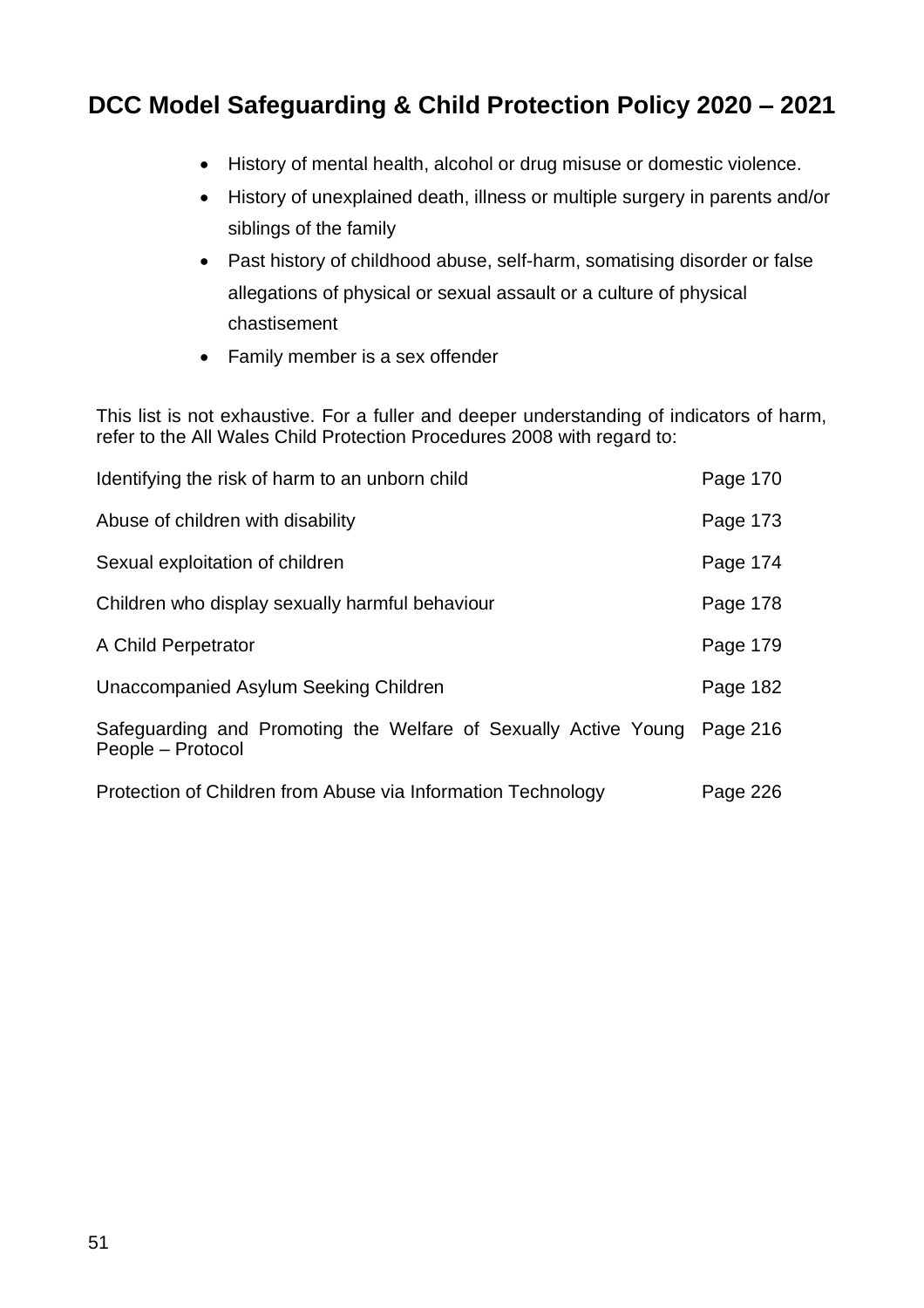- History of mental health, alcohol or drug misuse or domestic violence.
- History of unexplained death, illness or multiple surgery in parents and/or siblings of the family
- Past history of childhood abuse, self-harm, somatising disorder or false allegations of physical or sexual assault or a culture of physical chastisement
- Family member is a sex offender

This list is not exhaustive. For a fuller and deeper understanding of indicators of harm, refer to the All Wales Child Protection Procedures 2008 with regard to:

| | |
|---|---|
| Identifying the risk of harm to an unborn child | Page 170 |
| Abuse of children with disability | Page 173 |
| Sexual exploitation of children | Page 174 |
| Children who display sexually harmful behaviour | Page 178 |
| A Child Perpetrator | Page 179 |
| Unaccompanied Asylum Seeking Children | Page 182 |
| Safeguarding and Promoting the Welfare of Sexually Active Young People – Protocol | Page 216 |
| Protection of Children from Abuse via Information Technology | Page 226 |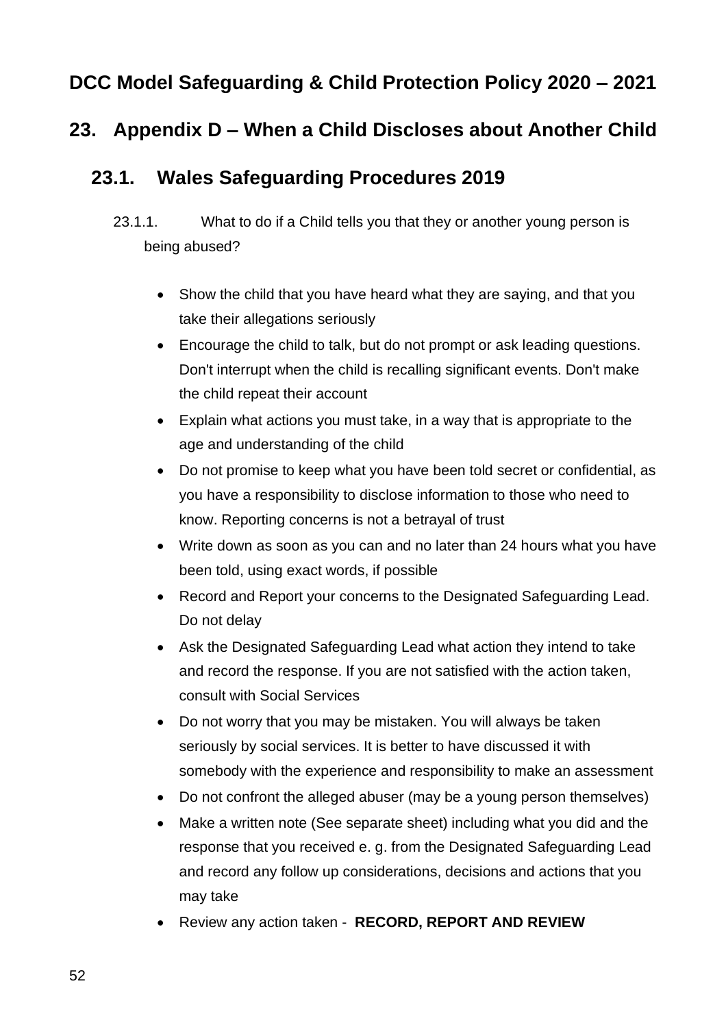## DCC Model Safeguarding & Child Protection Policy 2020 – 2021

# 23. Appendix D – When a Child Discloses about Another Child

## 23.1. Wales Safeguarding Procedures 2019

23.1.1. What to do if a Child tells you that they or another young person is being abused?

- Show the child that you have heard what they are saying, and that you take their allegations seriously
- Encourage the child to talk, but do not prompt or ask leading questions. Don't interrupt when the child is recalling significant events. Don't make the child repeat their account
- Explain what actions you must take, in a way that is appropriate to the age and understanding of the child
- Do not promise to keep what you have been told secret or confidential, as you have a responsibility to disclose information to those who need to know. Reporting concerns is not a betrayal of trust
- Write down as soon as you can and no later than 24 hours what you have been told, using exact words, if possible
- Record and Report your concerns to the Designated Safeguarding Lead. Do not delay
- Ask the Designated Safeguarding Lead what action they intend to take and record the response. If you are not satisfied with the action taken, consult with Social Services
- Do not worry that you may be mistaken. You will always be taken seriously by social services. It is better to have discussed it with somebody with the experience and responsibility to make an assessment
- Do not confront the alleged abuser (may be a young person themselves)
- Make a written note (See separate sheet) including what you did and the response that you received e. g. from the Designated Safeguarding Lead and record any follow up considerations, decisions and actions that you may take
- Review any action taken - **RECORD, REPORT AND REVIEW**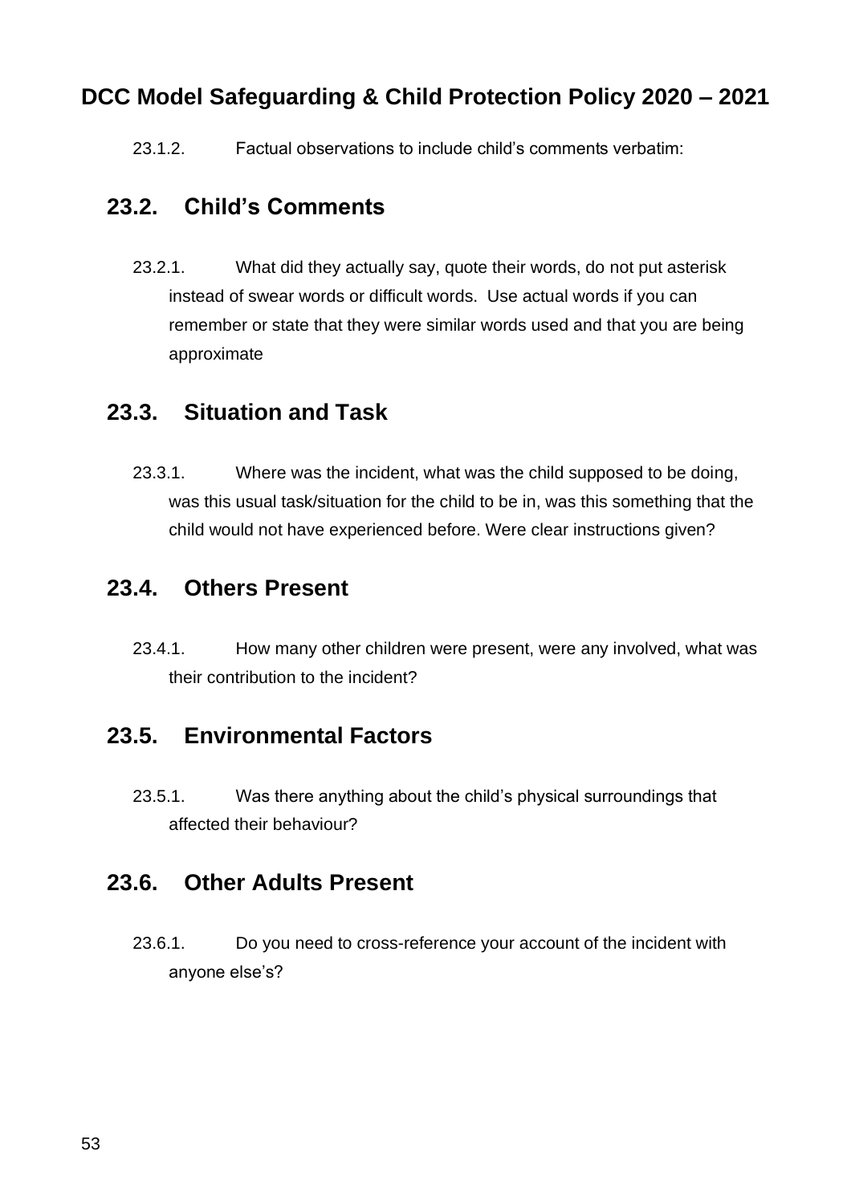23.1.2. Factual observations to include child's comments verbatim:

## 23.2. Child's Comments

23.2.1. What did they actually say, quote their words, do not put asterisk instead of swear words or difficult words. Use actual words if you can remember or state that they were similar words used and that you are being approximate

## 23.3. Situation and Task

23.3.1. Where was the incident, what was the child supposed to be doing, was this usual task/situation for the child to be in, was this something that the child would not have experienced before. Were clear instructions given?

## 23.4. Others Present

23.4.1. How many other children were present, were any involved, what was their contribution to the incident?

## 23.5. Environmental Factors

23.5.1. Was there anything about the child's physical surroundings that affected their behaviour?

## 23.6. Other Adults Present

23.6.1. Do you need to cross-reference your account of the incident with anyone else's?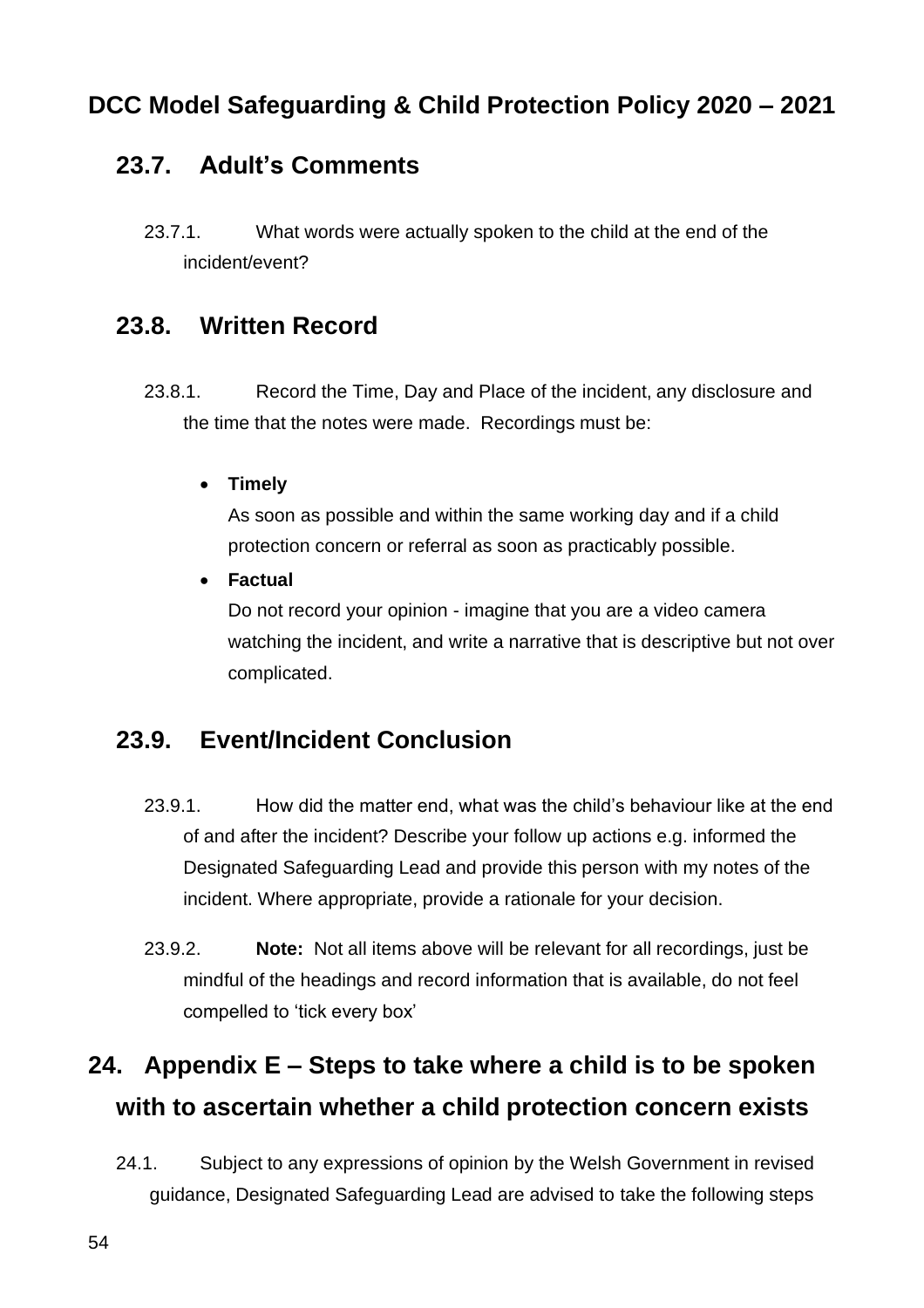## 23.7. Adult's Comments

23.7.1. What words were actually spoken to the child at the end of the incident/event?

## 23.8. Written Record

23.8.1. Record the Time, Day and Place of the incident, any disclosure and the time that the notes were made. Recordings must be:

- **Timely**
  As soon as possible and within the same working day and if a child protection concern or referral as soon as practicably possible.
- **Factual**
  Do not record your opinion - imagine that you are a video camera watching the incident, and write a narrative that is descriptive but not over complicated.

## 23.9. Event/Incident Conclusion

23.9.1. How did the matter end, what was the child's behaviour like at the end of and after the incident? Describe your follow up actions e.g. informed the Designated Safeguarding Lead and provide this person with my notes of the incident. Where appropriate, provide a rationale for your decision.

23.9.2. **Note:** Not all items above will be relevant for all recordings, just be mindful of the headings and record information that is available, do not feel compelled to 'tick every box'

# 24. Appendix E – Steps to take where a child is to be spoken with to ascertain whether a child protection concern exists

24.1. Subject to any expressions of opinion by the Welsh Government in revised guidance, Designated Safeguarding Lead are advised to take the following steps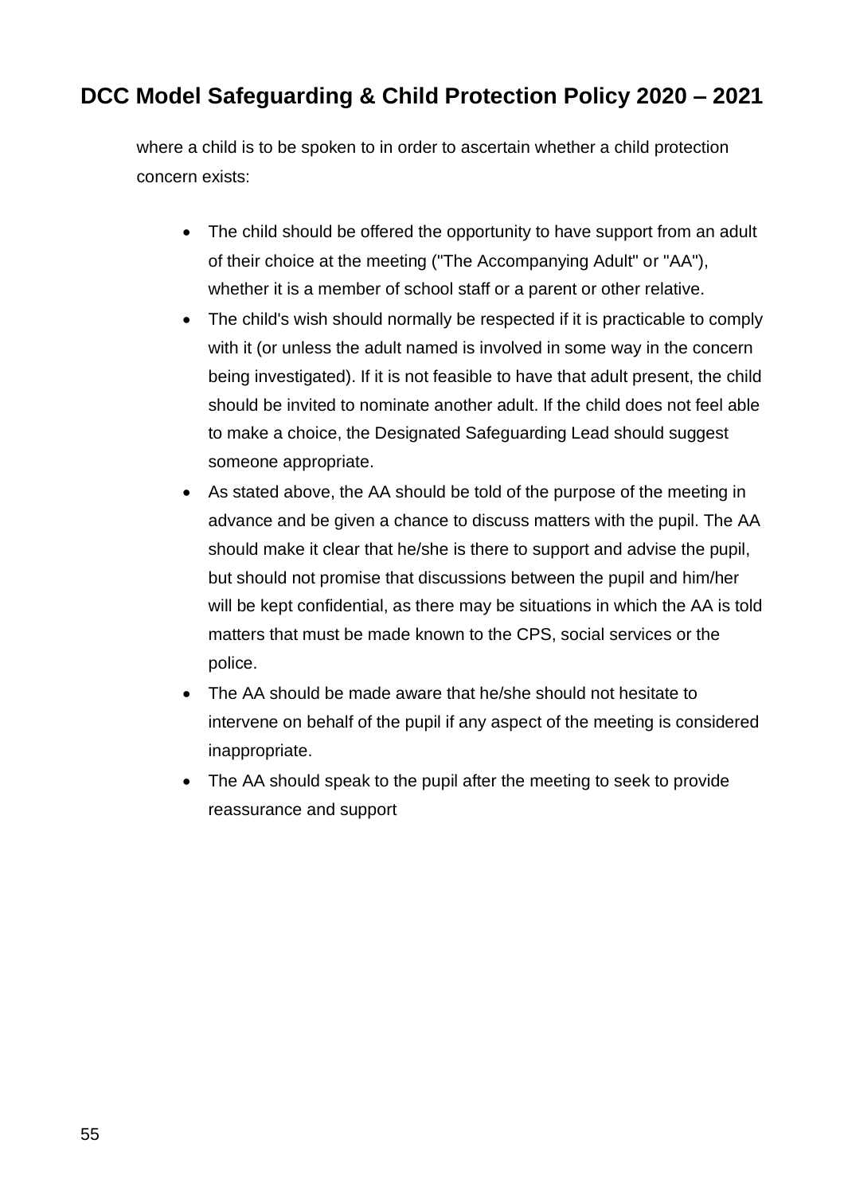where a child is to be spoken to in order to ascertain whether a child protection concern exists:

- The child should be offered the opportunity to have support from an adult of their choice at the meeting ("The Accompanying Adult" or "AA"), whether it is a member of school staff or a parent or other relative.
- The child's wish should normally be respected if it is practicable to comply with it (or unless the adult named is involved in some way in the concern being investigated). If it is not feasible to have that adult present, the child should be invited to nominate another adult. If the child does not feel able to make a choice, the Designated Safeguarding Lead should suggest someone appropriate.
- As stated above, the AA should be told of the purpose of the meeting in advance and be given a chance to discuss matters with the pupil. The AA should make it clear that he/she is there to support and advise the pupil, but should not promise that discussions between the pupil and him/her will be kept confidential, as there may be situations in which the AA is told matters that must be made known to the CPS, social services or the police.
- The AA should be made aware that he/she should not hesitate to intervene on behalf of the pupil if any aspect of the meeting is considered inappropriate.
- The AA should speak to the pupil after the meeting to seek to provide reassurance and support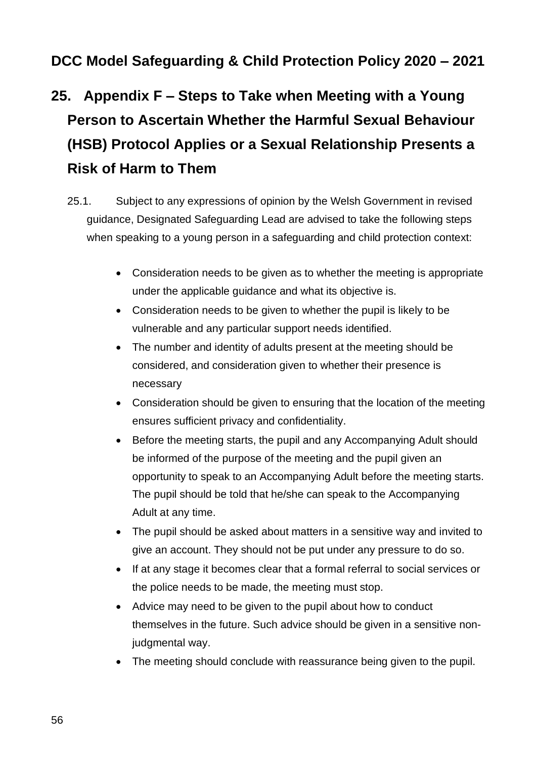## 25. Appendix F – Steps to Take when Meeting with a Young Person to Ascertain Whether the Harmful Sexual Behaviour (HSB) Protocol Applies or a Sexual Relationship Presents a Risk of Harm to Them

25.1. Subject to any expressions of opinion by the Welsh Government in revised guidance, Designated Safeguarding Lead are advised to take the following steps when speaking to a young person in a safeguarding and child protection context:

- Consideration needs to be given as to whether the meeting is appropriate under the applicable guidance and what its objective is.
- Consideration needs to be given to whether the pupil is likely to be vulnerable and any particular support needs identified.
- The number and identity of adults present at the meeting should be considered, and consideration given to whether their presence is necessary
- Consideration should be given to ensuring that the location of the meeting ensures sufficient privacy and confidentiality.
- Before the meeting starts, the pupil and any Accompanying Adult should be informed of the purpose of the meeting and the pupil given an opportunity to speak to an Accompanying Adult before the meeting starts. The pupil should be told that he/she can speak to the Accompanying Adult at any time.
- The pupil should be asked about matters in a sensitive way and invited to give an account. They should not be put under any pressure to do so.
- If at any stage it becomes clear that a formal referral to social services or the police needs to be made, the meeting must stop.
- Advice may need to be given to the pupil about how to conduct themselves in the future. Such advice should be given in a sensitive non-judgmental way.
- The meeting should conclude with reassurance being given to the pupil.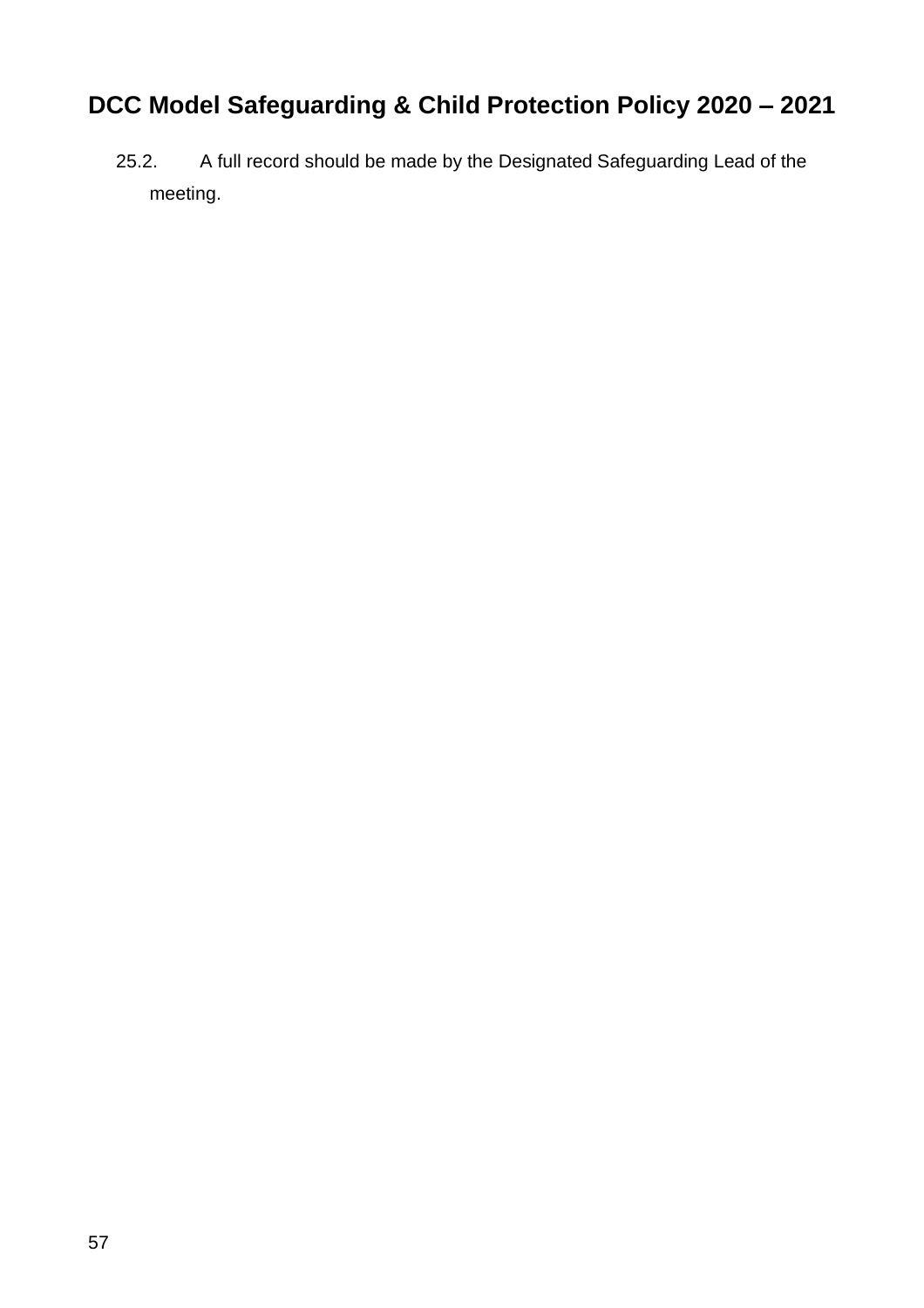25.2. A full record should be made by the Designated Safeguarding Lead of the meeting.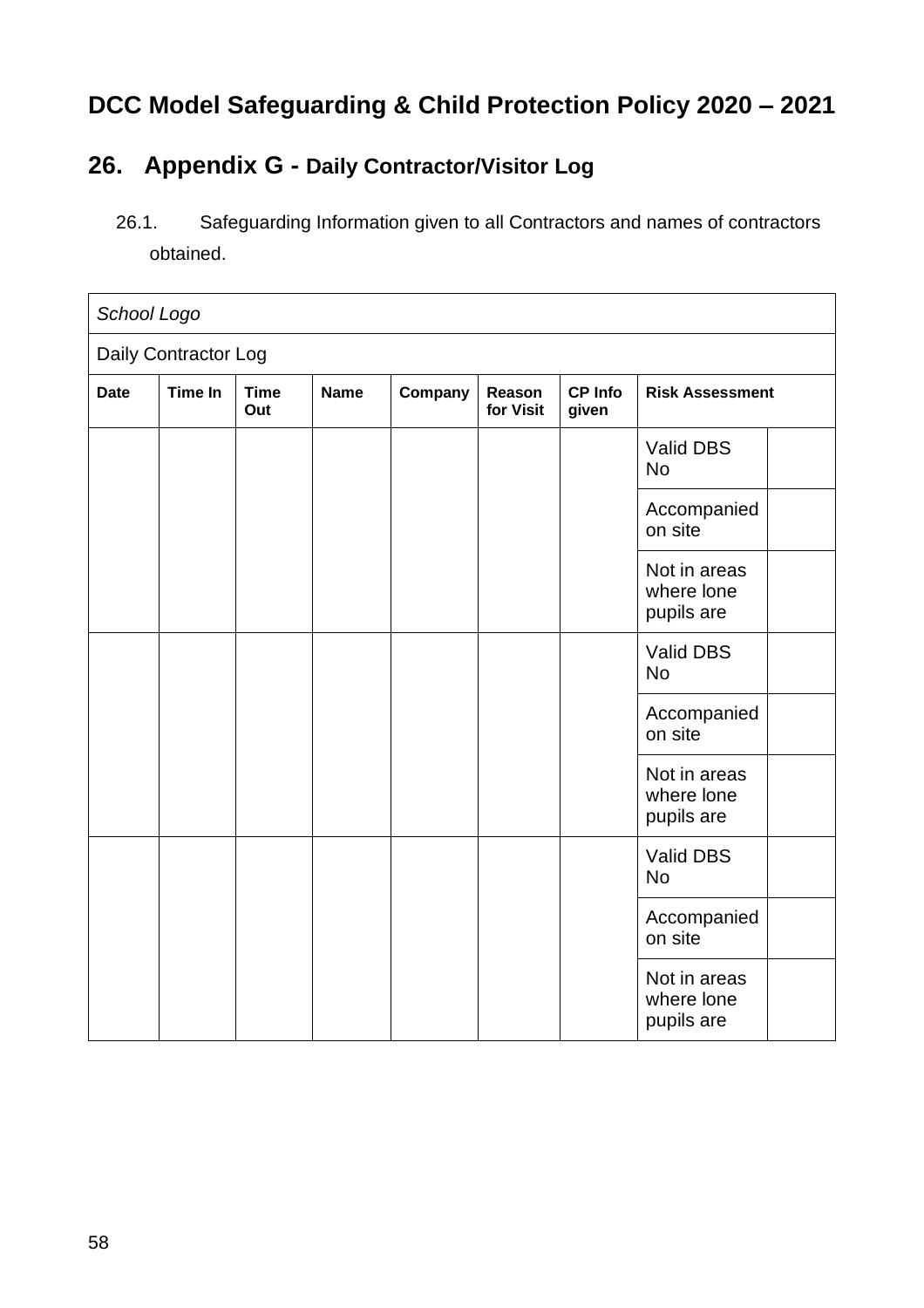# DCC Model Safeguarding & Child Protection Policy 2020 – 2021

## 26. Appendix G - Daily Contractor/Visitor Log

26.1. Safeguarding Information given to all Contractors and names of contractors obtained.

| *School Logo* | | | | | | | | |
|---|---|---|---|---|---|---|---|---|
| Daily Contractor Log | | | | | | | | |
| **Date** | **Time In** | **Time Out** | **Name** | **Company** | **Reason for Visit** | **CP Info given** | **Risk Assessment** | |
| | | | | | | | Valid DBS No | |
| | | | | | | | Accompanied on site | |
| | | | | | | | Not in areas where lone pupils are | |
| | | | | | | | Valid DBS No | |
| | | | | | | | Accompanied on site | |
| | | | | | | | Not in areas where lone pupils are | |
| | | | | | | | Valid DBS No | |
| | | | | | | | Accompanied on site | |
| | | | | | | | Not in areas where lone pupils are | |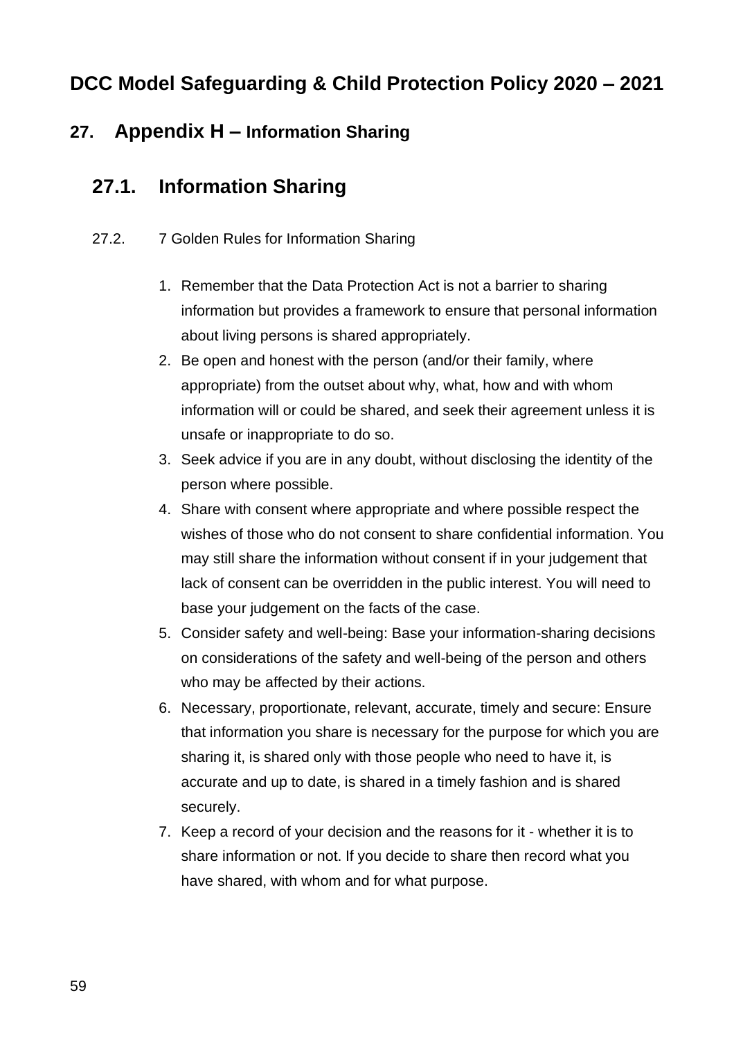# DCC Model Safeguarding & Child Protection Policy 2020 – 2021

## 27. Appendix H – Information Sharing

### 27.1. Information Sharing

27.2. 7 Golden Rules for Information Sharing

1. Remember that the Data Protection Act is not a barrier to sharing information but provides a framework to ensure that personal information about living persons is shared appropriately.
2. Be open and honest with the person (and/or their family, where appropriate) from the outset about why, what, how and with whom information will or could be shared, and seek their agreement unless it is unsafe or inappropriate to do so.
3. Seek advice if you are in any doubt, without disclosing the identity of the person where possible.
4. Share with consent where appropriate and where possible respect the wishes of those who do not consent to share confidential information. You may still share the information without consent if in your judgement that lack of consent can be overridden in the public interest. You will need to base your judgement on the facts of the case.
5. Consider safety and well-being: Base your information-sharing decisions on considerations of the safety and well-being of the person and others who may be affected by their actions.
6. Necessary, proportionate, relevant, accurate, timely and secure: Ensure that information you share is necessary for the purpose for which you are sharing it, is shared only with those people who need to have it, is accurate and up to date, is shared in a timely fashion and is shared securely.
7. Keep a record of your decision and the reasons for it - whether it is to share information or not. If you decide to share then record what you have shared, with whom and for what purpose.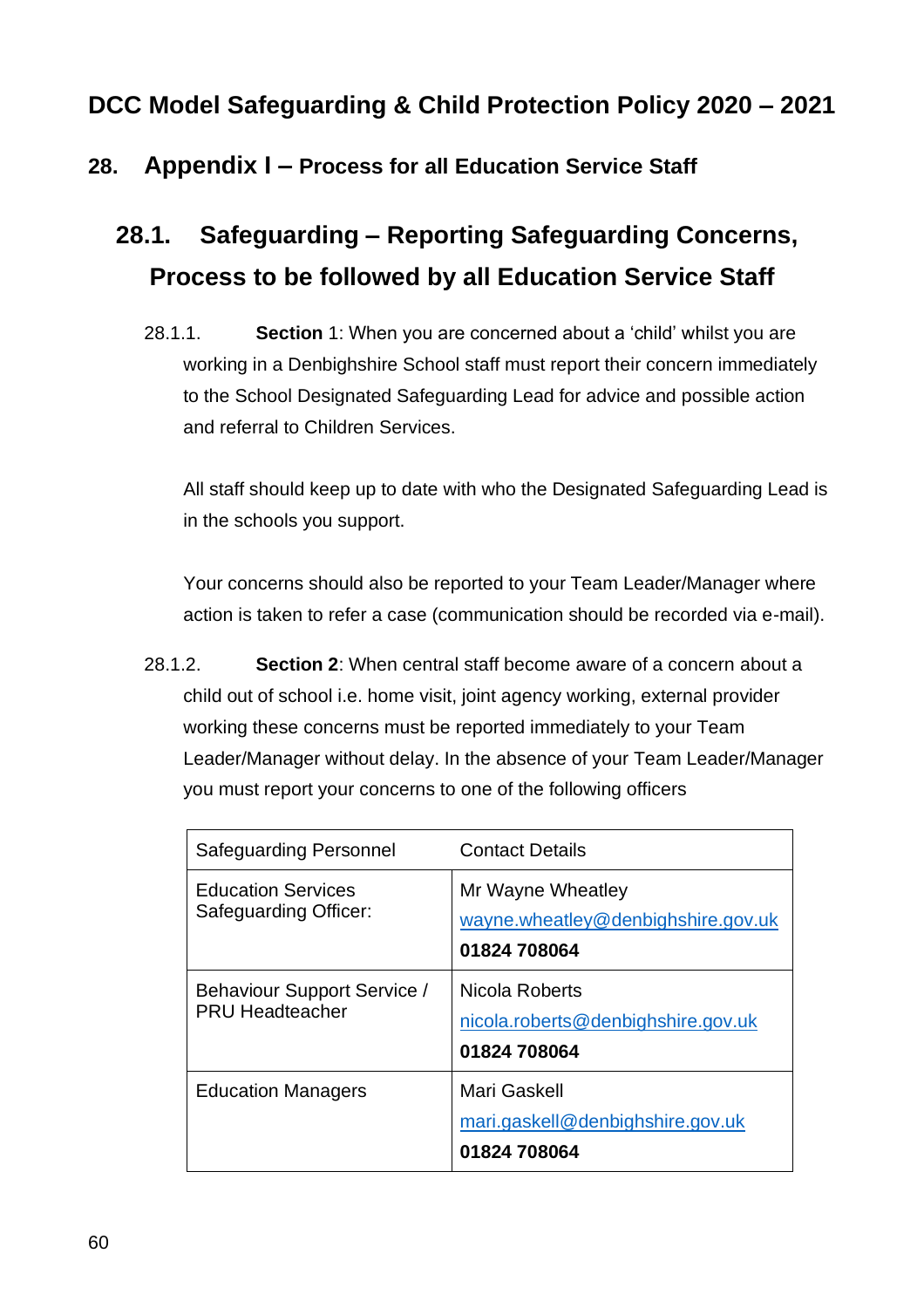# DCC Model Safeguarding & Child Protection Policy 2020 – 2021

## 28. Appendix I – Process for all Education Service Staff

### 28.1. Safeguarding – Reporting Safeguarding Concerns, Process to be followed by all Education Service Staff

28.1.1. **Section** 1: When you are concerned about a 'child' whilst you are working in a Denbighshire School staff must report their concern immediately to the School Designated Safeguarding Lead for advice and possible action and referral to Children Services.

All staff should keep up to date with who the Designated Safeguarding Lead is in the schools you support.

Your concerns should also be reported to your Team Leader/Manager where action is taken to refer a case (communication should be recorded via e-mail).

28.1.2. **Section 2**: When central staff become aware of a concern about a child out of school i.e. home visit, joint agency working, external provider working these concerns must be reported immediately to your Team Leader/Manager without delay. In the absence of your Team Leader/Manager you must report your concerns to one of the following officers

| Safeguarding Personnel | Contact Details |
|---|---|
| Education Services Safeguarding Officer: | Mr Wayne Wheatley<br>wayne.wheatley@denbighshire.gov.uk<br>**01824 708064** |
| Behaviour Support Service / PRU Headteacher | Nicola Roberts<br>nicola.roberts@denbighshire.gov.uk<br>**01824 708064** |
| Education Managers | Mari Gaskell<br>mari.gaskell@denbighshire.gov.uk<br>**01824 708064** |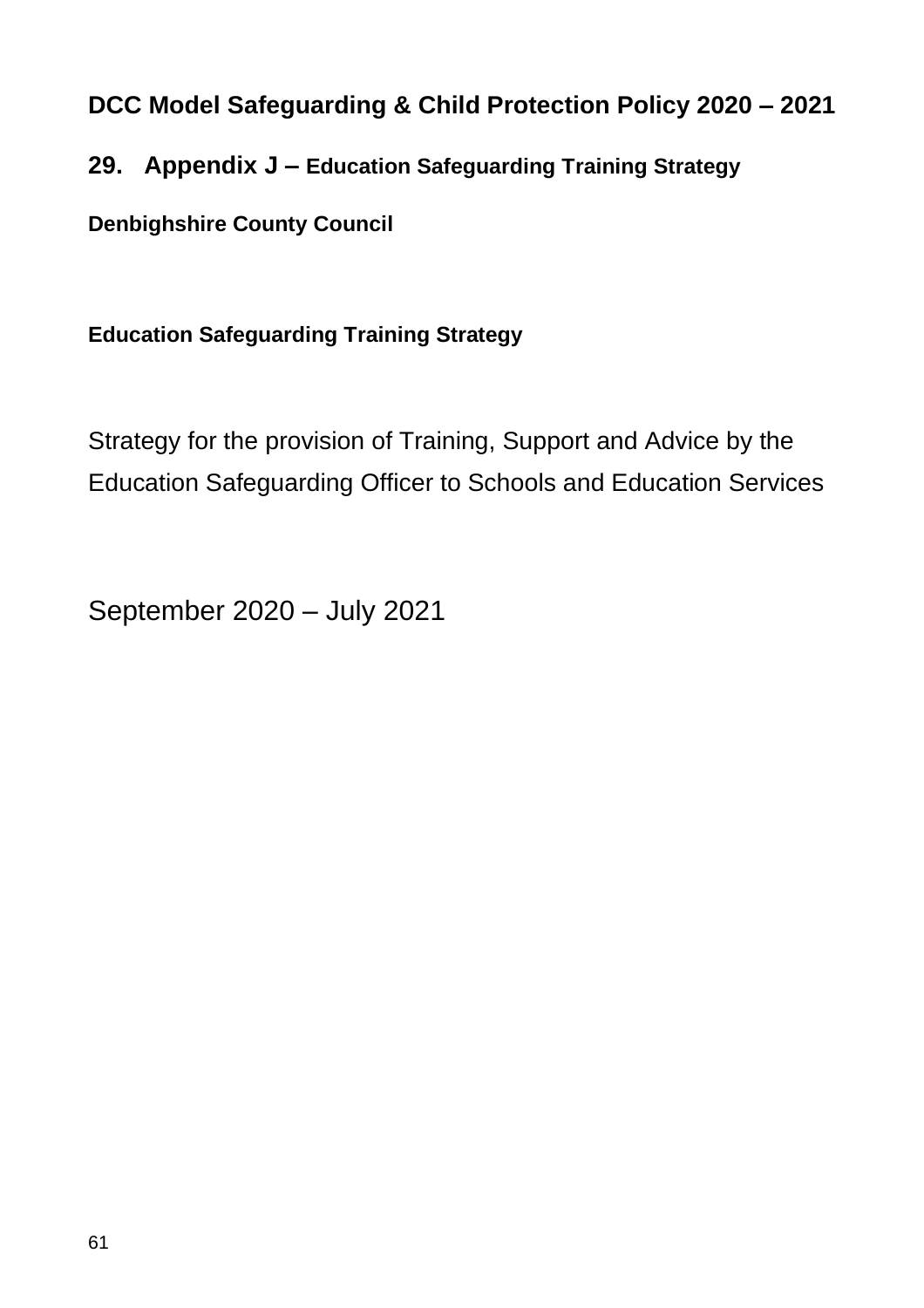**DCC Model Safeguarding & Child Protection Policy 2020 – 2021**

## 29. Appendix J – Education Safeguarding Training Strategy

**Denbighshire County Council**

**Education Safeguarding Training Strategy**

Strategy for the provision of Training, Support and Advice by the Education Safeguarding Officer to Schools and Education Services

September 2020 – July 2021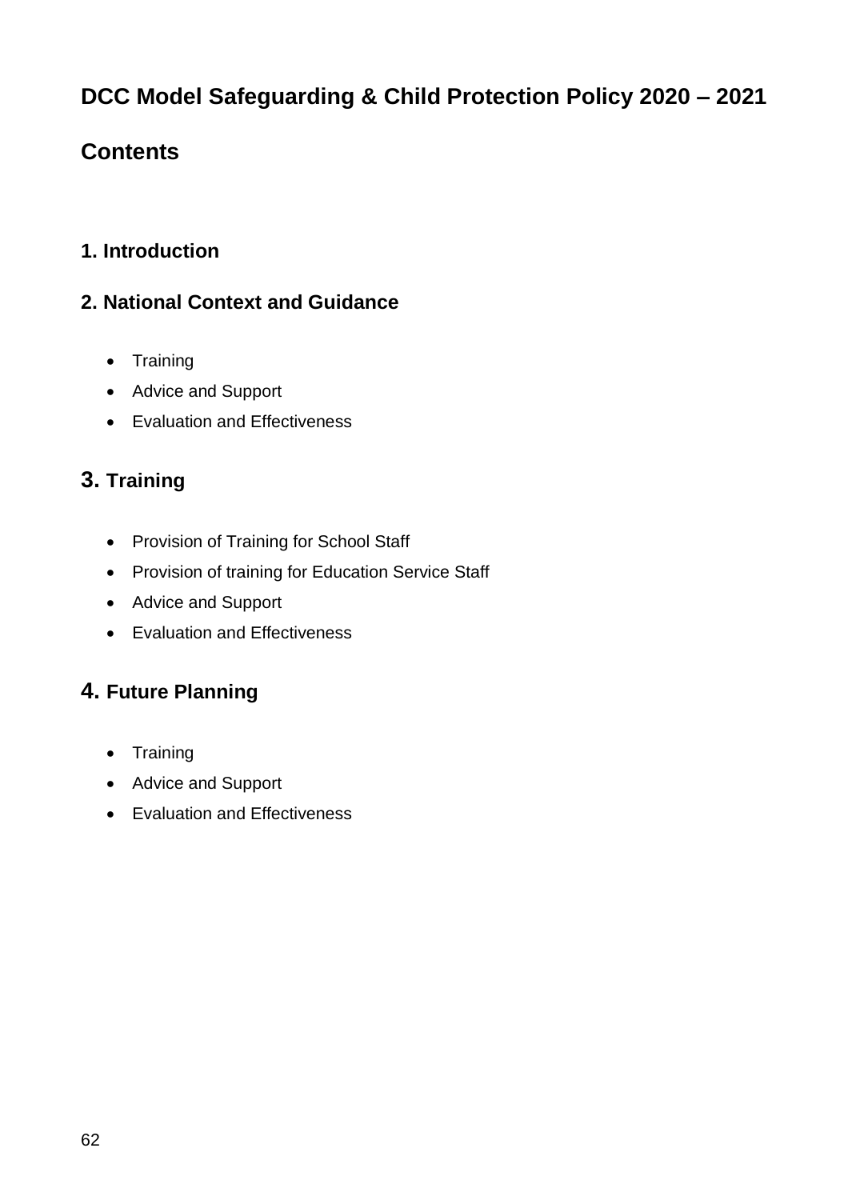# DCC Model Safeguarding & Child Protection Policy 2020 – 2021

## Contents

### 1. Introduction

### 2. National Context and Guidance

- Training
- Advice and Support
- Evaluation and Effectiveness

### 3. Training

- Provision of Training for School Staff
- Provision of training for Education Service Staff
- Advice and Support
- Evaluation and Effectiveness

### 4. Future Planning

- Training
- Advice and Support
- Evaluation and Effectiveness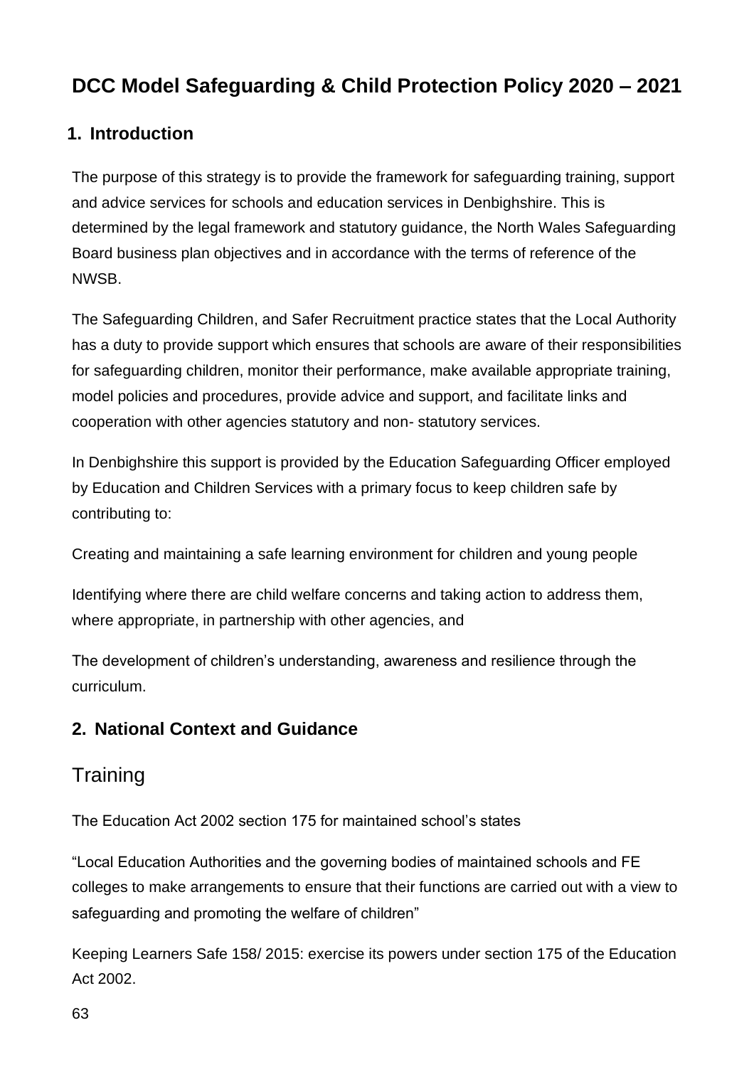# DCC Model Safeguarding & Child Protection Policy 2020 – 2021

## 1. Introduction

The purpose of this strategy is to provide the framework for safeguarding training, support and advice services for schools and education services in Denbighshire. This is determined by the legal framework and statutory guidance, the North Wales Safeguarding Board business plan objectives and in accordance with the terms of reference of the NWSB.

The Safeguarding Children, and Safer Recruitment practice states that the Local Authority has a duty to provide support which ensures that schools are aware of their responsibilities for safeguarding children, monitor their performance, make available appropriate training, model policies and procedures, provide advice and support, and facilitate links and cooperation with other agencies statutory and non- statutory services.

In Denbighshire this support is provided by the Education Safeguarding Officer employed by Education and Children Services with a primary focus to keep children safe by contributing to:

Creating and maintaining a safe learning environment for children and young people

Identifying where there are child welfare concerns and taking action to address them, where appropriate, in partnership with other agencies, and

The development of children's understanding, awareness and resilience through the curriculum.

## 2. National Context and Guidance

### Training

The Education Act 2002 section 175 for maintained school's states

"Local Education Authorities and the governing bodies of maintained schools and FE colleges to make arrangements to ensure that their functions are carried out with a view to safeguarding and promoting the welfare of children"

Keeping Learners Safe 158/ 2015: exercise its powers under section 175 of the Education Act 2002.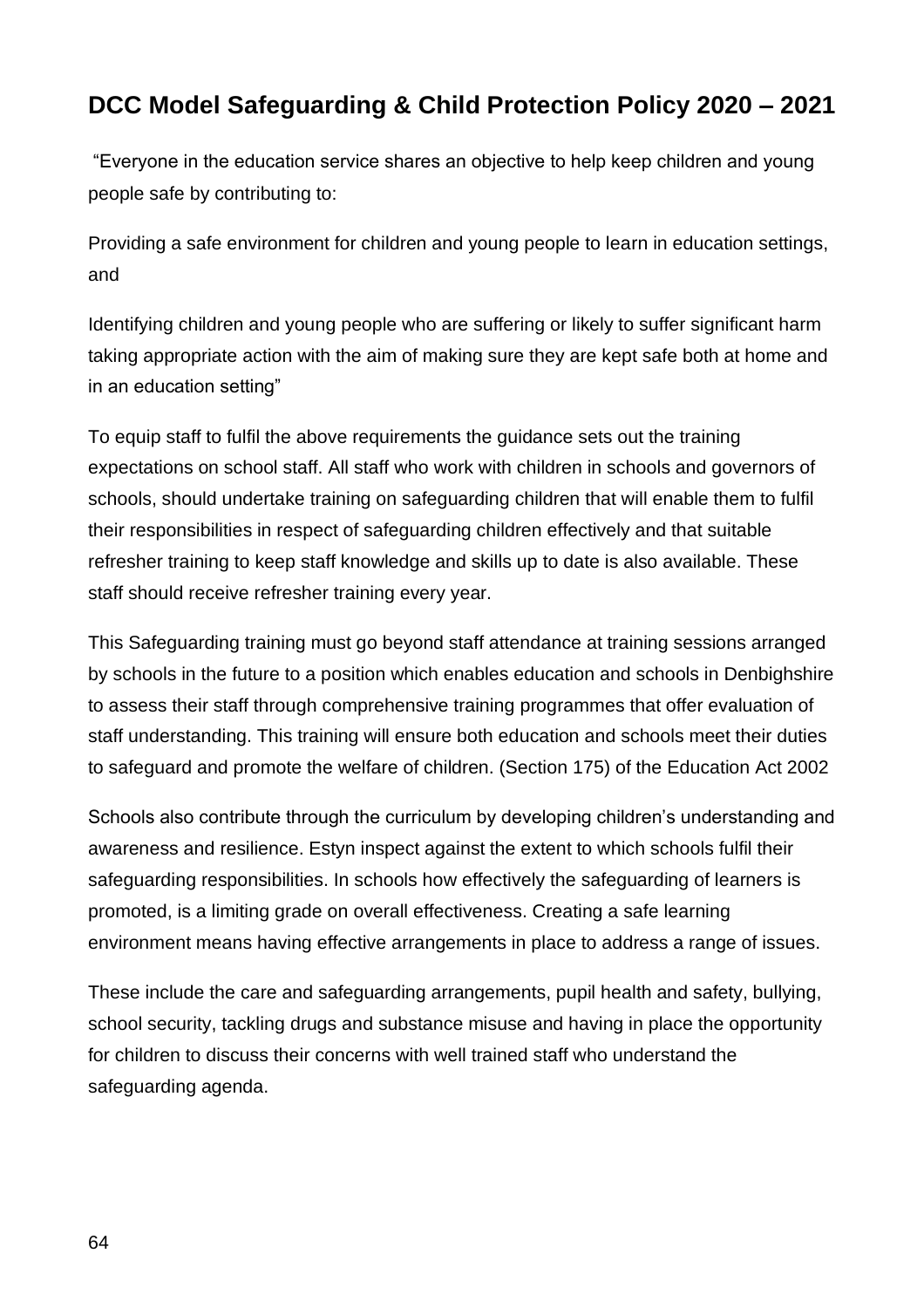## DCC Model Safeguarding & Child Protection Policy 2020 – 2021

"Everyone in the education service shares an objective to help keep children and young people safe by contributing to:

Providing a safe environment for children and young people to learn in education settings, and

Identifying children and young people who are suffering or likely to suffer significant harm taking appropriate action with the aim of making sure they are kept safe both at home and in an education setting"

To equip staff to fulfil the above requirements the guidance sets out the training expectations on school staff. All staff who work with children in schools and governors of schools, should undertake training on safeguarding children that will enable them to fulfil their responsibilities in respect of safeguarding children effectively and that suitable refresher training to keep staff knowledge and skills up to date is also available. These staff should receive refresher training every year.

This Safeguarding training must go beyond staff attendance at training sessions arranged by schools in the future to a position which enables education and schools in Denbighshire to assess their staff through comprehensive training programmes that offer evaluation of staff understanding. This training will ensure both education and schools meet their duties to safeguard and promote the welfare of children. (Section 175) of the Education Act 2002

Schools also contribute through the curriculum by developing children's understanding and awareness and resilience. Estyn inspect against the extent to which schools fulfil their safeguarding responsibilities. In schools how effectively the safeguarding of learners is promoted, is a limiting grade on overall effectiveness. Creating a safe learning environment means having effective arrangements in place to address a range of issues.

These include the care and safeguarding arrangements, pupil health and safety, bullying, school security, tackling drugs and substance misuse and having in place the opportunity for children to discuss their concerns with well trained staff who understand the safeguarding agenda.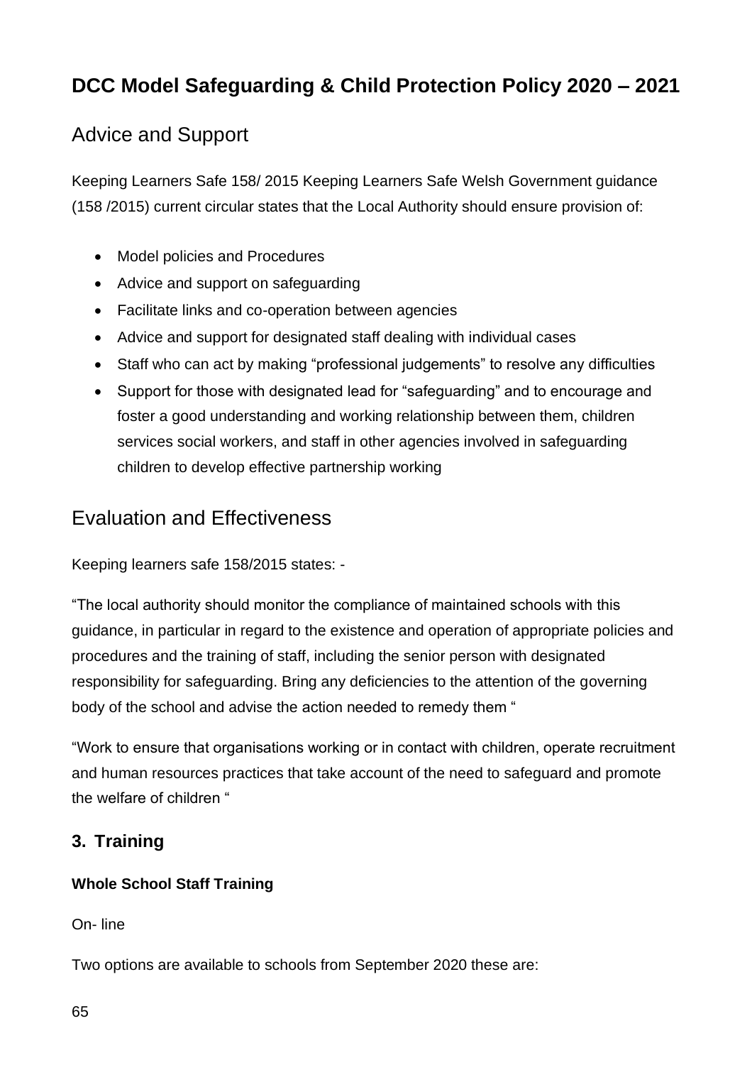# DCC Model Safeguarding & Child Protection Policy 2020 – 2021

## Advice and Support

Keeping Learners Safe 158/ 2015 Keeping Learners Safe Welsh Government guidance (158 /2015) current circular states that the Local Authority should ensure provision of:

- Model policies and Procedures
- Advice and support on safeguarding
- Facilitate links and co-operation between agencies
- Advice and support for designated staff dealing with individual cases
- Staff who can act by making "professional judgements" to resolve any difficulties
- Support for those with designated lead for "safeguarding" and to encourage and foster a good understanding and working relationship between them, children services social workers, and staff in other agencies involved in safeguarding children to develop effective partnership working

## Evaluation and Effectiveness

Keeping learners safe 158/2015 states: -

"The local authority should monitor the compliance of maintained schools with this guidance, in particular in regard to the existence and operation of appropriate policies and procedures and the training of staff, including the senior person with designated responsibility for safeguarding. Bring any deficiencies to the attention of the governing body of the school and advise the action needed to remedy them "

"Work to ensure that organisations working or in contact with children, operate recruitment and human resources practices that take account of the need to safeguard and promote the welfare of children "

### 3. Training

**Whole School Staff Training**

On- line

Two options are available to schools from September 2020 these are: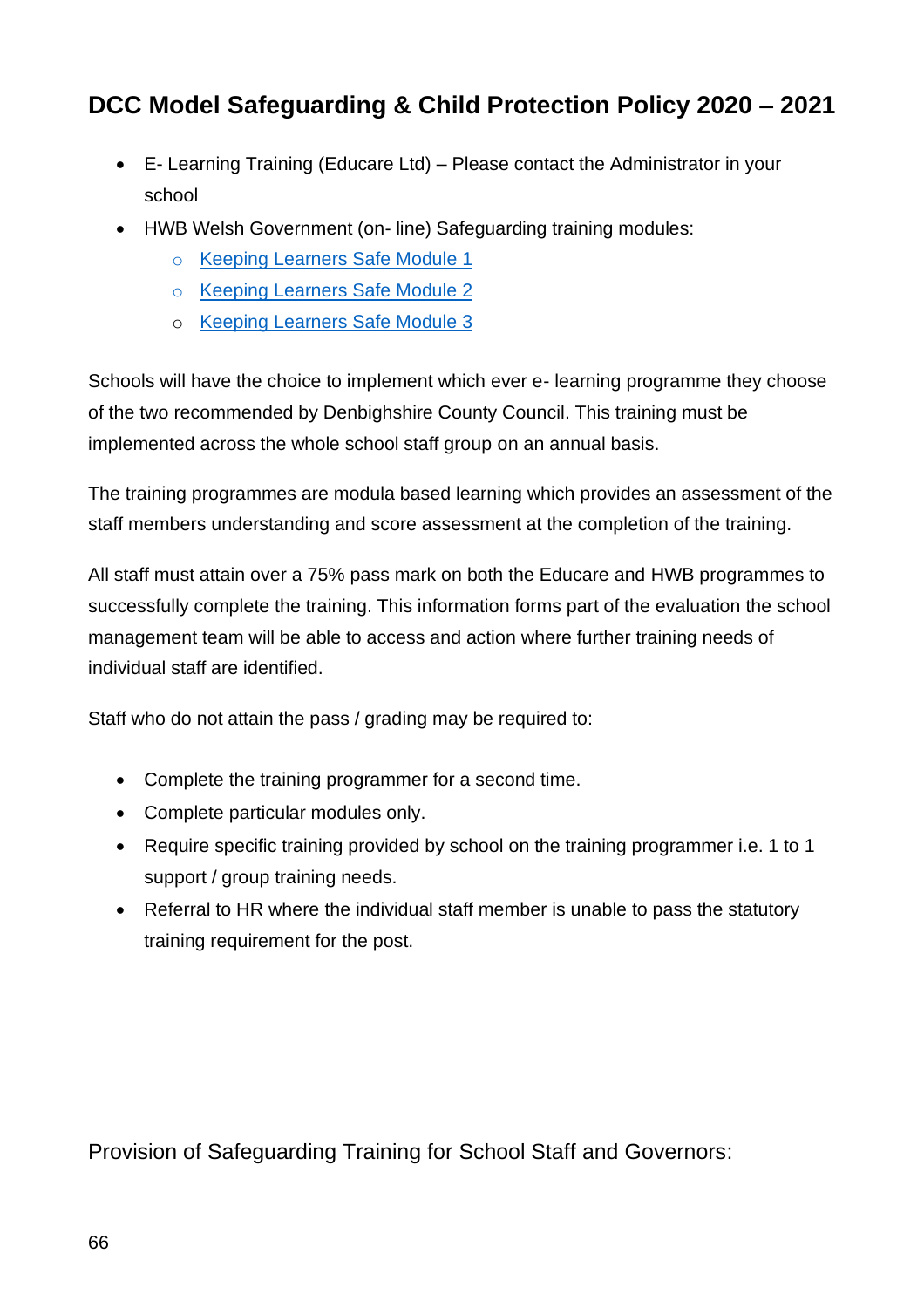- E- Learning Training (Educare Ltd) – Please contact the Administrator in your school
- HWB Welsh Government (on- line) Safeguarding training modules:
    - Keeping Learners Safe Module 1
    - Keeping Learners Safe Module 2
    - Keeping Learners Safe Module 3

Schools will have the choice to implement which ever e- learning programme they choose of the two recommended by Denbighshire County Council. This training must be implemented across the whole school staff group on an annual basis.

The training programmes are modula based learning which provides an assessment of the staff members understanding and score assessment at the completion of the training.

All staff must attain over a 75% pass mark on both the Educare and HWB programmes to successfully complete the training. This information forms part of the evaluation the school management team will be able to access and action where further training needs of individual staff are identified.

Staff who do not attain the pass / grading may be required to:

- Complete the training programmer for a second time.
- Complete particular modules only.
- Require specific training provided by school on the training programmer i.e. 1 to 1 support / group training needs.
- Referral to HR where the individual staff member is unable to pass the statutory training requirement for the post.

Provision of Safeguarding Training for School Staff and Governors: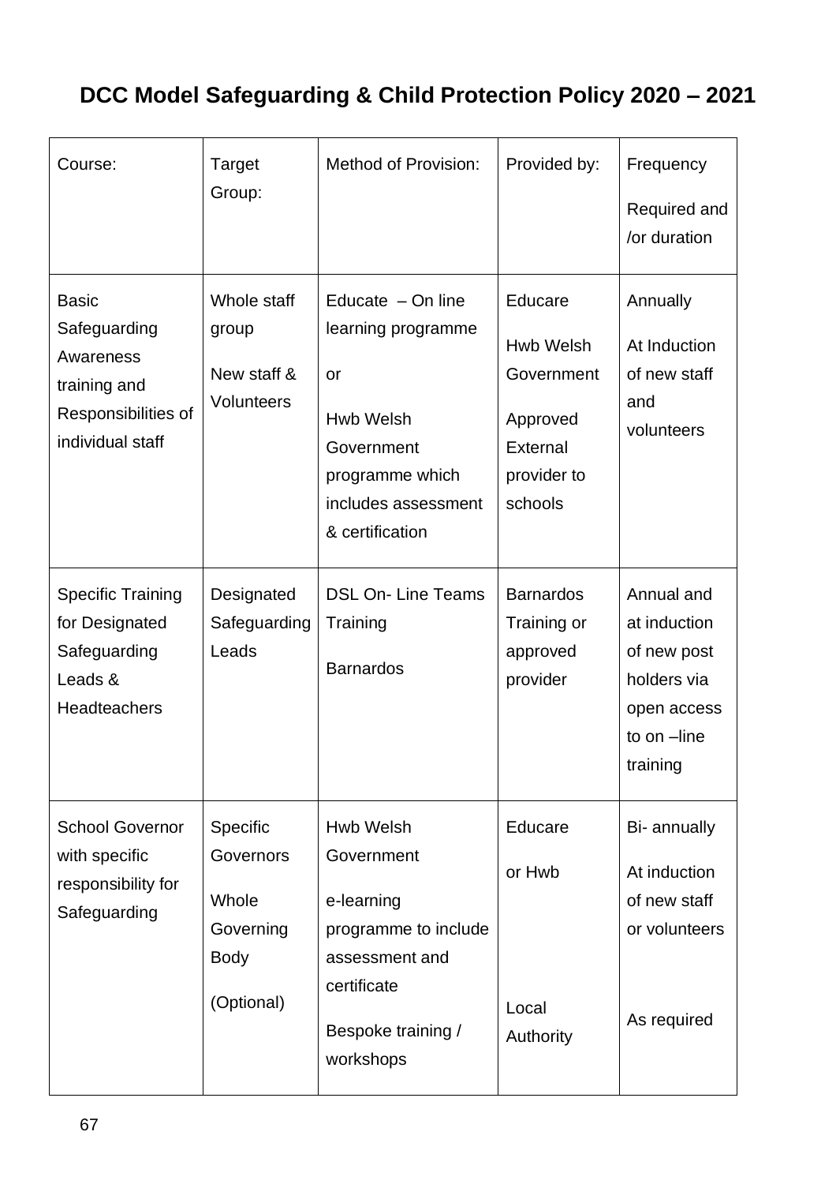# DCC Model Safeguarding & Child Protection Policy 2020 – 2021

| Course: | Target Group: | Method of Provision: | Provided by: | Frequency Required and /or duration |
|---|---|---|---|---|
| Basic Safeguarding Awareness training and Responsibilities of individual staff | Whole staff group<br><br>New staff & Volunteers | Educate – On line learning programme<br><br>or<br><br>Hwb Welsh Government programme which includes assessment & certification | Educare<br><br>Hwb Welsh Government<br><br>Approved External provider to schools | Annually<br><br>At Induction of new staff and volunteers |
| Specific Training for Designated Safeguarding Leads & Headteachers | Designated Safeguarding Leads | DSL On- Line Teams Training<br><br>Barnardos | Barnardos Training or approved provider | Annual and at induction of new post holders via open access to on –line training |
| School Governor with specific responsibility for Safeguarding | Specific Governors<br><br>Whole Governing Body<br><br>(Optional) | Hwb Welsh Government<br><br>e-learning programme to include assessment and certificate<br><br>Bespoke training / workshops | Educare<br><br>or Hwb<br><br>Local Authority | Bi- annually<br><br>At induction of new staff or volunteers<br><br>As required |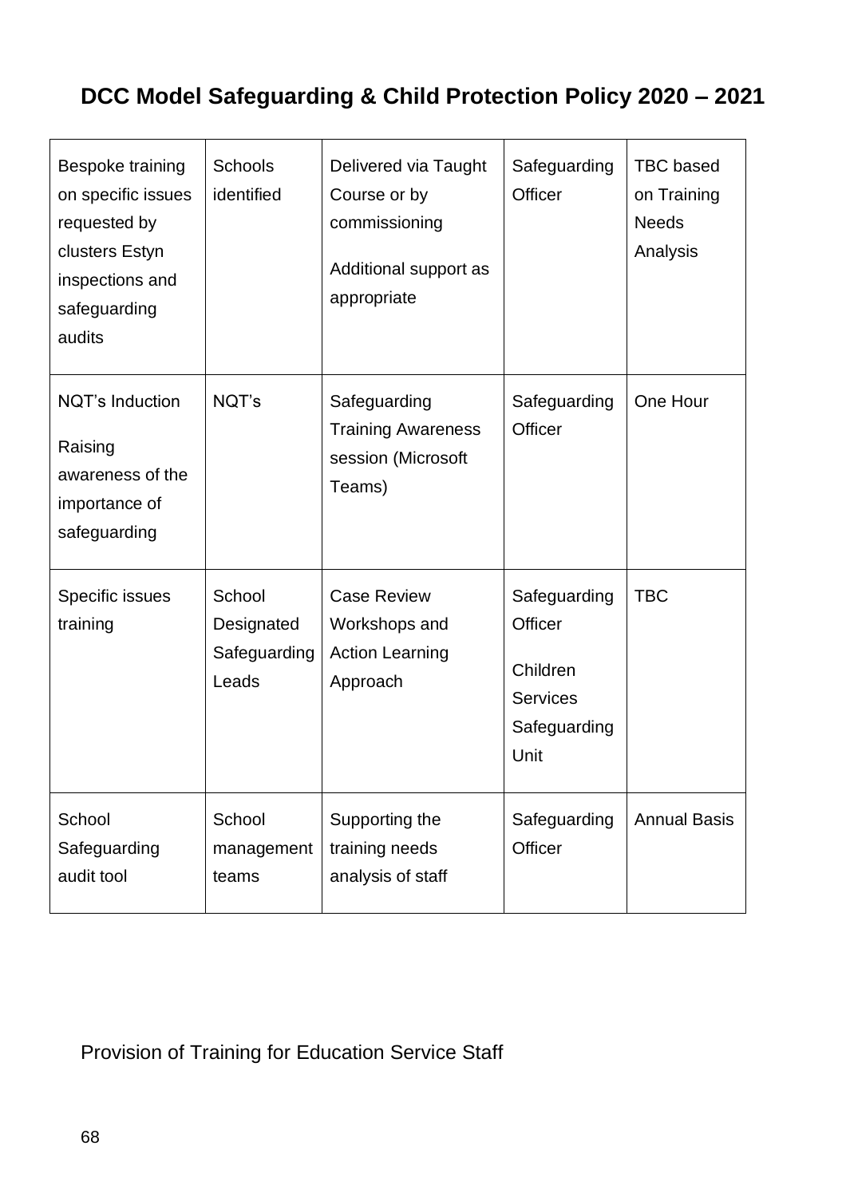| Bespoke training on specific issues requested by clusters Estyn inspections and safeguarding audits | Schools identified | Delivered via Taught Course or by commissioning<br><br>Additional support as appropriate | Safeguarding Officer | TBC based on Training Needs Analysis |
|---|---|---|---|---|
| NQT's Induction<br><br>Raising awareness of the importance of safeguarding | NQT's | Safeguarding Training Awareness session (Microsoft Teams) | Safeguarding Officer | One Hour |
| Specific issues training | School Designated Safeguarding Leads | Case Review Workshops and Action Learning Approach | Safeguarding Officer<br><br>Children Services Safeguarding Unit | TBC |
| School Safeguarding audit tool | School management teams | Supporting the training needs analysis of staff | Safeguarding Officer | Annual Basis |

Provision of Training for Education Service Staff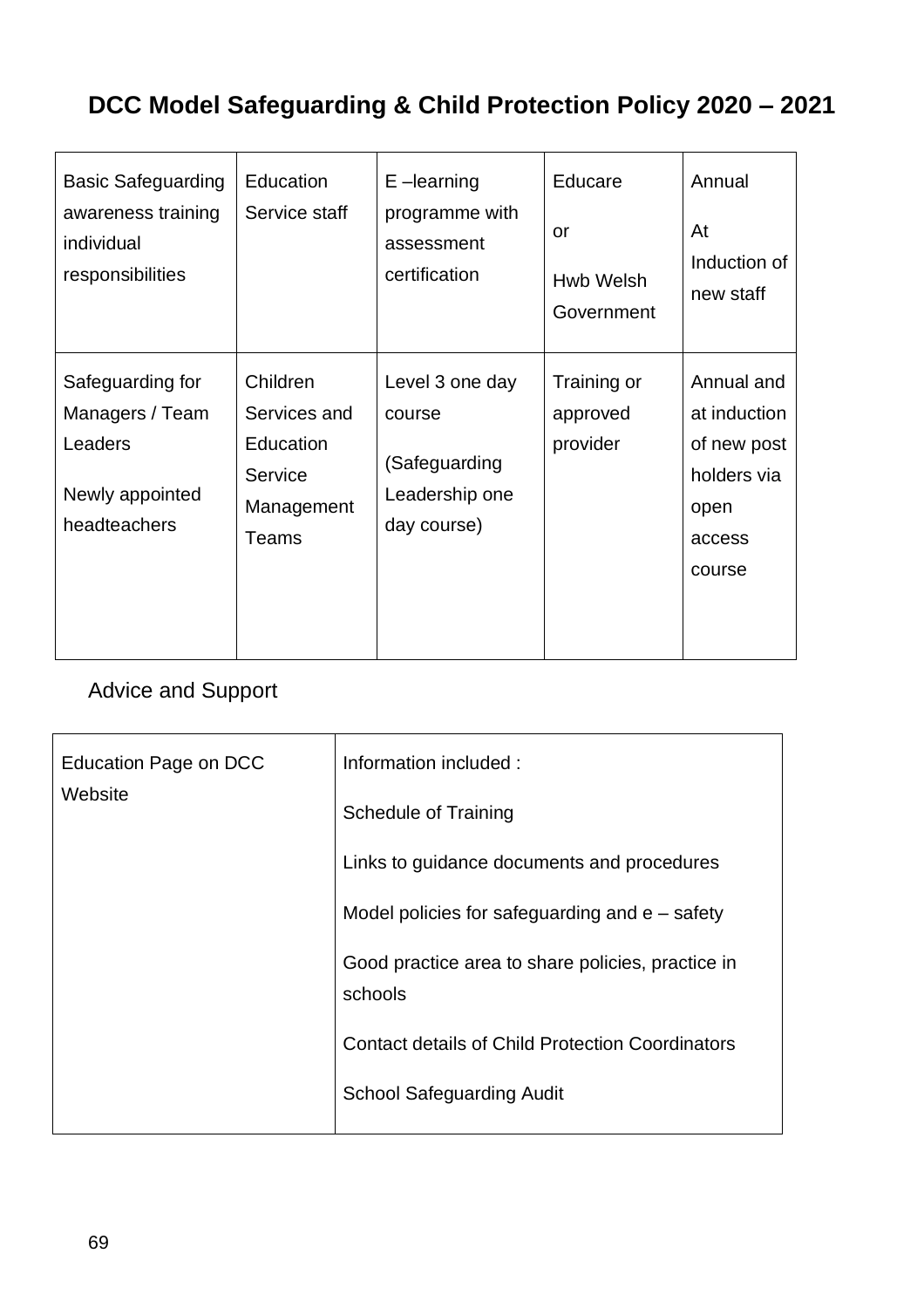# DCC Model Safeguarding & Child Protection Policy 2020 – 2021

| | | | | |
|---|---|---|---|---|
| Basic Safeguarding awareness training individual responsibilities | Education Service staff | E –learning programme with assessment certification | Educare<br><br>or<br><br>Hwb Welsh Government | Annual<br><br>At Induction of new staff |
| Safeguarding for Managers / Team Leaders<br><br>Newly appointed headteachers | Children Services and Education Service Management Teams | Level 3 one day course<br><br>(Safeguarding Leadership one day course) | Training or approved provider | Annual and at induction of new post holders via open access course |

Advice and Support

| | |
|---|---|
| Education Page on DCC Website | Information included :<br><br>Schedule of Training<br><br>Links to guidance documents and procedures<br><br>Model policies for safeguarding and e – safety<br><br>Good practice area to share policies, practice in schools<br><br>Contact details of Child Protection Coordinators<br><br>School Safeguarding Audit |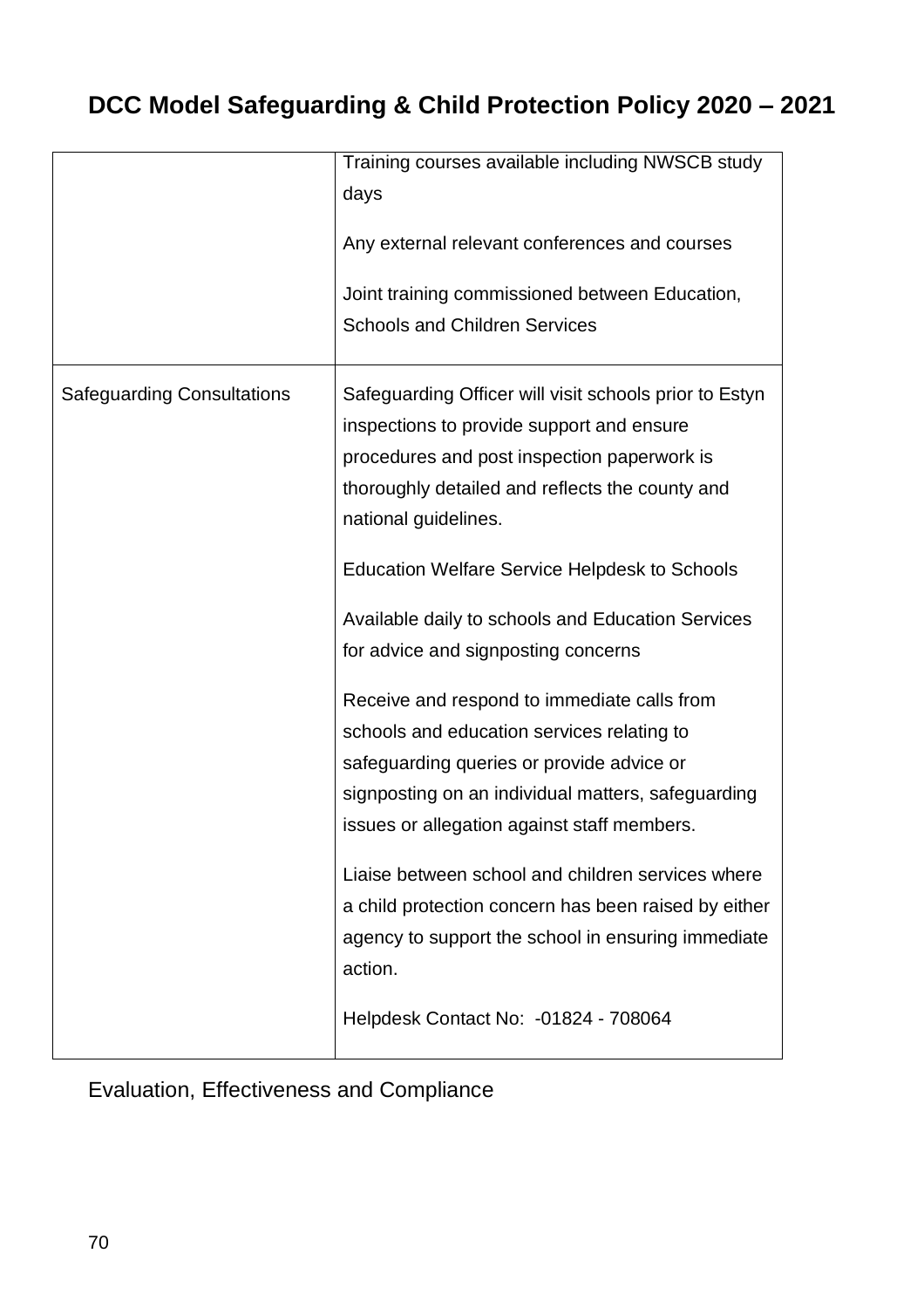| | |
|---|---|
| | Training courses available including NWSCB study days<br><br>Any external relevant conferences and courses<br><br>Joint training commissioned between Education, Schools and Children Services |
| Safeguarding Consultations | Safeguarding Officer will visit schools prior to Estyn inspections to provide support and ensure procedures and post inspection paperwork is thoroughly detailed and reflects the county and national guidelines.<br><br>Education Welfare Service Helpdesk to Schools<br><br>Available daily to schools and Education Services for advice and signposting concerns<br><br>Receive and respond to immediate calls from schools and education services relating to safeguarding queries or provide advice or signposting on an individual matters, safeguarding issues or allegation against staff members.<br><br>Liaise between school and children services where a child protection concern has been raised by either agency to support the school in ensuring immediate action.<br><br>Helpdesk Contact No: -01824 - 708064 |

Evaluation, Effectiveness and Compliance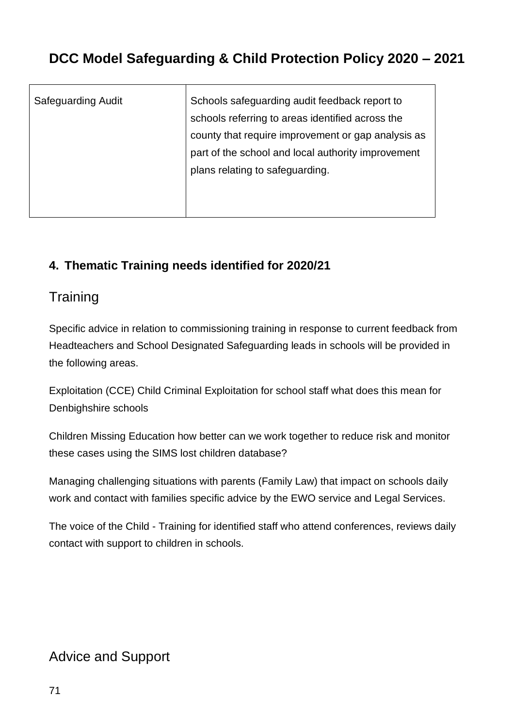| Safeguarding Audit | Schools safeguarding audit feedback report to schools referring to areas identified across the county that require improvement or gap analysis as part of the school and local authority improvement plans relating to safeguarding. |
|---|---|

## 4. Thematic Training needs identified for 2020/21

### Training

Specific advice in relation to commissioning training in response to current feedback from Headteachers and School Designated Safeguarding leads in schools will be provided in the following areas.

Exploitation (CCE) Child Criminal Exploitation for school staff what does this mean for Denbighshire schools

Children Missing Education how better can we work together to reduce risk and monitor these cases using the SIMS lost children database?

Managing challenging situations with parents (Family Law) that impact on schools daily work and contact with families specific advice by the EWO service and Legal Services.

The voice of the Child - Training for identified staff who attend conferences, reviews daily contact with support to children in schools.

### Advice and Support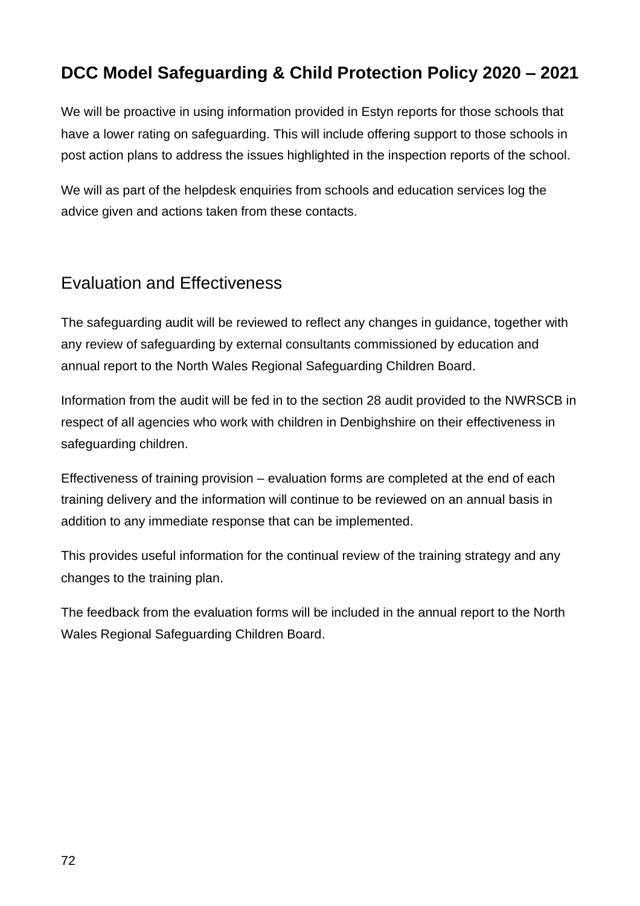We will be proactive in using information provided in Estyn reports for those schools that have a lower rating on safeguarding. This will include offering support to those schools in post action plans to address the issues highlighted in the inspection reports of the school.

We will as part of the helpdesk enquiries from schools and education services log the advice given and actions taken from these contacts.

## Evaluation and Effectiveness

The safeguarding audit will be reviewed to reflect any changes in guidance, together with any review of safeguarding by external consultants commissioned by education and annual report to the North Wales Regional Safeguarding Children Board.

Information from the audit will be fed in to the section 28 audit provided to the NWRSCB in respect of all agencies who work with children in Denbighshire on their effectiveness in safeguarding children.

Effectiveness of training provision – evaluation forms are completed at the end of each training delivery and the information will continue to be reviewed on an annual basis in addition to any immediate response that can be implemented.

This provides useful information for the continual review of the training strategy and any changes to the training plan.

The feedback from the evaluation forms will be included in the annual report to the North Wales Regional Safeguarding Children Board.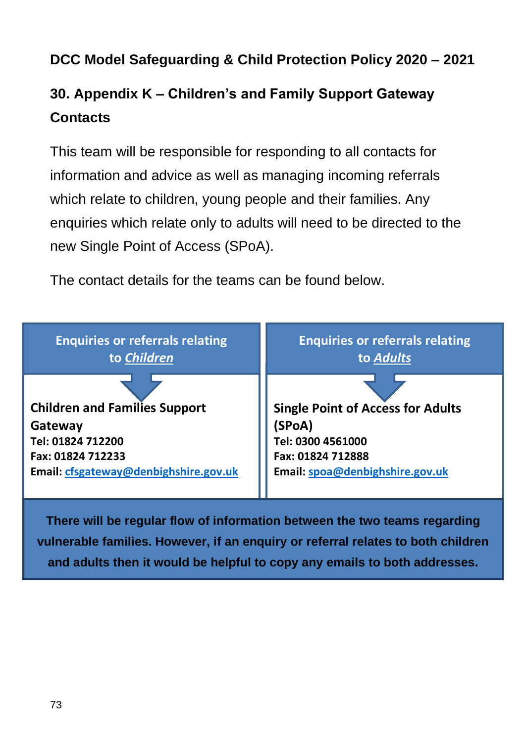**DCC Model Safeguarding & Child Protection Policy 2020 – 2021**

## 30. Appendix K – Children's and Family Support Gateway Contacts

This team will be responsible for responding to all contacts for information and advice as well as managing incoming referrals which relate to children, young people and their families. Any enquiries which relate only to adults will need to be directed to the new Single Point of Access (SPoA).

The contact details for the teams can be found below.

| Enquiries or referrals relating to ***Children*** | Enquiries or referrals relating to ***Adults*** |
| --- | --- |
| **Children and Families Support Gateway**<br>**Tel: 01824 712200**<br>**Fax: 01824 712233**<br>**Email: cfsgateway@denbighshire.gov.uk** | **Single Point of Access for Adults (SPoA)**<br>**Tel: 0300 4561000**<br>**Fax: 01824 712888**<br>**Email: spoa@denbighshire.gov.uk** |

**There will be regular flow of information between the two teams regarding vulnerable families. However, if an enquiry or referral relates to both children and adults then it would be helpful to copy any emails to both addresses.**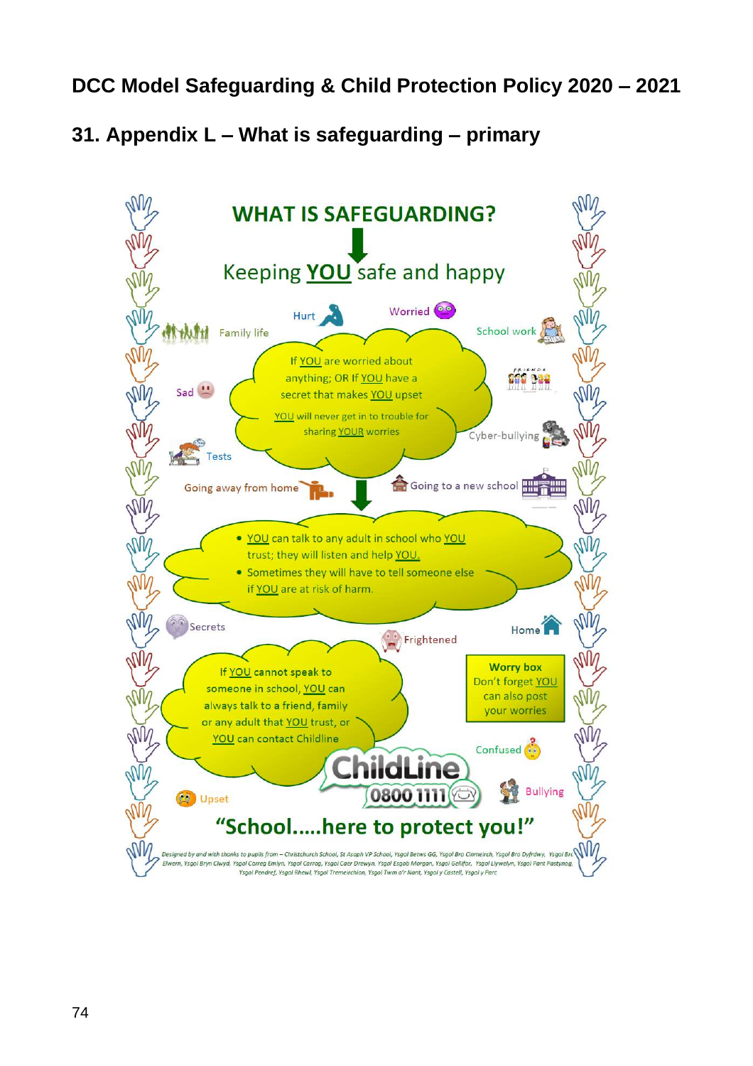## 31. Appendix L – What is safeguarding – primary

# WHAT IS SAFEGUARDING?

Keeping **YOU** safe and happy

Hurt

Worried

Family life

School work

If YOU are worried about anything; OR If YOU have a secret that makes YOU upset

YOU will never get in to trouble for sharing YOUR worries

Sad

Cyber-bullying

Tests

Going away from home

Going to a new school

- YOU can talk to any adult in school who YOU trust; they will listen and help YOU.
- Sometimes they will have to tell someone else if YOU are at risk of harm.

Secrets

Home

Frightened

If YOU cannot speak to someone in school, YOU can always talk to a friend, family or any adult that YOU trust, or YOU can contact Childline

**Worry box**
Don't forget YOU can also post your worries

Confused

ChildLine 0800 1111

Upset

Bullying

**"School.....here to protect you!"**

*Designed by and with thanks to pupils from – Christchurch School, St Asaph VP School, Ysgol Betws GG, Ysgol Bro Cinmeirch, Ysgol Bro Dyfrdwy, Ysgol Bro Elwern, Ysgol Bryn Clwyd, Ysgol Carreg Emlyn, Ysgol Carrog, Ysgol Caer Drewyn, Ysgol Esgob Morgan, Ysgol Gellifor, Ysgol Llywelyn, Ysgol Pant Pastynog, Ysgol Pendref, Ysgol Rhewl, Ysgol Tremeirchion, Ysgol Twm o'r Nant, Ysgol y Castell, Ysgol y Parc*